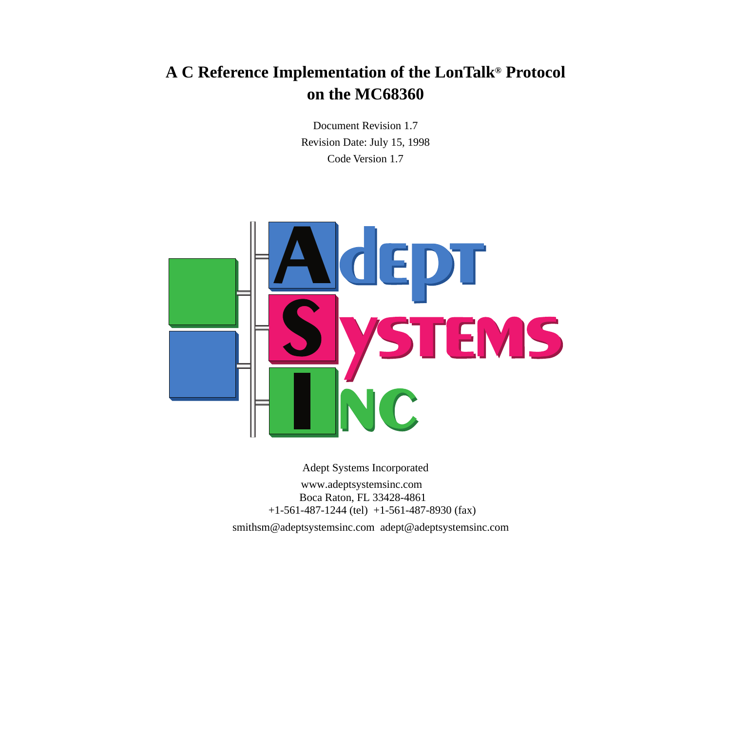# A C Reference Implementation of the LonTalk® Protocol on the MC68360

Document Revision 1.7

Revision Date: July 15, 1998

Code Version 1.7

Adept Systems Incorporated

www.adeptsystemsinc.com

Boca Raton, FL 33428-4861

+1-561-487-1244 (tel) +1-561-487-8930 (fax)

smithsm@adeptsystemsinc.com adept@adeptsystemsinc.com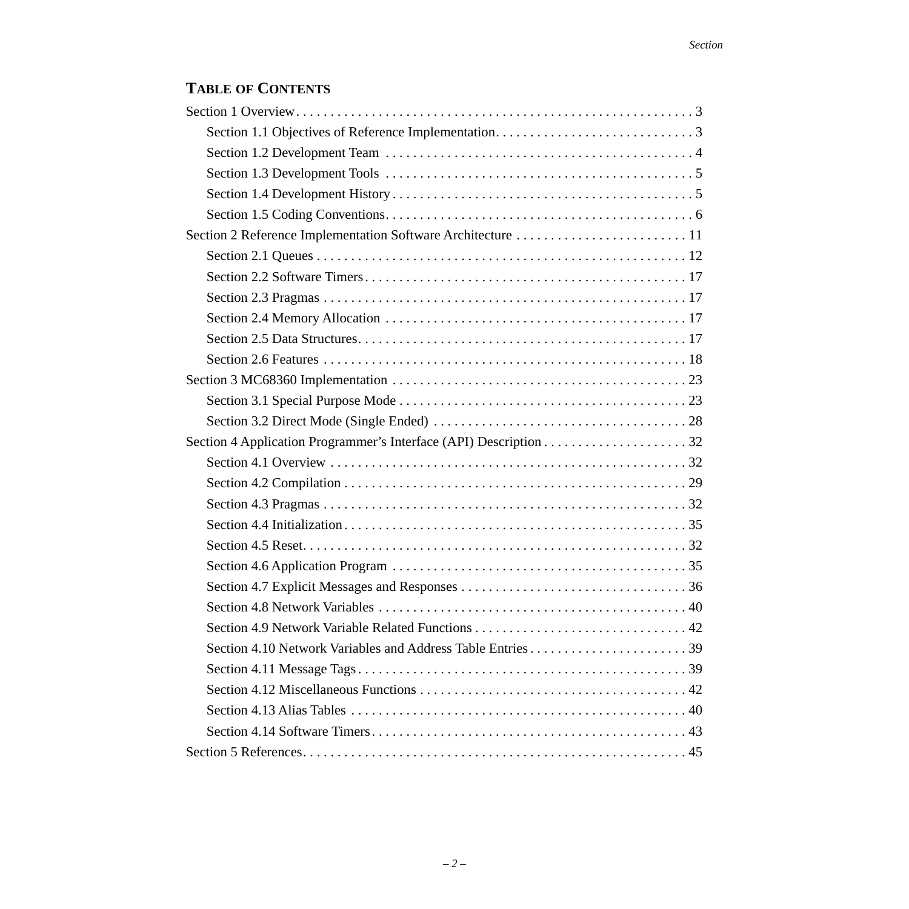## TABLE OF CONTENTS

Section 1 Overview . . . . . . . . . . . . . . . . . . . . . . . . . . . . . . . . . . . . . . . . . . . . . . . . . . . . . . . . . 3

- Section 1.1 Objectives of Reference Implementation. . . . . . . . . . . . . . . . . . . . . . . . . . . . . 3
- Section 1.2 Development Team . . . . . . . . . . . . . . . . . . . . . . . . . . . . . . . . . . . . . . . . . . . . . 4
- Section 1.3 Development Tools . . . . . . . . . . . . . . . . . . . . . . . . . . . . . . . . . . . . . . . . . . . . . 5
- Section 1.4 Development History . . . . . . . . . . . . . . . . . . . . . . . . . . . . . . . . . . . . . . . . . . . . 5
- Section 1.5 Coding Conventions. . . . . . . . . . . . . . . . . . . . . . . . . . . . . . . . . . . . . . . . . . . . . 6

Section 2 Reference Implementation Software Architecture . . . . . . . . . . . . . . . . . . . . . . . . . 11

- Section 2.1 Queues . . . . . . . . . . . . . . . . . . . . . . . . . . . . . . . . . . . . . . . . . . . . . . . . . . . . . . 12
- Section 2.2 Software Timers . . . . . . . . . . . . . . . . . . . . . . . . . . . . . . . . . . . . . . . . . . . . . . . 17
- Section 2.3 Pragmas . . . . . . . . . . . . . . . . . . . . . . . . . . . . . . . . . . . . . . . . . . . . . . . . . . . . . 17
- Section 2.4 Memory Allocation . . . . . . . . . . . . . . . . . . . . . . . . . . . . . . . . . . . . . . . . . . . . 17
- Section 2.5 Data Structures. . . . . . . . . . . . . . . . . . . . . . . . . . . . . . . . . . . . . . . . . . . . . . . . 17
- Section 2.6 Features . . . . . . . . . . . . . . . . . . . . . . . . . . . . . . . . . . . . . . . . . . . . . . . . . . . . . 18

Section 3 MC68360 Implementation . . . . . . . . . . . . . . . . . . . . . . . . . . . . . . . . . . . . . . . . . . . 23

- Section 3.1 Special Purpose Mode . . . . . . . . . . . . . . . . . . . . . . . . . . . . . . . . . . . . . . . . . . 23
- Section 3.2 Direct Mode (Single Ended) . . . . . . . . . . . . . . . . . . . . . . . . . . . . . . . . . . . . . 28

Section 4 Application Programmer’s Interface (API) Description . . . . . . . . . . . . . . . . . . . . . 32

- Section 4.1 Overview . . . . . . . . . . . . . . . . . . . . . . . . . . . . . . . . . . . . . . . . . . . . . . . . . . . . 32
- Section 4.2 Compilation . . . . . . . . . . . . . . . . . . . . . . . . . . . . . . . . . . . . . . . . . . . . . . . . . . 29
- Section 4.3 Pragmas . . . . . . . . . . . . . . . . . . . . . . . . . . . . . . . . . . . . . . . . . . . . . . . . . . . . . 32
- Section 4.4 Initialization . . . . . . . . . . . . . . . . . . . . . . . . . . . . . . . . . . . . . . . . . . . . . . . . . . 35
- Section 4.5 Reset. . . . . . . . . . . . . . . . . . . . . . . . . . . . . . . . . . . . . . . . . . . . . . . . . . . . . . . . 32
- Section 4.6 Application Program . . . . . . . . . . . . . . . . . . . . . . . . . . . . . . . . . . . . . . . . . . . 35
- Section 4.7 Explicit Messages and Responses . . . . . . . . . . . . . . . . . . . . . . . . . . . . . . . . . 36
- Section 4.8 Network Variables . . . . . . . . . . . . . . . . . . . . . . . . . . . . . . . . . . . . . . . . . . . . . 40
- Section 4.9 Network Variable Related Functions . . . . . . . . . . . . . . . . . . . . . . . . . . . . . . . 42
- Section 4.10 Network Variables and Address Table Entries . . . . . . . . . . . . . . . . . . . . . . . 39
- Section 4.11 Message Tags . . . . . . . . . . . . . . . . . . . . . . . . . . . . . . . . . . . . . . . . . . . . . . . . 39
- Section 4.12 Miscellaneous Functions . . . . . . . . . . . . . . . . . . . . . . . . . . . . . . . . . . . . . . . 42
- Section 4.13 Alias Tables . . . . . . . . . . . . . . . . . . . . . . . . . . . . . . . . . . . . . . . . . . . . . . . . . 40
- Section 4.14 Software Timers . . . . . . . . . . . . . . . . . . . . . . . . . . . . . . . . . . . . . . . . . . . . . . 43

Section 5 References. . . . . . . . . . . . . . . . . . . . . . . . . . . . . . . . . . . . . . . . . . . . . . . . . . . . . . . . 45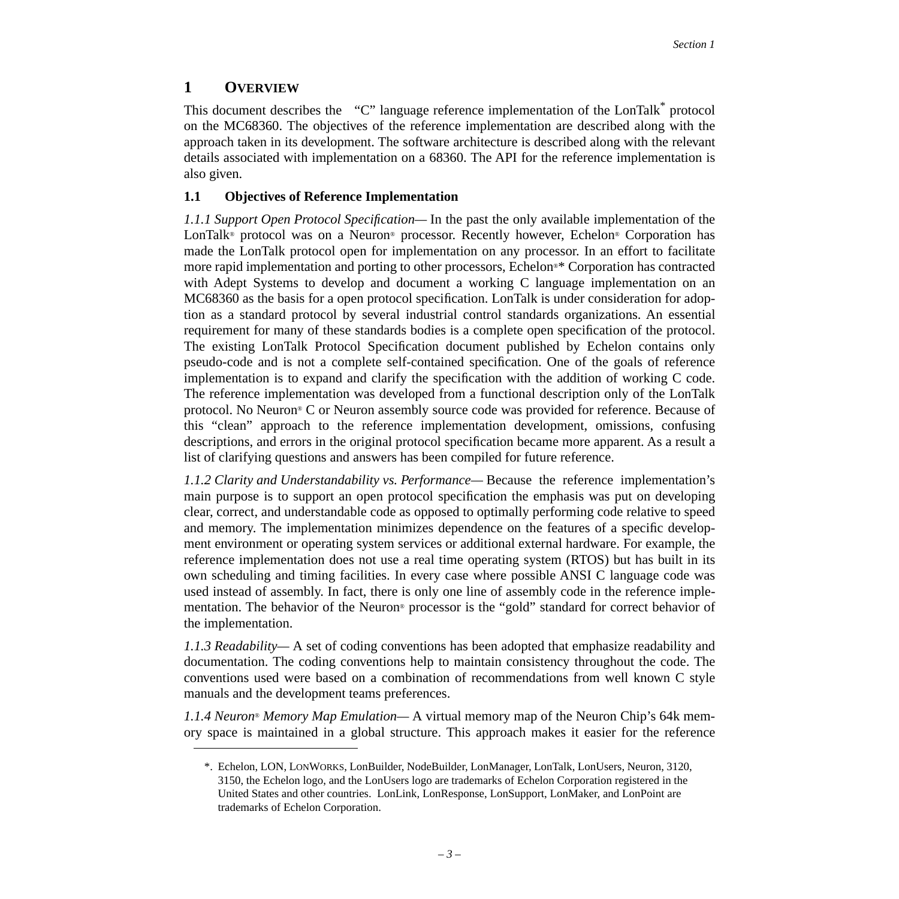# 1 OVERVIEW

This document describes the "C" language reference implementation of the LonTalk* protocol on the MC68360. The objectives of the reference implementation are described along with the approach taken in its development. The software architecture is described along with the relevant details associated with implementation on a 68360. The API for the reference implementation is also given.

## 1.1 Objectives of Reference Implementation

*1.1.1 Support Open Protocol Specification*— In the past the only available implementation of the LonTalk® protocol was on a Neuron® processor. Recently however, Echelon® Corporation has made the LonTalk protocol open for implementation on any processor. In an effort to facilitate more rapid implementation and porting to other processors, Echelon®* Corporation has contracted with Adept Systems to develop and document a working C language implementation on an MC68360 as the basis for a open protocol specification. LonTalk is under consideration for adoption as a standard protocol by several industrial control standards organizations. An essential requirement for many of these standards bodies is a complete open specification of the protocol. The existing LonTalk Protocol Specification document published by Echelon contains only pseudo-code and is not a complete self-contained specification. One of the goals of reference implementation is to expand and clarify the specification with the addition of working C code. The reference implementation was developed from a functional description only of the LonTalk protocol. No Neuron® C or Neuron assembly source code was provided for reference. Because of this "clean" approach to the reference implementation development, omissions, confusing descriptions, and errors in the original protocol specification became more apparent. As a result a list of clarifying questions and answers has been compiled for future reference.

*1.1.2 Clarity and Understandability vs. Performance*— Because the reference implementation's main purpose is to support an open protocol specification the emphasis was put on developing clear, correct, and understandable code as opposed to optimally performing code relative to speed and memory. The implementation minimizes dependence on the features of a specific development environment or operating system services or additional external hardware. For example, the reference implementation does not use a real time operating system (RTOS) but has built in its own scheduling and timing facilities. In every case where possible ANSI C language code was used instead of assembly. In fact, there is only one line of assembly code in the reference implementation. The behavior of the Neuron® processor is the "gold" standard for correct behavior of the implementation.

*1.1.3 Readability*— A set of coding conventions has been adopted that emphasize readability and documentation. The coding conventions help to maintain consistency throughout the code. The conventions used were based on a combination of recommendations from well known C style manuals and the development teams preferences.

*1.1.4 Neuron® Memory Map Emulation*— A virtual memory map of the Neuron Chip's 64k memory space is maintained in a global structure. This approach makes it easier for the reference

---

*. Echelon, LON, LONWORKS, LonBuilder, NodeBuilder, LonManager, LonTalk, LonUsers, Neuron, 3120, 3150, the Echelon logo, and the LonUsers logo are trademarks of Echelon Corporation registered in the United States and other countries. LonLink, LonResponse, LonSupport, LonMaker, and LonPoint are trademarks of Echelon Corporation.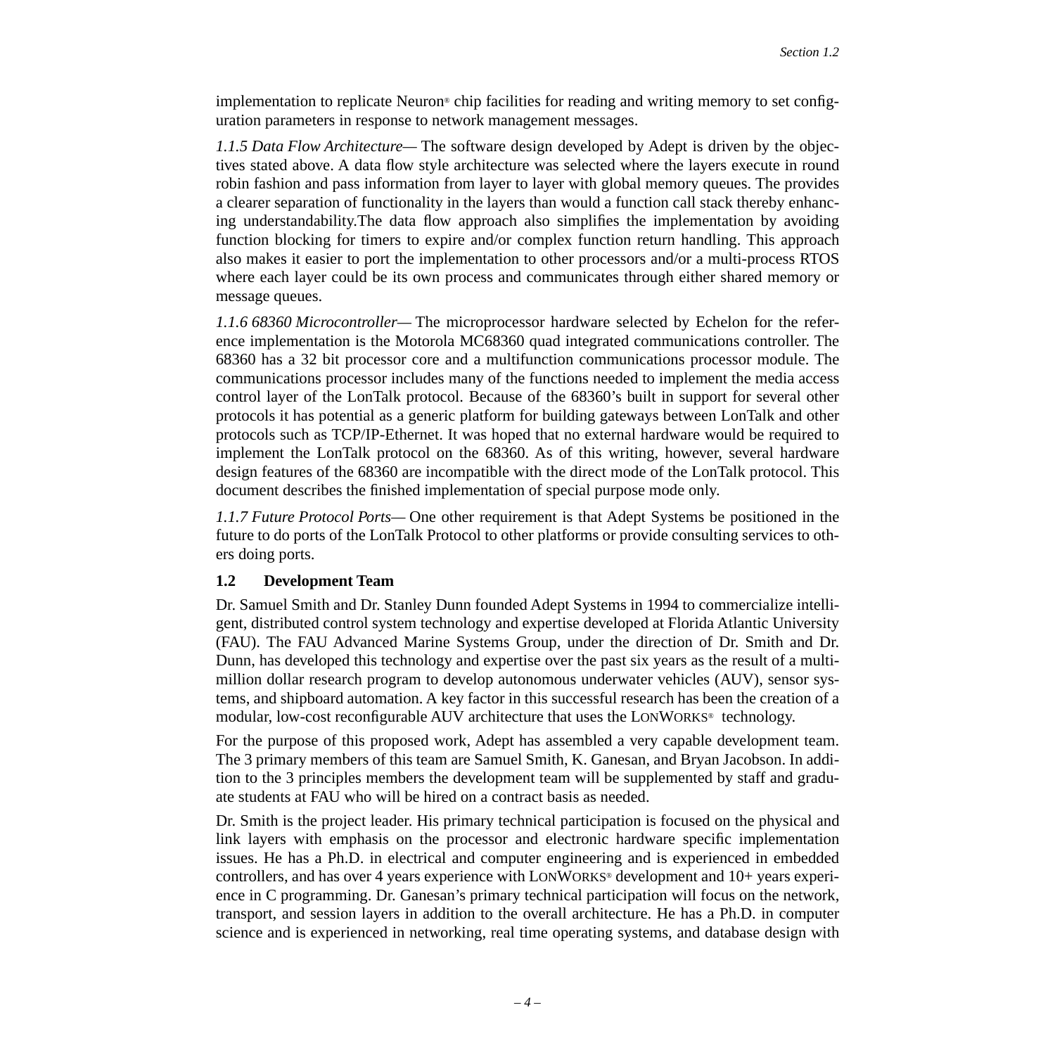implementation to replicate Neuron® chip facilities for reading and writing memory to set configuration parameters in response to network management messages.

*1.1.5 Data Flow Architecture*— The software design developed by Adept is driven by the objectives stated above. A data flow style architecture was selected where the layers execute in round robin fashion and pass information from layer to layer with global memory queues. The provides a clearer separation of functionality in the layers than would a function call stack thereby enhancing understandability.The data flow approach also simplifies the implementation by avoiding function blocking for timers to expire and/or complex function return handling. This approach also makes it easier to port the implementation to other processors and/or a multi-process RTOS where each layer could be its own process and communicates through either shared memory or message queues.

*1.1.6 68360 Microcontroller*— The microprocessor hardware selected by Echelon for the reference implementation is the Motorola MC68360 quad integrated communications controller. The 68360 has a 32 bit processor core and a multifunction communications processor module. The communications processor includes many of the functions needed to implement the media access control layer of the LonTalk protocol. Because of the 68360's built in support for several other protocols it has potential as a generic platform for building gateways between LonTalk and other protocols such as TCP/IP-Ethernet. It was hoped that no external hardware would be required to implement the LonTalk protocol on the 68360. As of this writing, however, several hardware design features of the 68360 are incompatible with the direct mode of the LonTalk protocol. This document describes the finished implementation of special purpose mode only.

*1.1.7 Future Protocol Ports*— One other requirement is that Adept Systems be positioned in the future to do ports of the LonTalk Protocol to other platforms or provide consulting services to others doing ports.

## 1.2 Development Team

Dr. Samuel Smith and Dr. Stanley Dunn founded Adept Systems in 1994 to commercialize intelligent, distributed control system technology and expertise developed at Florida Atlantic University (FAU). The FAU Advanced Marine Systems Group, under the direction of Dr. Smith and Dr. Dunn, has developed this technology and expertise over the past six years as the result of a multi-million dollar research program to develop autonomous underwater vehicles (AUV), sensor systems, and shipboard automation. A key factor in this successful research has been the creation of a modular, low-cost reconfigurable AUV architecture that uses the LONWORKS® technology.

For the purpose of this proposed work, Adept has assembled a very capable development team. The 3 primary members of this team are Samuel Smith, K. Ganesan, and Bryan Jacobson. In addition to the 3 principles members the development team will be supplemented by staff and graduate students at FAU who will be hired on a contract basis as needed.

Dr. Smith is the project leader. His primary technical participation is focused on the physical and link layers with emphasis on the processor and electronic hardware specific implementation issues. He has a Ph.D. in electrical and computer engineering and is experienced in embedded controllers, and has over 4 years experience with LONWORKS® development and 10+ years experience in C programming. Dr. Ganesan's primary technical participation will focus on the network, transport, and session layers in addition to the overall architecture. He has a Ph.D. in computer science and is experienced in networking, real time operating systems, and database design with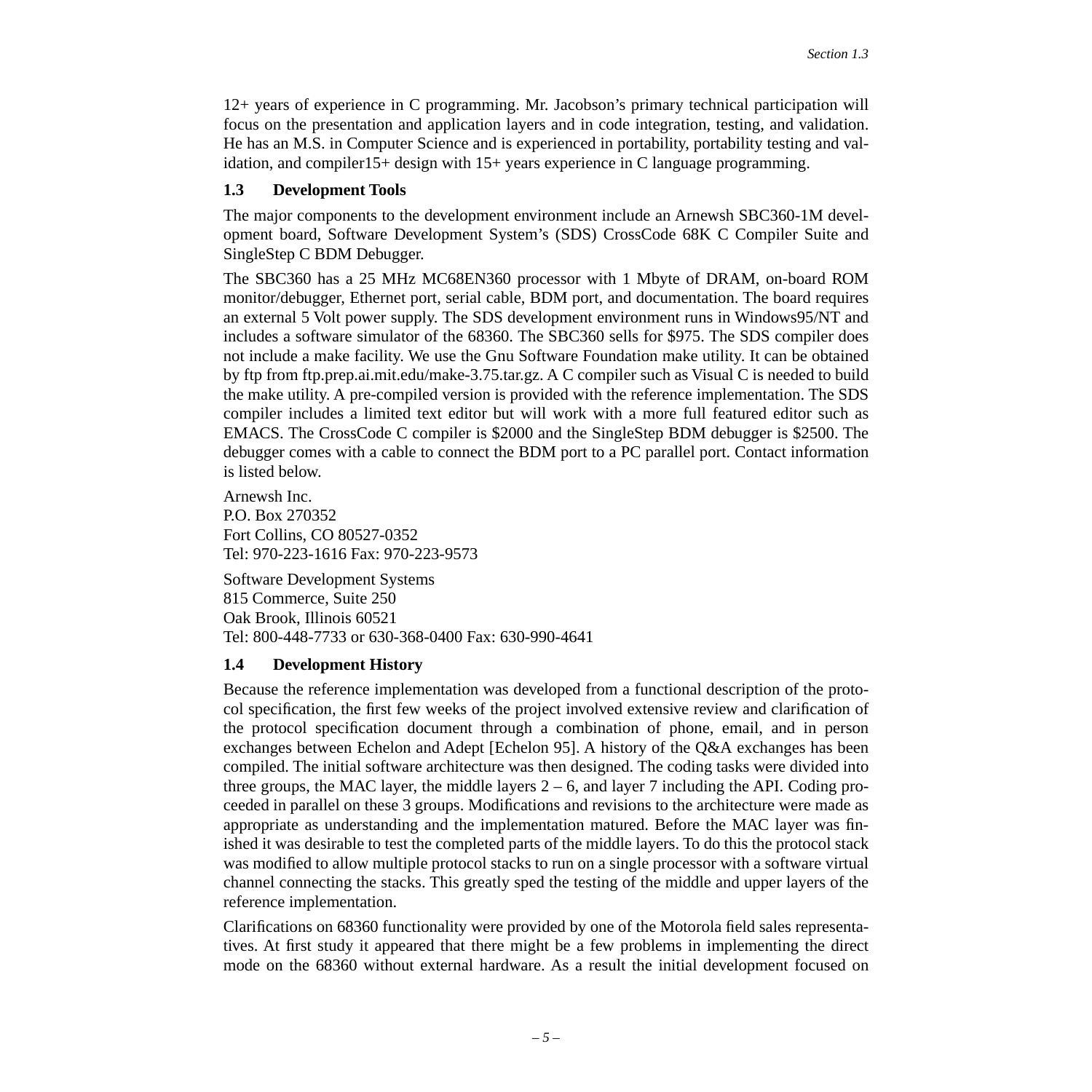12+ years of experience in C programming. Mr. Jacobson's primary technical participation will focus on the presentation and application layers and in code integration, testing, and validation. He has an M.S. in Computer Science and is experienced in portability, portability testing and validation, and compiler15+ design with 15+ years experience in C language programming.

## 1.3 Development Tools

The major components to the development environment include an Arnewsh SBC360-1M development board, Software Development System's (SDS) CrossCode 68K C Compiler Suite and SingleStep C BDM Debugger.

The SBC360 has a 25 MHz MC68EN360 processor with 1 Mbyte of DRAM, on-board ROM monitor/debugger, Ethernet port, serial cable, BDM port, and documentation. The board requires an external 5 Volt power supply. The SDS development environment runs in Windows95/NT and includes a software simulator of the 68360. The SBC360 sells for $975. The SDS compiler does not include a make facility. We use the Gnu Software Foundation make utility. It can be obtained by ftp from ftp.prep.ai.mit.edu/make-3.75.tar.gz. A C compiler such as Visual C is needed to build the make utility. A pre-compiled version is provided with the reference implementation. The SDS compiler includes a limited text editor but will work with a more full featured editor such as EMACS. The CrossCode C compiler is $2000 and the SingleStep BDM debugger is $2500. The debugger comes with a cable to connect the BDM port to a PC parallel port. Contact information is listed below.

Arnewsh Inc.
P.O. Box 270352
Fort Collins, CO 80527-0352
Tel: 970-223-1616 Fax: 970-223-9573

Software Development Systems
815 Commerce, Suite 250
Oak Brook, Illinois 60521
Tel: 800-448-7733 or 630-368-0400 Fax: 630-990-4641

## 1.4 Development History

Because the reference implementation was developed from a functional description of the protocol specification, the first few weeks of the project involved extensive review and clarification of the protocol specification document through a combination of phone, email, and in person exchanges between Echelon and Adept [Echelon 95]. A history of the Q&A exchanges has been compiled. The initial software architecture was then designed. The coding tasks were divided into three groups, the MAC layer, the middle layers 2 – 6, and layer 7 including the API. Coding proceeded in parallel on these 3 groups. Modifications and revisions to the architecture were made as appropriate as understanding and the implementation matured. Before the MAC layer was finished it was desirable to test the completed parts of the middle layers. To do this the protocol stack was modified to allow multiple protocol stacks to run on a single processor with a software virtual channel connecting the stacks. This greatly sped the testing of the middle and upper layers of the reference implementation.

Clarifications on 68360 functionality were provided by one of the Motorola field sales representatives. At first study it appeared that there might be a few problems in implementing the direct mode on the 68360 without external hardware. As a result the initial development focused on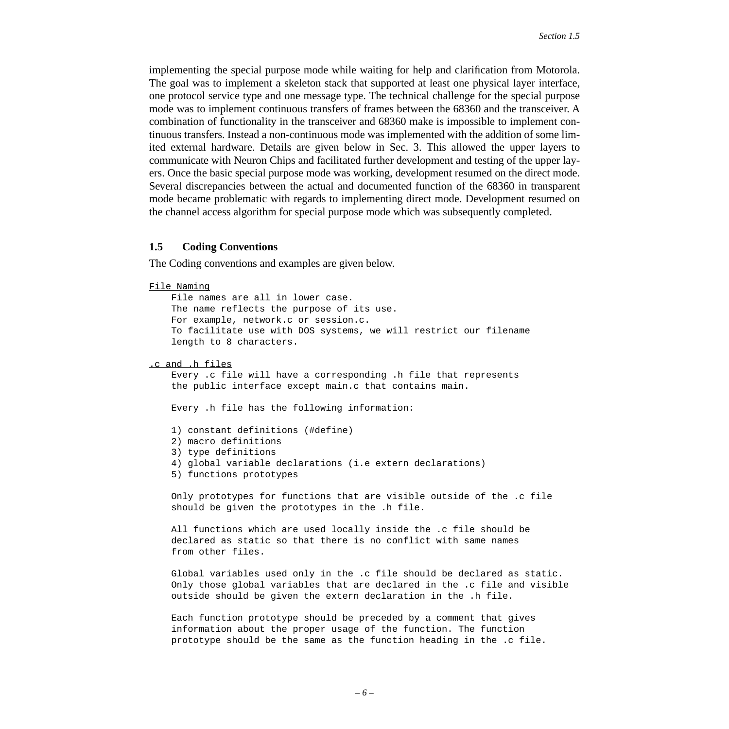implementing the special purpose mode while waiting for help and clarification from Motorola. The goal was to implement a skeleton stack that supported at least one physical layer interface, one protocol service type and one message type. The technical challenge for the special purpose mode was to implement continuous transfers of frames between the 68360 and the transceiver. A combination of functionality in the transceiver and 68360 make is impossible to implement continuous transfers. Instead a non-continuous mode was implemented with the addition of some limited external hardware. Details are given below in Sec. 3. This allowed the upper layers to communicate with Neuron Chips and facilitated further development and testing of the upper layers. Once the basic special purpose mode was working, development resumed on the direct mode. Several discrepancies between the actual and documented function of the 68360 in transparent mode became problematic with regards to implementing direct mode. Development resumed on the channel access algorithm for special purpose mode which was subsequently completed.

## 1.5 Coding Conventions

The Coding conventions and examples are given below.

```
File Naming
    File names are all in lower case.
    The name reflects the purpose of its use.
    For example, network.c or session.c.
    To facilitate use with DOS systems, we will restrict our filename
    length to 8 characters.

.c and .h files
    Every .c file will have a corresponding .h file that represents
    the public interface except main.c that contains main.

    Every .h file has the following information:

    1) constant definitions (#define)
    2) macro definitions
    3) type definitions
    4) global variable declarations (i.e extern declarations)
    5) functions prototypes

    Only prototypes for functions that are visible outside of the .c file
    should be given the prototypes in the .h file.

    All functions which are used locally inside the .c file should be
    declared as static so that there is no conflict with same names
    from other files.

    Global variables used only in the .c file should be declared as static.
    Only those global variables that are declared in the .c file and visible
    outside should be given the extern declaration in the .h file.

    Each function prototype should be preceded by a comment that gives
    information about the proper usage of the function. The function
    prototype should be the same as the function heading in the .c file.
```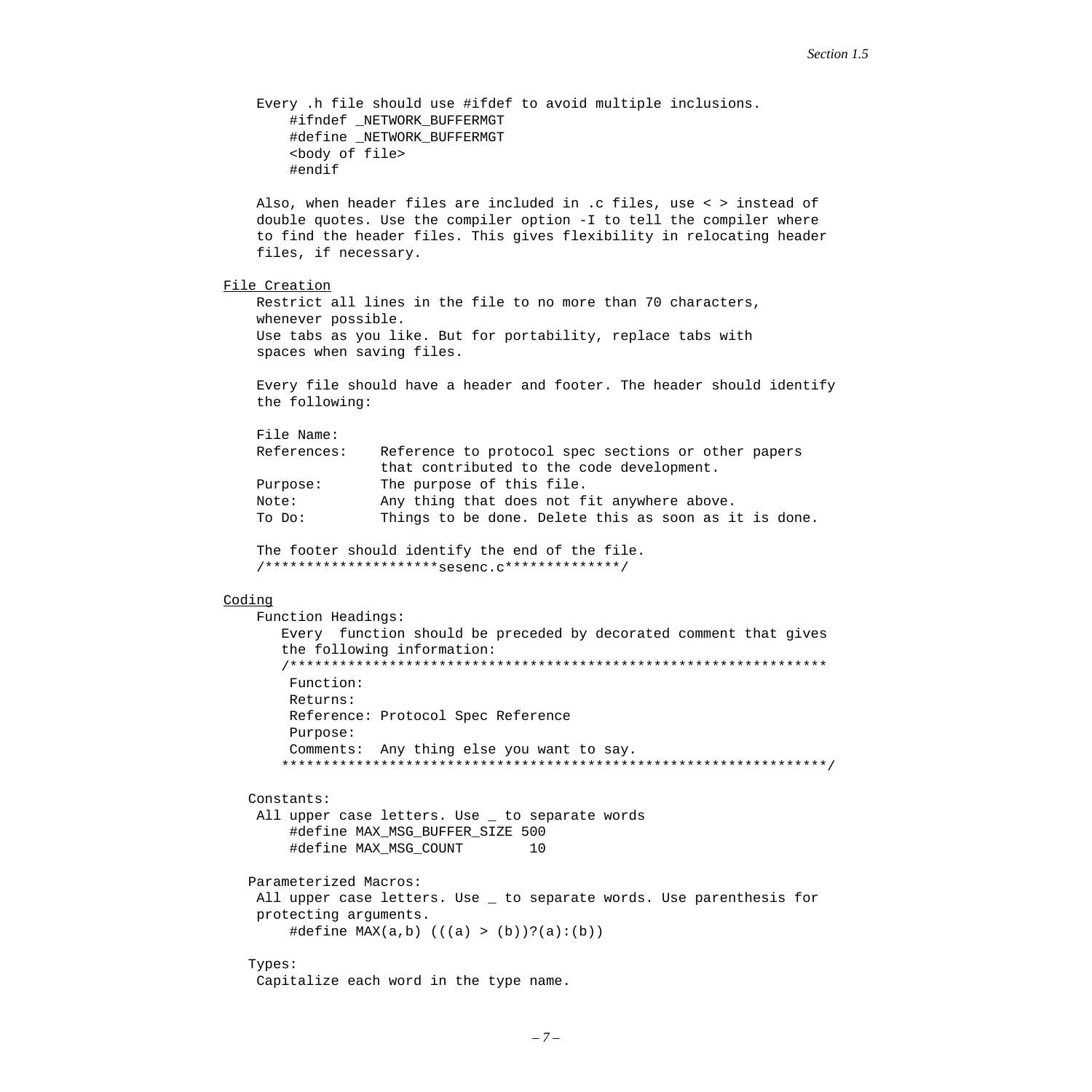Every .h file should use #ifdef to avoid multiple inclusions.

```
#ifndef _NETWORK_BUFFERMGT
#define _NETWORK_BUFFERMGT
<body of file>
#endif
```

Also, when header files are included in .c files, use < > instead of double quotes. Use the compiler option -I to tell the compiler where to find the header files. This gives flexibility in relocating header files, if necessary.

<u>File Creation</u>

Restrict all lines in the file to no more than 70 characters, whenever possible.
Use tabs as you like. But for portability, replace tabs with spaces when saving files.

Every file should have a header and footer. The header should identify the following:

```
File Name:
References:   Reference to protocol spec sections or other papers
              that contributed to the code development.
Purpose:      The purpose of this file.
Note:         Any thing that does not fit anywhere above.
To Do:        Things to be done. Delete this as soon as it is done.
```

The footer should identify the end of the file.

```
/*********************sesenc.c**************/
```

<u>Coding</u>

Function Headings:

Every function should be preceded by decorated comment that gives the following information:

```
/*****************************************************************
 Function:
 Returns:
 Reference: Protocol Spec Reference
 Purpose:
 Comments:  Any thing else you want to say.
*****************************************************************/
```

Constants:

All upper case letters. Use _ to separate words

```
#define MAX_MSG_BUFFER_SIZE 500
#define MAX_MSG_COUNT       10
```

Parameterized Macros:

All upper case letters. Use _ to separate words. Use parenthesis for protecting arguments.

```
#define MAX(a,b) (((a) > (b))?(a):(b))
```

Types:

Capitalize each word in the type name.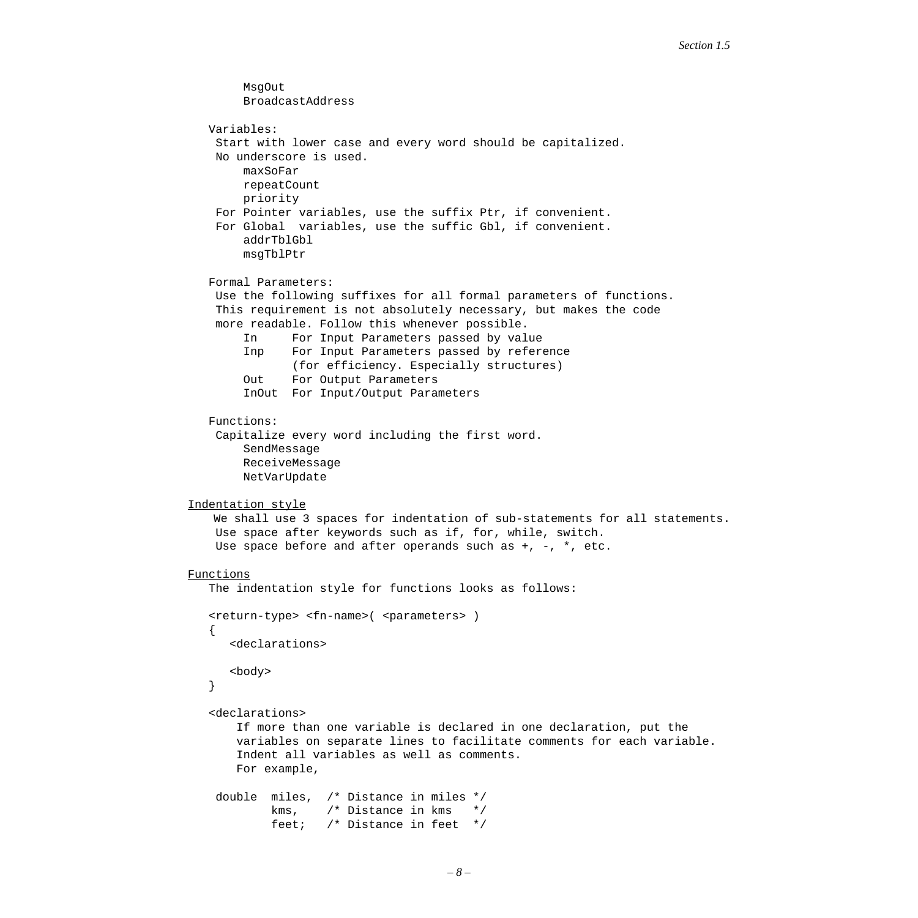```
    MsgOut
    BroadcastAddress
```

Variables:
Start with lower case and every word should be capitalized.
No underscore is used.

```
    maxSoFar
    repeatCount
    priority
```

For Pointer variables, use the suffix Ptr, if convenient.
For Global variables, use the suffic Gbl, if convenient.

```
    addrTblGbl
    msgTblPtr
```

Formal Parameters:
Use the following suffixes for all formal parameters of functions.
This requirement is not absolutely necessary, but makes the code more readable. Follow this whenever possible.

```
    In     For Input Parameters passed by value
    Inp    For Input Parameters passed by reference
           (for efficiency. Especially structures)
    Out    For Output Parameters
    InOut  For Input/Output Parameters
```

Functions:
Capitalize every word including the first word.

```
    SendMessage
    ReceiveMessage
    NetVarUpdate
```

<u>Indentation style</u>

We shall use 3 spaces for indentation of sub-statements for all statements.
Use space after keywords such as if, for, while, switch.
Use space before and after operands such as +, -, *, etc.

<u>Functions</u>

The indentation style for functions looks as follows:

```
<return-type> <fn-name>( <parameters> )
{
   <declarations>

   <body>
}
```

<declarations>
If more than one variable is declared in one declaration, put the variables on separate lines to facilitate comments for each variable.
Indent all variables as well as comments.
For example,

```
double  miles,  /* Distance in miles */
        kms,    /* Distance in kms   */
        feet;   /* Distance in feet  */
```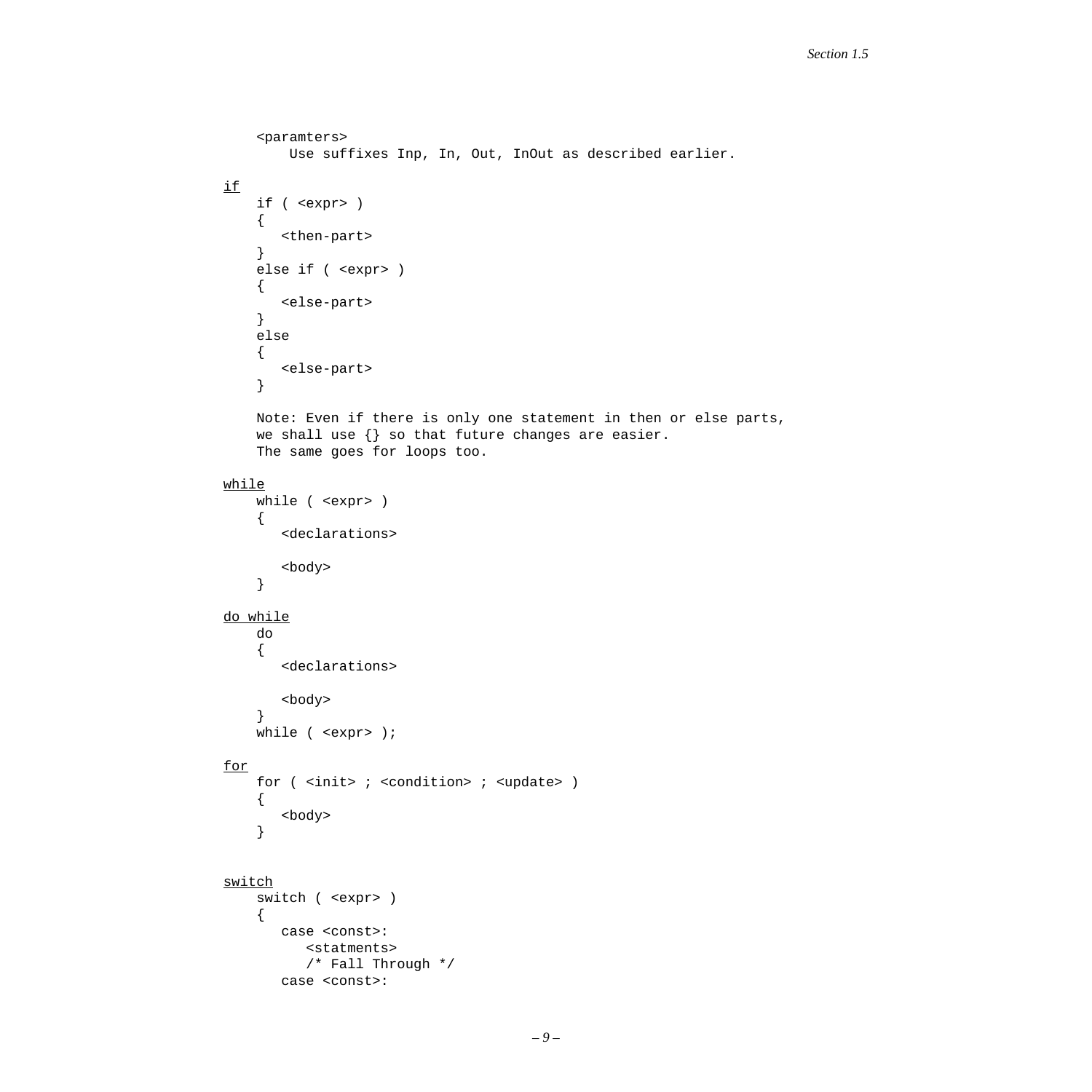```
    <paramters>
        Use suffixes Inp, In, Out, InOut as described earlier.
```

<u>if</u>

```
if ( <expr> )
{
   <then-part>
}
else if ( <expr> )
{
   <else-part>
}
else
{
   <else-part>
}
```

Note: Even if there is only one statement in then or else parts, we shall use {} so that future changes are easier. The same goes for loops too.

<u>while</u>

```
while ( <expr> )
{
   <declarations>

   <body>
}
```

<u>do while</u>

```
do
{
   <declarations>

   <body>
}
while ( <expr> );
```

<u>for</u>

```
for ( <init> ; <condition> ; <update> )
{
   <body>
}
```

<u>switch</u>

```
switch ( <expr> )
{
   case <const>:
      <statments>
      /* Fall Through */
   case <const>:
```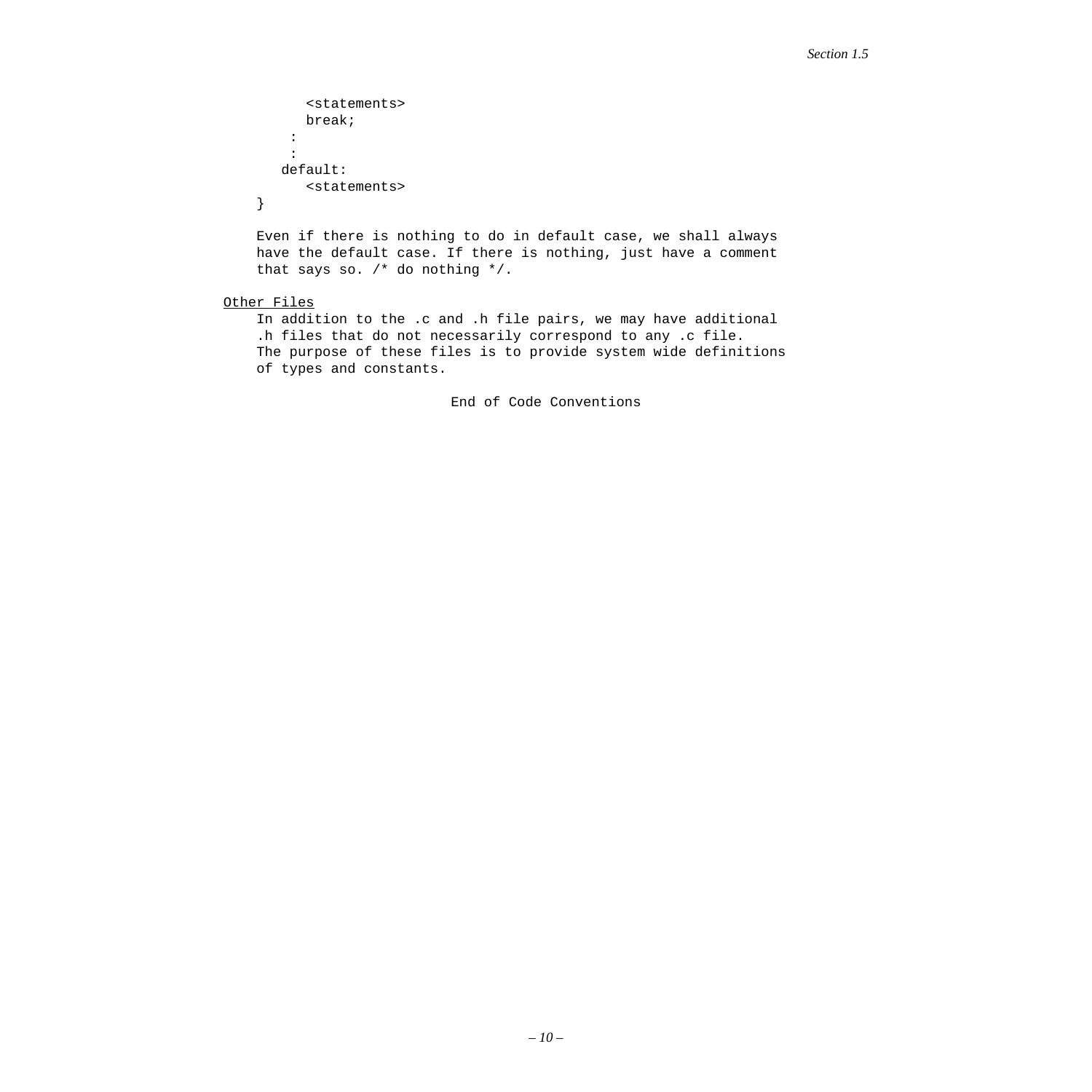```
        <statements>
        break;
      :
      :
    default:
        <statements>
}
```

Even if there is nothing to do in default case, we shall always have the default case. If there is nothing, just have a comment that says so. /* do nothing */.

<u>Other Files</u>

In addition to the .c and .h file pairs, we may have additional .h files that do not necessarily correspond to any .c file. The purpose of these files is to provide system wide definitions of types and constants.

End of Code Conventions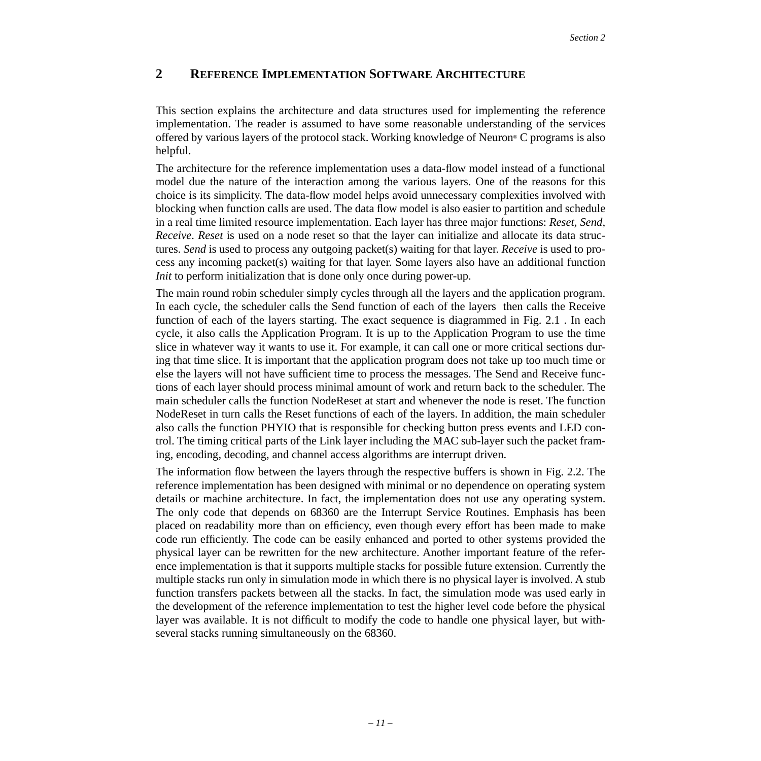## 2 REFERENCE IMPLEMENTATION SOFTWARE ARCHITECTURE

This section explains the architecture and data structures used for implementing the reference implementation. The reader is assumed to have some reasonable understanding of the services offered by various layers of the protocol stack. Working knowledge of Neuron® C programs is also helpful.

The architecture for the reference implementation uses a data-flow model instead of a functional model due the nature of the interaction among the various layers. One of the reasons for this choice is its simplicity. The data-flow model helps avoid unnecessary complexities involved with blocking when function calls are used. The data flow model is also easier to partition and schedule in a real time limited resource implementation. Each layer has three major functions: *Reset, Send, Receive*. *Reset* is used on a node reset so that the layer can initialize and allocate its data structures. *Send* is used to process any outgoing packet(s) waiting for that layer. *Receive* is used to process any incoming packet(s) waiting for that layer. Some layers also have an additional function *Init* to perform initialization that is done only once during power-up.

The main round robin scheduler simply cycles through all the layers and the application program. In each cycle, the scheduler calls the Send function of each of the layers then calls the Receive function of each of the layers starting. The exact sequence is diagrammed in Fig. 2.1 . In each cycle, it also calls the Application Program. It is up to the Application Program to use the time slice in whatever way it wants to use it. For example, it can call one or more critical sections during that time slice. It is important that the application program does not take up too much time or else the layers will not have sufficient time to process the messages. The Send and Receive functions of each layer should process minimal amount of work and return back to the scheduler. The main scheduler calls the function NodeReset at start and whenever the node is reset. The function NodeReset in turn calls the Reset functions of each of the layers. In addition, the main scheduler also calls the function PHYIO that is responsible for checking button press events and LED control. The timing critical parts of the Link layer including the MAC sub-layer such the packet framing, encoding, decoding, and channel access algorithms are interrupt driven.

The information flow between the layers through the respective buffers is shown in Fig. 2.2. The reference implementation has been designed with minimal or no dependence on operating system details or machine architecture. In fact, the implementation does not use any operating system. The only code that depends on 68360 are the Interrupt Service Routines. Emphasis has been placed on readability more than on efficiency, even though every effort has been made to make code run efficiently. The code can be easily enhanced and ported to other systems provided the physical layer can be rewritten for the new architecture. Another important feature of the reference implementation is that it supports multiple stacks for possible future extension. Currently the multiple stacks run only in simulation mode in which there is no physical layer is involved. A stub function transfers packets between all the stacks. In fact, the simulation mode was used early in the development of the reference implementation to test the higher level code before the physical layer was available. It is not difficult to modify the code to handle one physical layer, but with-several stacks running simultaneously on the 68360.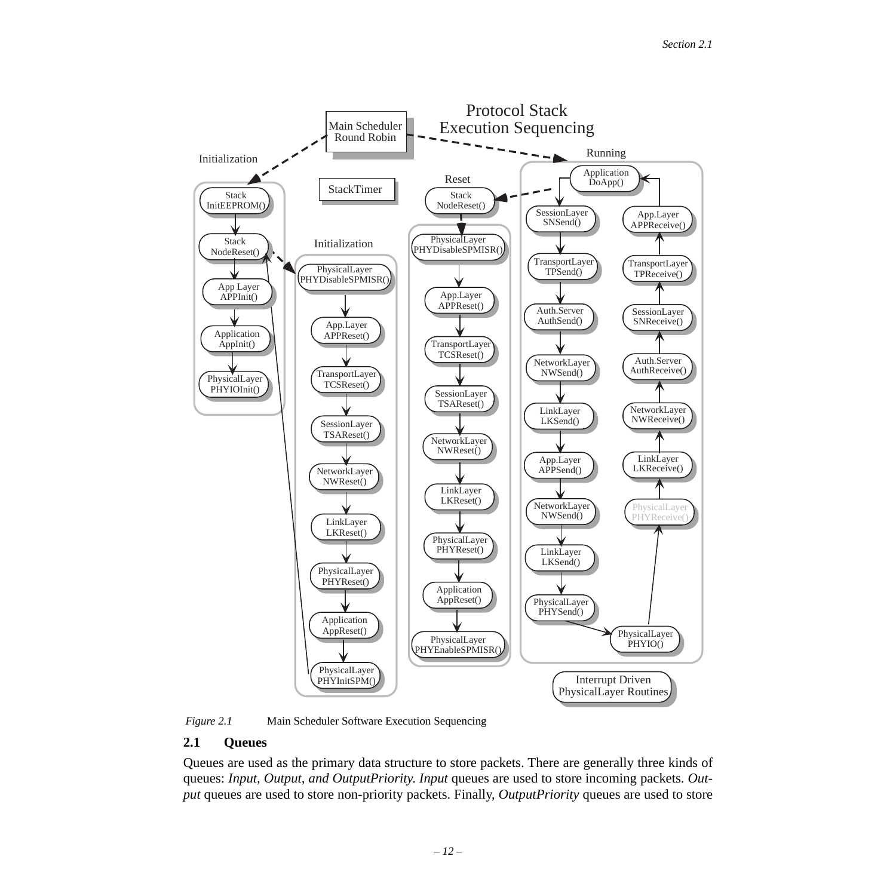*Figure 2.1* Main Scheduler Software Execution Sequencing

## 2.1 Queues

Queues are used as the primary data structure to store packets. There are generally three kinds of queues: *Input, Output, and OutputPriority. Input* queues are used to store incoming packets. *Output* queues are used to store non-priority packets. Finally, *OutputPriority* queues are used to store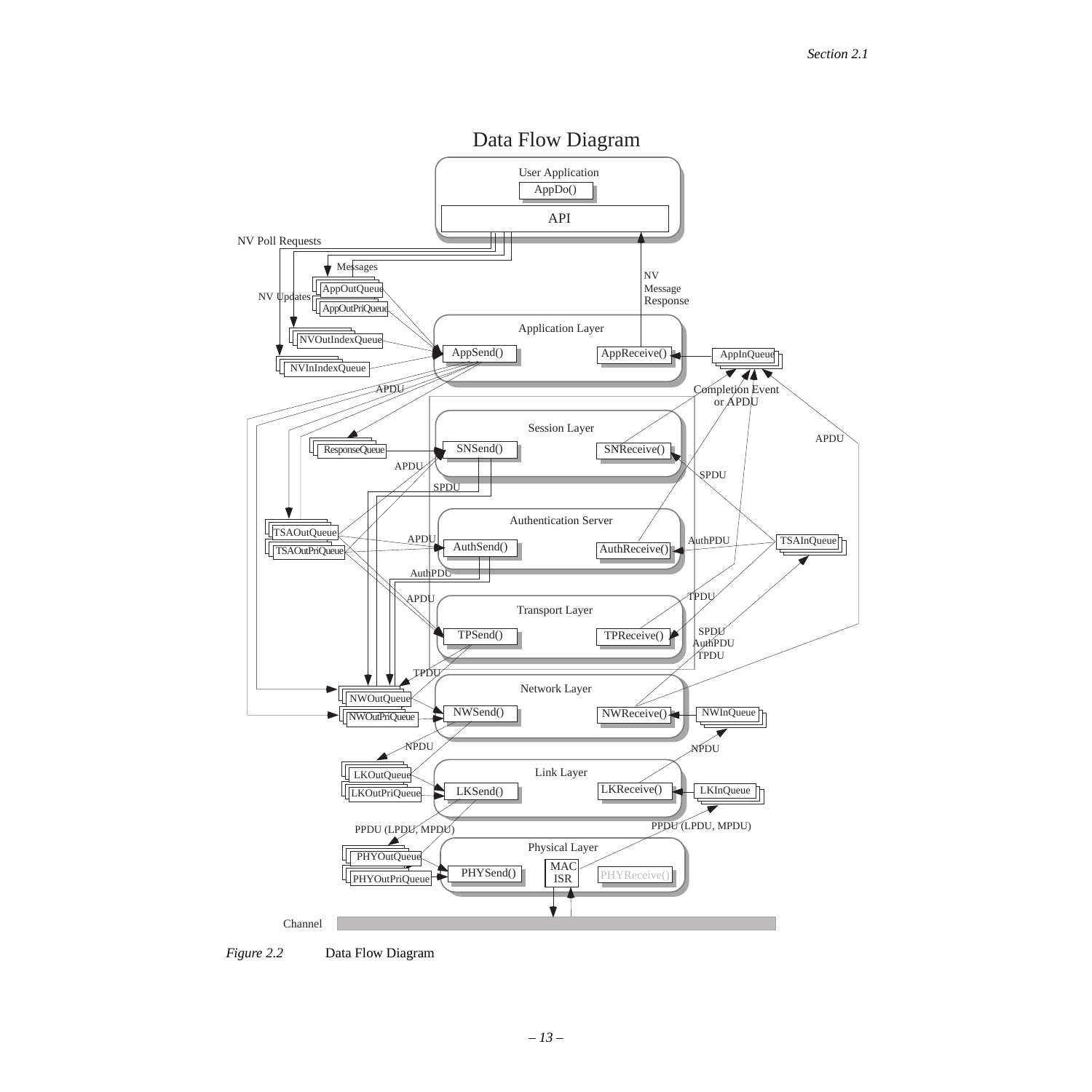Figure 2.2 Data Flow Diagram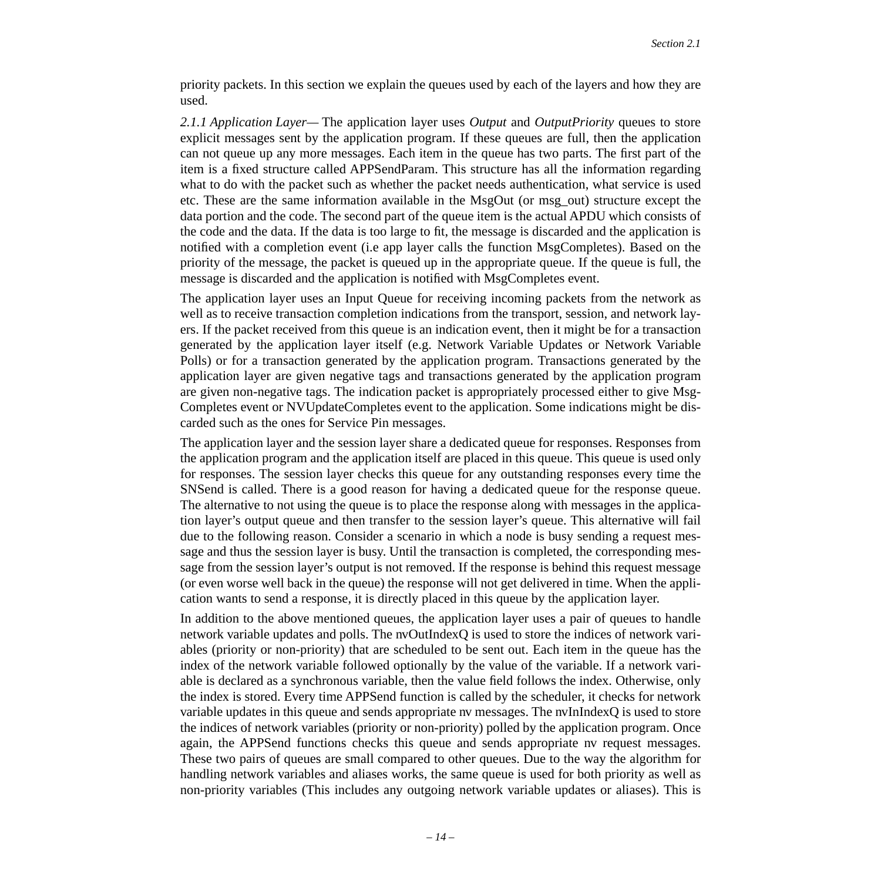priority packets. In this section we explain the queues used by each of the layers and how they are used.

*2.1.1 Application Layer*— The application layer uses *Output* and *OutputPriority* queues to store explicit messages sent by the application program. If these queues are full, then the application can not queue up any more messages. Each item in the queue has two parts. The first part of the item is a fixed structure called APPSendParam. This structure has all the information regarding what to do with the packet such as whether the packet needs authentication, what service is used etc. These are the same information available in the MsgOut (or msg_out) structure except the data portion and the code. The second part of the queue item is the actual APDU which consists of the code and the data. If the data is too large to fit, the message is discarded and the application is notified with a completion event (i.e app layer calls the function MsgCompletes). Based on the priority of the message, the packet is queued up in the appropriate queue. If the queue is full, the message is discarded and the application is notified with MsgCompletes event.

The application layer uses an Input Queue for receiving incoming packets from the network as well as to receive transaction completion indications from the transport, session, and network layers. If the packet received from this queue is an indication event, then it might be for a transaction generated by the application layer itself (e.g. Network Variable Updates or Network Variable Polls) or for a transaction generated by the application program. Transactions generated by the application layer are given negative tags and transactions generated by the application program are given non-negative tags. The indication packet is appropriately processed either to give MsgCompletes event or NVUpdateCompletes event to the application. Some indications might be discarded such as the ones for Service Pin messages.

The application layer and the session layer share a dedicated queue for responses. Responses from the application program and the application itself are placed in this queue. This queue is used only for responses. The session layer checks this queue for any outstanding responses every time the SNSend is called. There is a good reason for having a dedicated queue for the response queue. The alternative to not using the queue is to place the response along with messages in the application layer's output queue and then transfer to the session layer's queue. This alternative will fail due to the following reason. Consider a scenario in which a node is busy sending a request message and thus the session layer is busy. Until the transaction is completed, the corresponding message from the session layer's output is not removed. If the response is behind this request message (or even worse well back in the queue) the response will not get delivered in time. When the application wants to send a response, it is directly placed in this queue by the application layer.

In addition to the above mentioned queues, the application layer uses a pair of queues to handle network variable updates and polls. The nvOutIndexQ is used to store the indices of network variables (priority or non-priority) that are scheduled to be sent out. Each item in the queue has the index of the network variable followed optionally by the value of the variable. If a network variable is declared as a synchronous variable, then the value field follows the index. Otherwise, only the index is stored. Every time APPSend function is called by the scheduler, it checks for network variable updates in this queue and sends appropriate nv messages. The nvInIndexQ is used to store the indices of network variables (priority or non-priority) polled by the application program. Once again, the APPSend functions checks this queue and sends appropriate nv request messages. These two pairs of queues are small compared to other queues. Due to the way the algorithm for handling network variables and aliases works, the same queue is used for both priority as well as non-priority variables (This includes any outgoing network variable updates or aliases). This is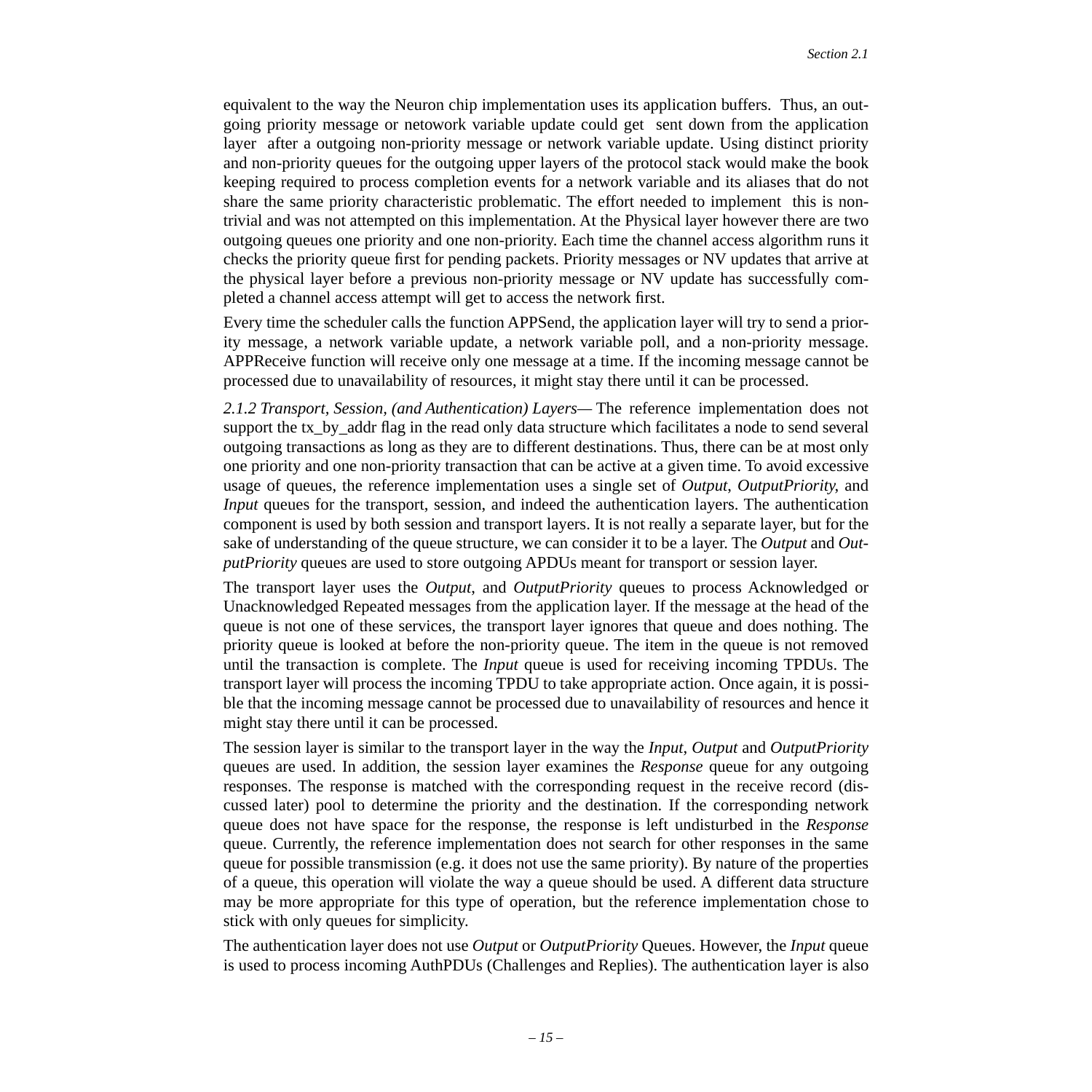equivalent to the way the Neuron chip implementation uses its application buffers. Thus, an outgoing priority message or netowork variable update could get sent down from the application layer after a outgoing non-priority message or network variable update. Using distinct priority and non-priority queues for the outgoing upper layers of the protocol stack would make the book keeping required to process completion events for a network variable and its aliases that do not share the same priority characteristic problematic. The effort needed to implement this is non-trivial and was not attempted on this implementation. At the Physical layer however there are two outgoing queues one priority and one non-priority. Each time the channel access algorithm runs it checks the priority queue first for pending packets. Priority messages or NV updates that arrive at the physical layer before a previous non-priority message or NV update has successfully completed a channel access attempt will get to access the network first.

Every time the scheduler calls the function APPSend, the application layer will try to send a priority message, a network variable update, a network variable poll, and a non-priority message. APPReceive function will receive only one message at a time. If the incoming message cannot be processed due to unavailability of resources, it might stay there until it can be processed.

*2.1.2 Transport, Session, (and Authentication) Layers—* The reference implementation does not support the tx_by_addr flag in the read only data structure which facilitates a node to send several outgoing transactions as long as they are to different destinations. Thus, there can be at most only one priority and one non-priority transaction that can be active at a given time. To avoid excessive usage of queues, the reference implementation uses a single set of *Output*, *OutputPriority*, and *Input* queues for the transport, session, and indeed the authentication layers. The authentication component is used by both session and transport layers. It is not really a separate layer, but for the sake of understanding of the queue structure, we can consider it to be a layer. The *Output* and *OutputPriority* queues are used to store outgoing APDUs meant for transport or session layer.

The transport layer uses the *Output*, and *OutputPriority* queues to process Acknowledged or Unacknowledged Repeated messages from the application layer. If the message at the head of the queue is not one of these services, the transport layer ignores that queue and does nothing. The priority queue is looked at before the non-priority queue. The item in the queue is not removed until the transaction is complete. The *Input* queue is used for receiving incoming TPDUs. The transport layer will process the incoming TPDU to take appropriate action. Once again, it is possible that the incoming message cannot be processed due to unavailability of resources and hence it might stay there until it can be processed.

The session layer is similar to the transport layer in the way the *Input*, *Output* and *OutputPriority* queues are used. In addition, the session layer examines the *Response* queue for any outgoing responses. The response is matched with the corresponding request in the receive record (discussed later) pool to determine the priority and the destination. If the corresponding network queue does not have space for the response, the response is left undisturbed in the *Response* queue. Currently, the reference implementation does not search for other responses in the same queue for possible transmission (e.g. it does not use the same priority). By nature of the properties of a queue, this operation will violate the way a queue should be used. A different data structure may be more appropriate for this type of operation, but the reference implementation chose to stick with only queues for simplicity.

The authentication layer does not use *Output* or *OutputPriority* Queues. However, the *Input* queue is used to process incoming AuthPDUs (Challenges and Replies). The authentication layer is also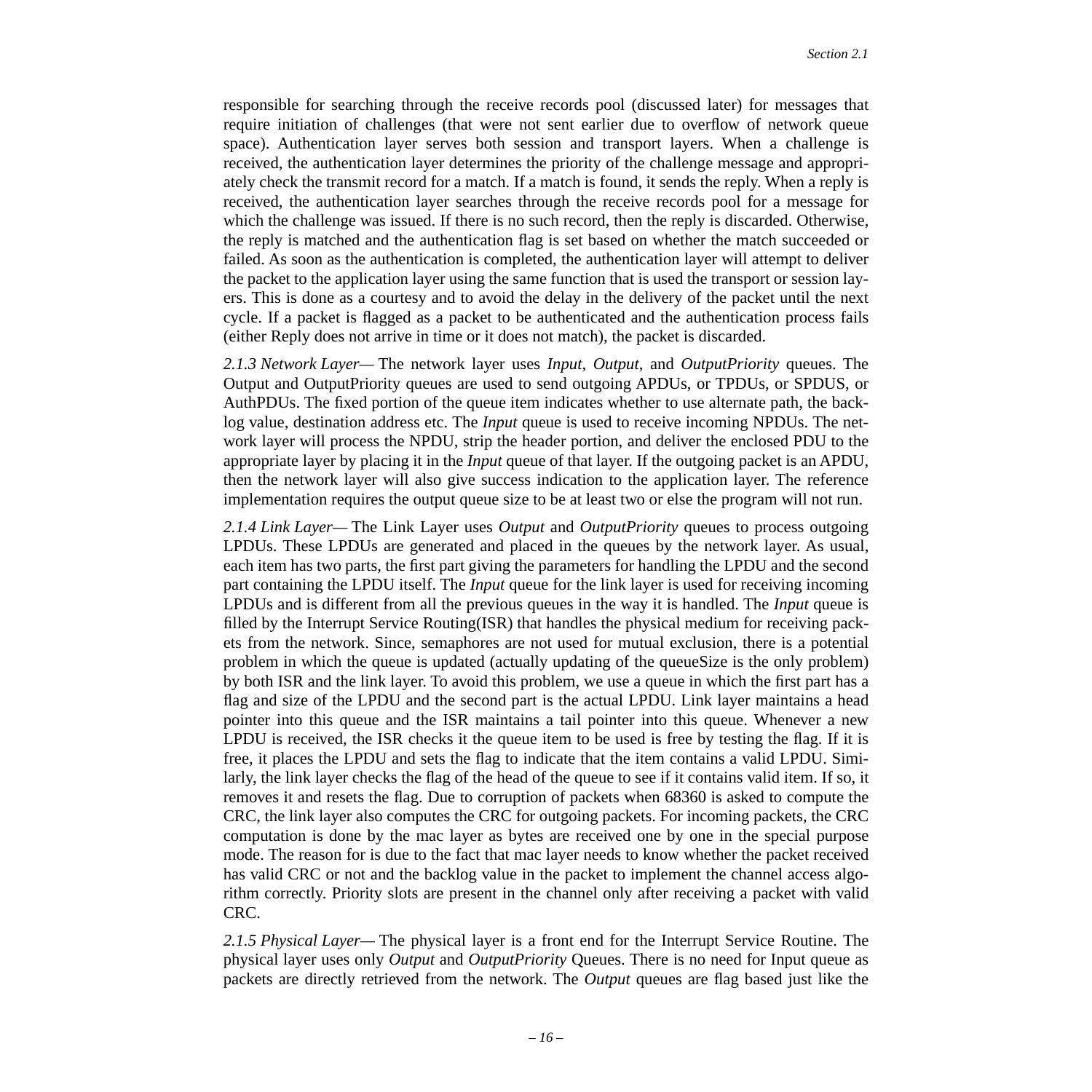responsible for searching through the receive records pool (discussed later) for messages that require initiation of challenges (that were not sent earlier due to overflow of network queue space). Authentication layer serves both session and transport layers. When a challenge is received, the authentication layer determines the priority of the challenge message and appropriately check the transmit record for a match. If a match is found, it sends the reply. When a reply is received, the authentication layer searches through the receive records pool for a message for which the challenge was issued. If there is no such record, then the reply is discarded. Otherwise, the reply is matched and the authentication flag is set based on whether the match succeeded or failed. As soon as the authentication is completed, the authentication layer will attempt to deliver the packet to the application layer using the same function that is used the transport or session layers. This is done as a courtesy and to avoid the delay in the delivery of the packet until the next cycle. If a packet is flagged as a packet to be authenticated and the authentication process fails (either Reply does not arrive in time or it does not match), the packet is discarded.

*2.1.3 Network Layer—* The network layer uses *Input*, *Output*, and *OutputPriority* queues. The Output and OutputPriority queues are used to send outgoing APDUs, or TPDUs, or SPDUS, or AuthPDUs. The fixed portion of the queue item indicates whether to use alternate path, the backlog value, destination address etc. The *Input* queue is used to receive incoming NPDUs. The network layer will process the NPDU, strip the header portion, and deliver the enclosed PDU to the appropriate layer by placing it in the *Input* queue of that layer. If the outgoing packet is an APDU, then the network layer will also give success indication to the application layer. The reference implementation requires the output queue size to be at least two or else the program will not run.

*2.1.4 Link Layer—* The Link Layer uses *Output* and *OutputPriority* queues to process outgoing LPDUs. These LPDUs are generated and placed in the queues by the network layer. As usual, each item has two parts, the first part giving the parameters for handling the LPDU and the second part containing the LPDU itself. The *Input* queue for the link layer is used for receiving incoming LPDUs and is different from all the previous queues in the way it is handled. The *Input* queue is filled by the Interrupt Service Routing(ISR) that handles the physical medium for receiving packets from the network. Since, semaphores are not used for mutual exclusion, there is a potential problem in which the queue is updated (actually updating of the queueSize is the only problem) by both ISR and the link layer. To avoid this problem, we use a queue in which the first part has a flag and size of the LPDU and the second part is the actual LPDU. Link layer maintains a head pointer into this queue and the ISR maintains a tail pointer into this queue. Whenever a new LPDU is received, the ISR checks it the queue item to be used is free by testing the flag. If it is free, it places the LPDU and sets the flag to indicate that the item contains a valid LPDU. Similarly, the link layer checks the flag of the head of the queue to see if it contains valid item. If so, it removes it and resets the flag. Due to corruption of packets when 68360 is asked to compute the CRC, the link layer also computes the CRC for outgoing packets. For incoming packets, the CRC computation is done by the mac layer as bytes are received one by one in the special purpose mode. The reason for is due to the fact that mac layer needs to know whether the packet received has valid CRC or not and the backlog value in the packet to implement the channel access algorithm correctly. Priority slots are present in the channel only after receiving a packet with valid CRC.

*2.1.5 Physical Layer—* The physical layer is a front end for the Interrupt Service Routine. The physical layer uses only *Output* and *OutputPriority* Queues. There is no need for Input queue as packets are directly retrieved from the network. The *Output* queues are flag based just like the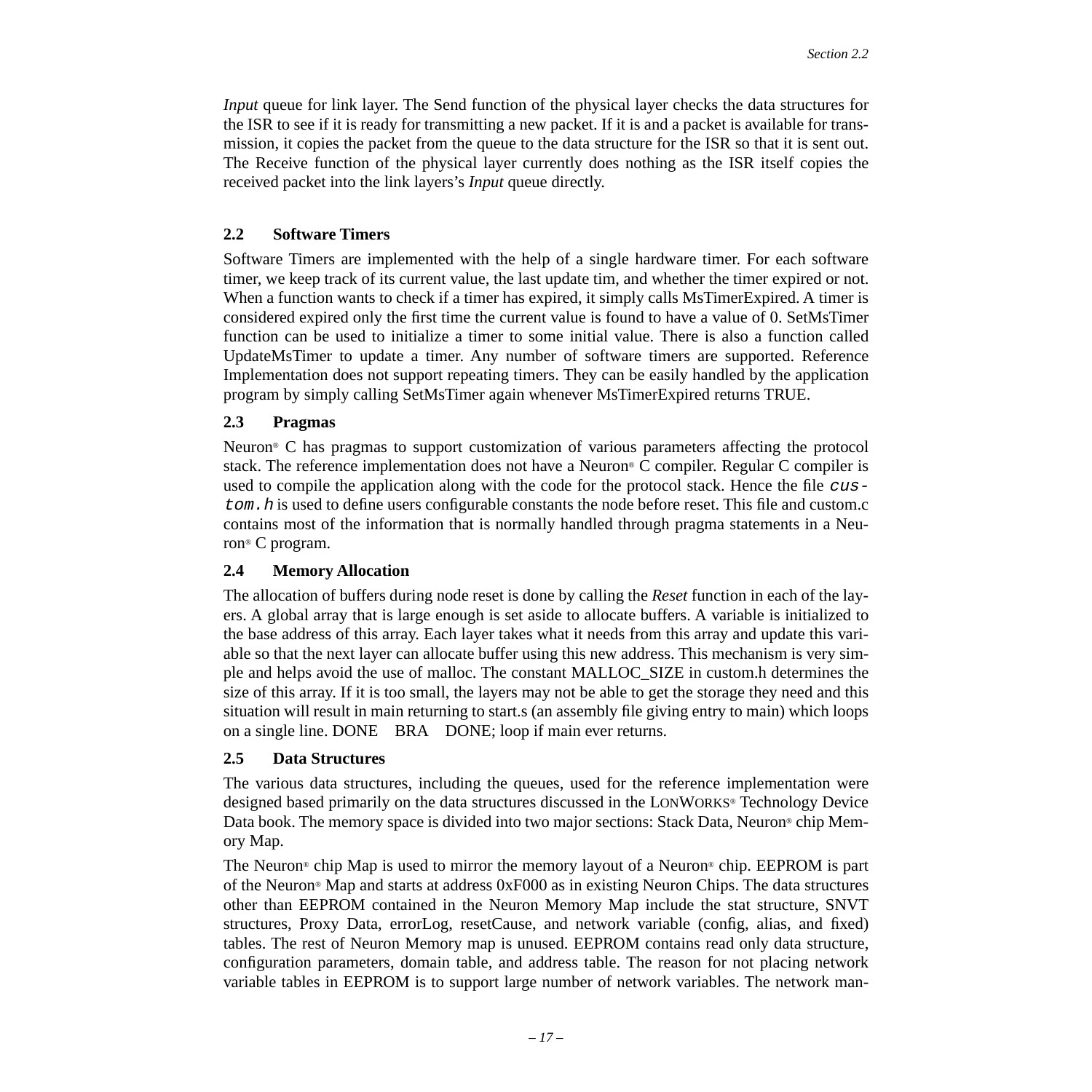*Input* queue for link layer. The Send function of the physical layer checks the data structures for the ISR to see if it is ready for transmitting a new packet. If it is and a packet is available for transmission, it copies the packet from the queue to the data structure for the ISR so that it is sent out. The Receive function of the physical layer currently does nothing as the ISR itself copies the received packet into the link layers's *Input* queue directly.

## 2.2 Software Timers

Software Timers are implemented with the help of a single hardware timer. For each software timer, we keep track of its current value, the last update tim, and whether the timer expired or not. When a function wants to check if a timer has expired, it simply calls MsTimerExpired. A timer is considered expired only the first time the current value is found to have a value of 0. SetMsTimer function can be used to initialize a timer to some initial value. There is also a function called UpdateMsTimer to update a timer. Any number of software timers are supported. Reference Implementation does not support repeating timers. They can be easily handled by the application program by simply calling SetMsTimer again whenever MsTimerExpired returns TRUE.

## 2.3 Pragmas

Neuron® C has pragmas to support customization of various parameters affecting the protocol stack. The reference implementation does not have a Neuron® C compiler. Regular C compiler is used to compile the application along with the code for the protocol stack. Hence the file *`custom.h`* is used to define users configurable constants the node before reset. This file and custom.c contains most of the information that is normally handled through pragma statements in a Neuron® C program.

## 2.4 Memory Allocation

The allocation of buffers during node reset is done by calling the *Reset* function in each of the layers. A global array that is large enough is set aside to allocate buffers. A variable is initialized to the base address of this array. Each layer takes what it needs from this array and update this variable so that the next layer can allocate buffer using this new address. This mechanism is very simple and helps avoid the use of malloc. The constant MALLOC_SIZE in custom.h determines the size of this array. If it is too small, the layers may not be able to get the storage they need and this situation will result in main returning to start.s (an assembly file giving entry to main) which loops on a single line. DONE BRA DONE; loop if main ever returns.

## 2.5 Data Structures

The various data structures, including the queues, used for the reference implementation were designed based primarily on the data structures discussed in the LONWORKS® Technology Device Data book. The memory space is divided into two major sections: Stack Data, Neuron® chip Memory Map.

The Neuron® chip Map is used to mirror the memory layout of a Neuron® chip. EEPROM is part of the Neuron® Map and starts at address 0xF000 as in existing Neuron Chips. The data structures other than EEPROM contained in the Neuron Memory Map include the stat structure, SNVT structures, Proxy Data, errorLog, resetCause, and network variable (config, alias, and fixed) tables. The rest of Neuron Memory map is unused. EEPROM contains read only data structure, configuration parameters, domain table, and address table. The reason for not placing network variable tables in EEPROM is to support large number of network variables. The network man-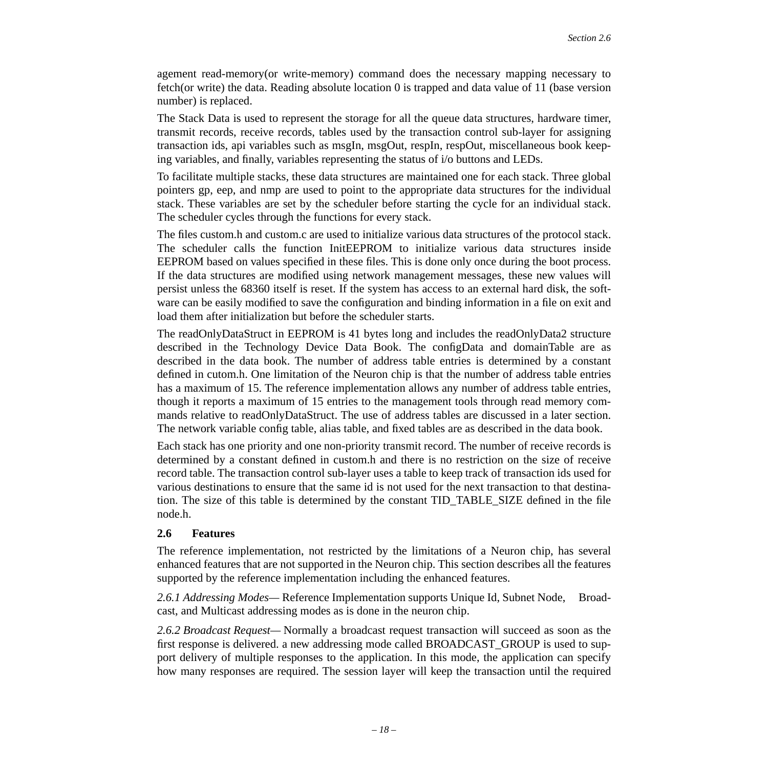agement read-memory(or write-memory) command does the necessary mapping necessary to fetch(or write) the data. Reading absolute location 0 is trapped and data value of 11 (base version number) is replaced.

The Stack Data is used to represent the storage for all the queue data structures, hardware timer, transmit records, receive records, tables used by the transaction control sub-layer for assigning transaction ids, api variables such as msgIn, msgOut, respIn, respOut, miscellaneous book keeping variables, and finally, variables representing the status of i/o buttons and LEDs.

To facilitate multiple stacks, these data structures are maintained one for each stack. Three global pointers gp, eep, and nmp are used to point to the appropriate data structures for the individual stack. These variables are set by the scheduler before starting the cycle for an individual stack. The scheduler cycles through the functions for every stack.

The files custom.h and custom.c are used to initialize various data structures of the protocol stack. The scheduler calls the function InitEEPROM to initialize various data structures inside EEPROM based on values specified in these files. This is done only once during the boot process. If the data structures are modified using network management messages, these new values will persist unless the 68360 itself is reset. If the system has access to an external hard disk, the software can be easily modified to save the configuration and binding information in a file on exit and load them after initialization but before the scheduler starts.

The readOnlyDataStruct in EEPROM is 41 bytes long and includes the readOnlyData2 structure described in the Technology Device Data Book. The configData and domainTable are as described in the data book. The number of address table entries is determined by a constant defined in cutom.h. One limitation of the Neuron chip is that the number of address table entries has a maximum of 15. The reference implementation allows any number of address table entries, though it reports a maximum of 15 entries to the management tools through read memory commands relative to readOnlyDataStruct. The use of address tables are discussed in a later section. The network variable config table, alias table, and fixed tables are as described in the data book.

Each stack has one priority and one non-priority transmit record. The number of receive records is determined by a constant defined in custom.h and there is no restriction on the size of receive record table. The transaction control sub-layer uses a table to keep track of transaction ids used for various destinations to ensure that the same id is not used for the next transaction to that destination. The size of this table is determined by the constant TID_TABLE_SIZE defined in the file node.h.

## 2.6 Features

The reference implementation, not restricted by the limitations of a Neuron chip, has several enhanced features that are not supported in the Neuron chip. This section describes all the features supported by the reference implementation including the enhanced features.

*2.6.1 Addressing Modes*— Reference Implementation supports Unique Id, Subnet Node, Broadcast, and Multicast addressing modes as is done in the neuron chip.

*2.6.2 Broadcast Request*— Normally a broadcast request transaction will succeed as soon as the first response is delivered. a new addressing mode called BROADCAST_GROUP is used to support delivery of multiple responses to the application. In this mode, the application can specify how many responses are required. The session layer will keep the transaction until the required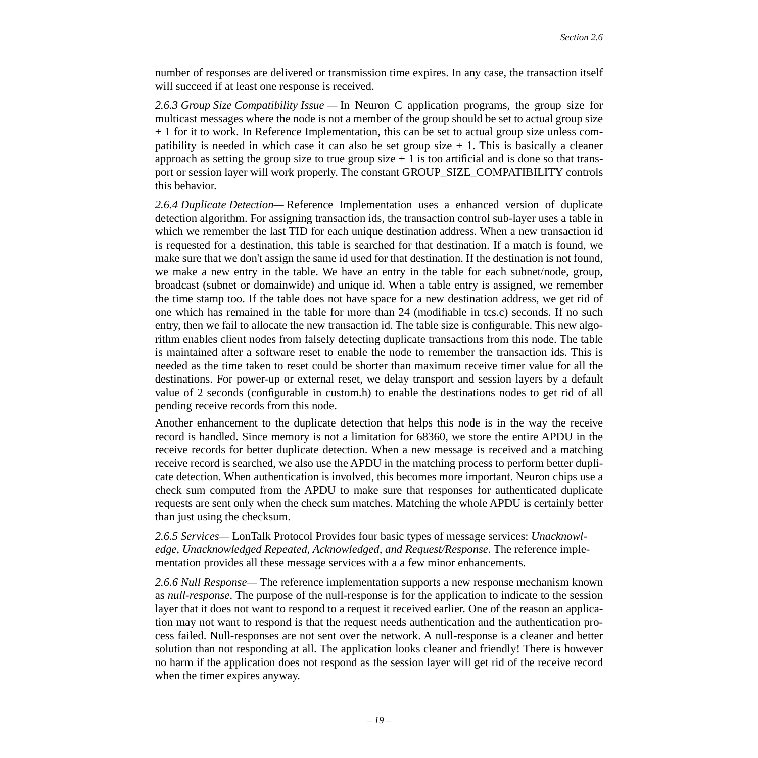number of responses are delivered or transmission time expires. In any case, the transaction itself will succeed if at least one response is received.

*2.6.3 Group Size Compatibility Issue* — In Neuron C application programs, the group size for multicast messages where the node is not a member of the group should be set to actual group size + 1 for it to work. In Reference Implementation, this can be set to actual group size unless compatibility is needed in which case it can also be set group size + 1. This is basically a cleaner approach as setting the group size to true group size + 1 is too artificial and is done so that transport or session layer will work properly. The constant GROUP_SIZE_COMPATIBILITY controls this behavior.

*2.6.4 Duplicate Detection*— Reference Implementation uses a enhanced version of duplicate detection algorithm. For assigning transaction ids, the transaction control sub-layer uses a table in which we remember the last TID for each unique destination address. When a new transaction id is requested for a destination, this table is searched for that destination. If a match is found, we make sure that we don't assign the same id used for that destination. If the destination is not found, we make a new entry in the table. We have an entry in the table for each subnet/node, group, broadcast (subnet or domainwide) and unique id. When a table entry is assigned, we remember the time stamp too. If the table does not have space for a new destination address, we get rid of one which has remained in the table for more than 24 (modifiable in tcs.c) seconds. If no such entry, then we fail to allocate the new transaction id. The table size is configurable. This new algorithm enables client nodes from falsely detecting duplicate transactions from this node. The table is maintained after a software reset to enable the node to remember the transaction ids. This is needed as the time taken to reset could be shorter than maximum receive timer value for all the destinations. For power-up or external reset, we delay transport and session layers by a default value of 2 seconds (configurable in custom.h) to enable the destinations nodes to get rid of all pending receive records from this node.

Another enhancement to the duplicate detection that helps this node is in the way the receive record is handled. Since memory is not a limitation for 68360, we store the entire APDU in the receive records for better duplicate detection. When a new message is received and a matching receive record is searched, we also use the APDU in the matching process to perform better duplicate detection. When authentication is involved, this becomes more important. Neuron chips use a check sum computed from the APDU to make sure that responses for authenticated duplicate requests are sent only when the check sum matches. Matching the whole APDU is certainly better than just using the checksum.

*2.6.5 Services*— LonTalk Protocol Provides four basic types of message services: *Unacknowledge, Unacknowledged Repeated, Acknowledged, and Request/Response*. The reference implementation provides all these message services with a a few minor enhancements.

*2.6.6 Null Response*— The reference implementation supports a new response mechanism known as *null-response*. The purpose of the null-response is for the application to indicate to the session layer that it does not want to respond to a request it received earlier. One of the reason an application may not want to respond is that the request needs authentication and the authentication process failed. Null-responses are not sent over the network. A null-response is a cleaner and better solution than not responding at all. The application looks cleaner and friendly! There is however no harm if the application does not respond as the session layer will get rid of the receive record when the timer expires anyway.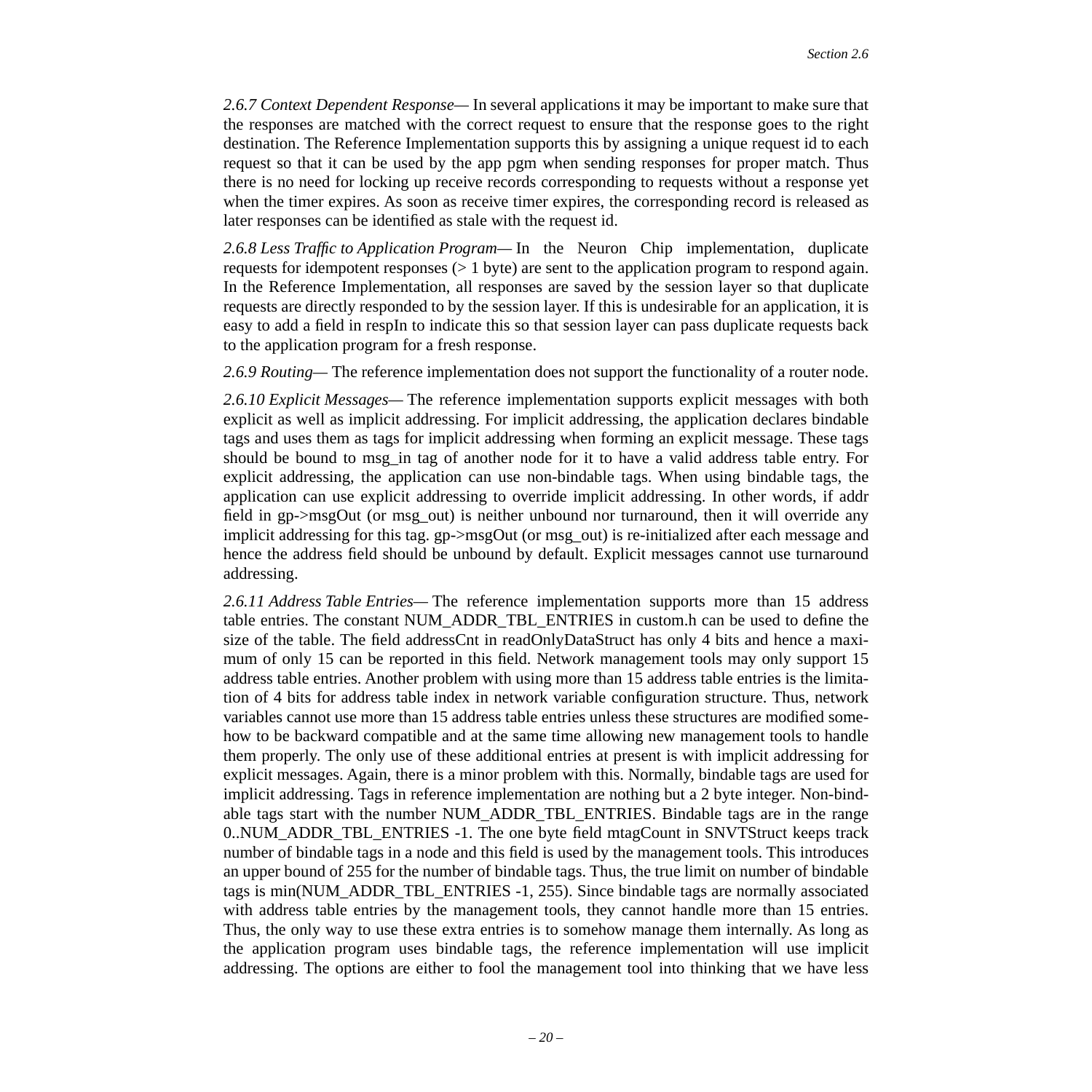*2.6.7 Context Dependent Response*— In several applications it may be important to make sure that the responses are matched with the correct request to ensure that the response goes to the right destination. The Reference Implementation supports this by assigning a unique request id to each request so that it can be used by the app pgm when sending responses for proper match. Thus there is no need for locking up receive records corresponding to requests without a response yet when the timer expires. As soon as receive timer expires, the corresponding record is released as later responses can be identified as stale with the request id.

*2.6.8 Less Traffic to Application Program*— In the Neuron Chip implementation, duplicate requests for idempotent responses (> 1 byte) are sent to the application program to respond again. In the Reference Implementation, all responses are saved by the session layer so that duplicate requests are directly responded to by the session layer. If this is undesirable for an application, it is easy to add a field in respIn to indicate this so that session layer can pass duplicate requests back to the application program for a fresh response.

*2.6.9 Routing*— The reference implementation does not support the functionality of a router node.

*2.6.10 Explicit Messages*— The reference implementation supports explicit messages with both explicit as well as implicit addressing. For implicit addressing, the application declares bindable tags and uses them as tags for implicit addressing when forming an explicit message. These tags should be bound to msg_in tag of another node for it to have a valid address table entry. For explicit addressing, the application can use non-bindable tags. When using bindable tags, the application can use explicit addressing to override implicit addressing. In other words, if addr field in gp->msgOut (or msg_out) is neither unbound nor turnaround, then it will override any implicit addressing for this tag. gp->msgOut (or msg_out) is re-initialized after each message and hence the address field should be unbound by default. Explicit messages cannot use turnaround addressing.

*2.6.11 Address Table Entries*— The reference implementation supports more than 15 address table entries. The constant NUM_ADDR_TBL_ENTRIES in custom.h can be used to define the size of the table. The field addressCnt in readOnlyDataStruct has only 4 bits and hence a maximum of only 15 can be reported in this field. Network management tools may only support 15 address table entries. Another problem with using more than 15 address table entries is the limitation of 4 bits for address table index in network variable configuration structure. Thus, network variables cannot use more than 15 address table entries unless these structures are modified somehow to be backward compatible and at the same time allowing new management tools to handle them properly. The only use of these additional entries at present is with implicit addressing for explicit messages. Again, there is a minor problem with this. Normally, bindable tags are used for implicit addressing. Tags in reference implementation are nothing but a 2 byte integer. Non-bindable tags start with the number NUM_ADDR_TBL_ENTRIES. Bindable tags are in the range 0..NUM_ADDR_TBL_ENTRIES -1. The one byte field mtagCount in SNVTStruct keeps track number of bindable tags in a node and this field is used by the management tools. This introduces an upper bound of 255 for the number of bindable tags. Thus, the true limit on number of bindable tags is min(NUM_ADDR_TBL_ENTRIES -1, 255). Since bindable tags are normally associated with address table entries by the management tools, they cannot handle more than 15 entries. Thus, the only way to use these extra entries is to somehow manage them internally. As long as the application program uses bindable tags, the reference implementation will use implicit addressing. The options are either to fool the management tool into thinking that we have less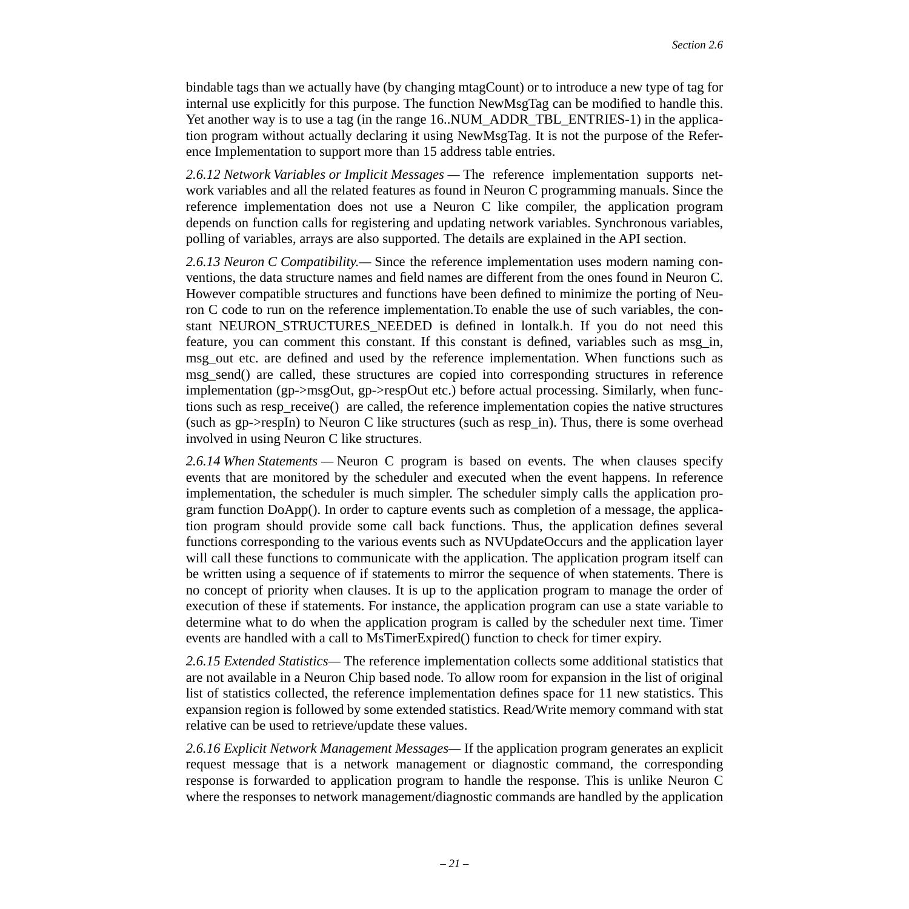bindable tags than we actually have (by changing mtagCount) or to introduce a new type of tag for internal use explicitly for this purpose. The function NewMsgTag can be modified to handle this. Yet another way is to use a tag (in the range 16..NUM_ADDR_TBL_ENTRIES-1) in the application program without actually declaring it using NewMsgTag. It is not the purpose of the Reference Implementation to support more than 15 address table entries.

*2.6.12 Network Variables or Implicit Messages —* The reference implementation supports network variables and all the related features as found in Neuron C programming manuals. Since the reference implementation does not use a Neuron C like compiler, the application program depends on function calls for registering and updating network variables. Synchronous variables, polling of variables, arrays are also supported. The details are explained in the API section.

*2.6.13 Neuron C Compatibility.—* Since the reference implementation uses modern naming conventions, the data structure names and field names are different from the ones found in Neuron C. However compatible structures and functions have been defined to minimize the porting of Neuron C code to run on the reference implementation.To enable the use of such variables, the constant NEURON_STRUCTURES_NEEDED is defined in lontalk.h. If you do not need this feature, you can comment this constant. If this constant is defined, variables such as msg_in, msg_out etc. are defined and used by the reference implementation. When functions such as msg_send() are called, these structures are copied into corresponding structures in reference implementation (gp->msgOut, gp->respOut etc.) before actual processing. Similarly, when functions such as resp_receive() are called, the reference implementation copies the native structures (such as gp->respIn) to Neuron C like structures (such as resp_in). Thus, there is some overhead involved in using Neuron C like structures.

*2.6.14 When Statements —* Neuron C program is based on events. The when clauses specify events that are monitored by the scheduler and executed when the event happens. In reference implementation, the scheduler is much simpler. The scheduler simply calls the application program function DoApp(). In order to capture events such as completion of a message, the application program should provide some call back functions. Thus, the application defines several functions corresponding to the various events such as NVUpdateOccurs and the application layer will call these functions to communicate with the application. The application program itself can be written using a sequence of if statements to mirror the sequence of when statements. There is no concept of priority when clauses. It is up to the application program to manage the order of execution of these if statements. For instance, the application program can use a state variable to determine what to do when the application program is called by the scheduler next time. Timer events are handled with a call to MsTimerExpired() function to check for timer expiry.

*2.6.15 Extended Statistics—* The reference implementation collects some additional statistics that are not available in a Neuron Chip based node. To allow room for expansion in the list of original list of statistics collected, the reference implementation defines space for 11 new statistics. This expansion region is followed by some extended statistics. Read/Write memory command with stat relative can be used to retrieve/update these values.

*2.6.16 Explicit Network Management Messages—* If the application program generates an explicit request message that is a network management or diagnostic command, the corresponding response is forwarded to application program to handle the response. This is unlike Neuron C where the responses to network management/diagnostic commands are handled by the application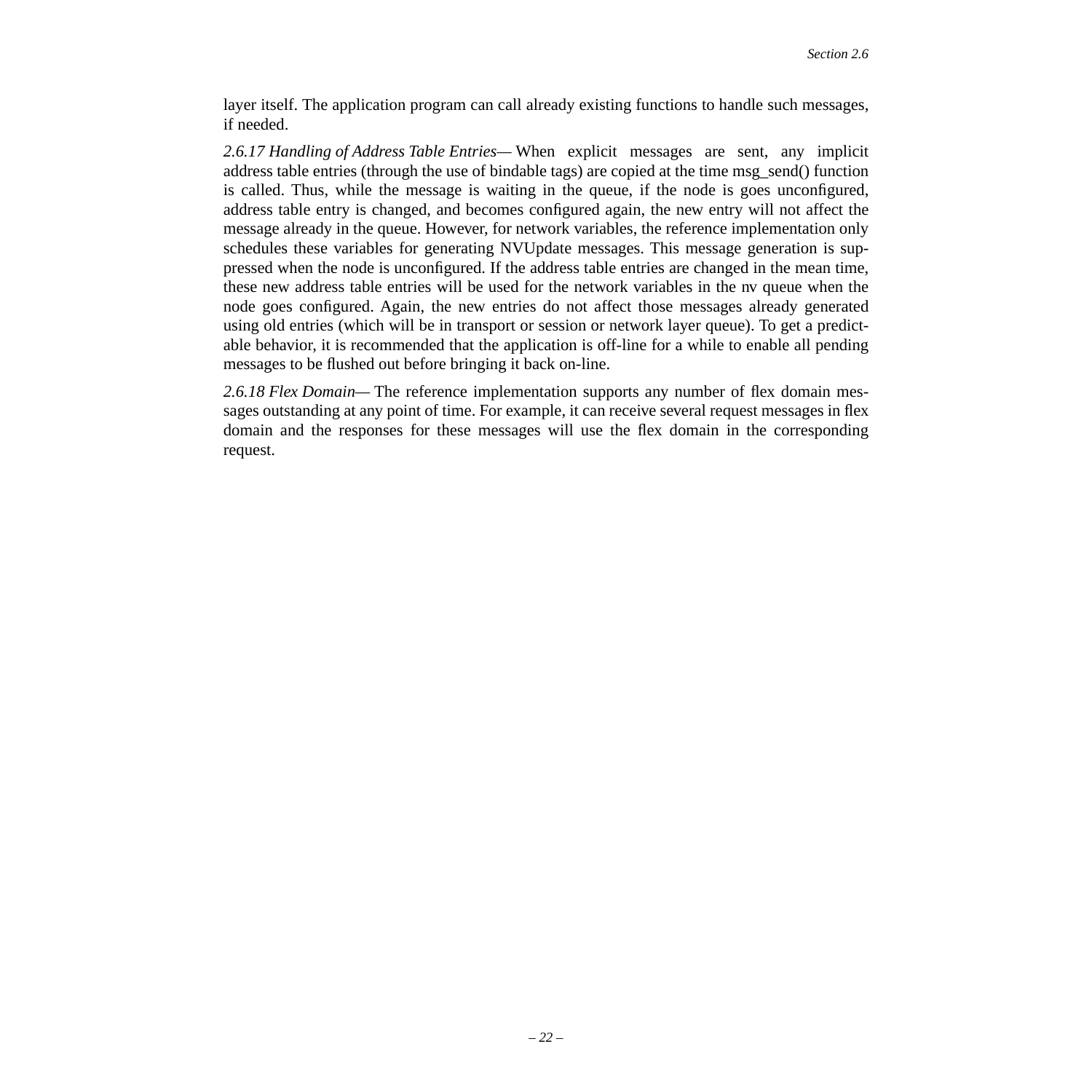layer itself. The application program can call already existing functions to handle such messages, if needed.

*2.6.17 Handling of Address Table Entries*— When explicit messages are sent, any implicit address table entries (through the use of bindable tags) are copied at the time msg_send() function is called. Thus, while the message is waiting in the queue, if the node is goes unconfigured, address table entry is changed, and becomes configured again, the new entry will not affect the message already in the queue. However, for network variables, the reference implementation only schedules these variables for generating NVUpdate messages. This message generation is suppressed when the node is unconfigured. If the address table entries are changed in the mean time, these new address table entries will be used for the network variables in the nv queue when the node goes configured. Again, the new entries do not affect those messages already generated using old entries (which will be in transport or session or network layer queue). To get a predictable behavior, it is recommended that the application is off-line for a while to enable all pending messages to be flushed out before bringing it back on-line.

*2.6.18 Flex Domain*— The reference implementation supports any number of flex domain messages outstanding at any point of time. For example, it can receive several request messages in flex domain and the responses for these messages will use the flex domain in the corresponding request.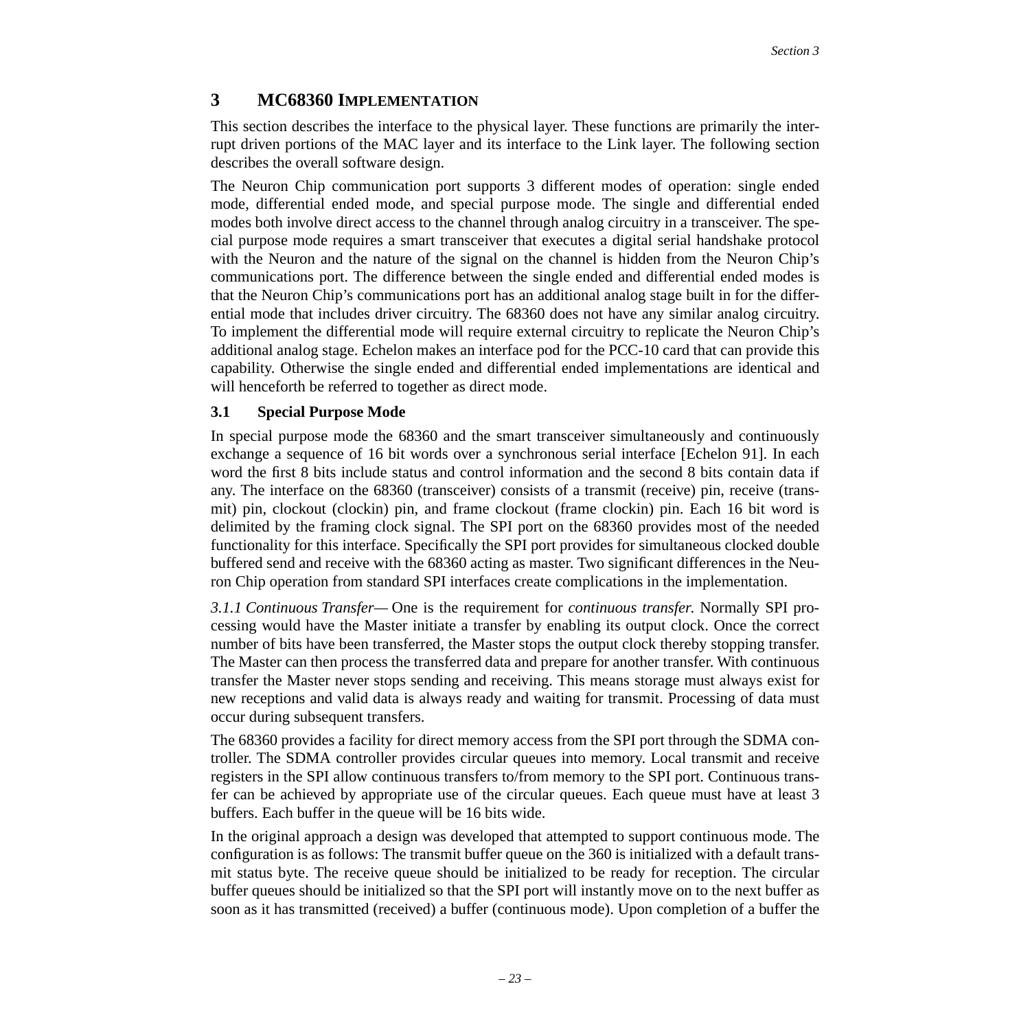# 3 MC68360 IMPLEMENTATION

This section describes the interface to the physical layer. These functions are primarily the interrupt driven portions of the MAC layer and its interface to the Link layer. The following section describes the overall software design.

The Neuron Chip communication port supports 3 different modes of operation: single ended mode, differential ended mode, and special purpose mode. The single and differential ended modes both involve direct access to the channel through analog circuitry in a transceiver. The special purpose mode requires a smart transceiver that executes a digital serial handshake protocol with the Neuron and the nature of the signal on the channel is hidden from the Neuron Chip's communications port. The difference between the single ended and differential ended modes is that the Neuron Chip's communications port has an additional analog stage built in for the differential mode that includes driver circuitry. The 68360 does not have any similar analog circuitry. To implement the differential mode will require external circuitry to replicate the Neuron Chip's additional analog stage. Echelon makes an interface pod for the PCC-10 card that can provide this capability. Otherwise the single ended and differential ended implementations are identical and will henceforth be referred to together as direct mode.

## 3.1 Special Purpose Mode

In special purpose mode the 68360 and the smart transceiver simultaneously and continuously exchange a sequence of 16 bit words over a synchronous serial interface [Echelon 91]. In each word the first 8 bits include status and control information and the second 8 bits contain data if any. The interface on the 68360 (transceiver) consists of a transmit (receive) pin, receive (transmit) pin, clockout (clockin) pin, and frame clockout (frame clockin) pin. Each 16 bit word is delimited by the framing clock signal. The SPI port on the 68360 provides most of the needed functionality for this interface. Specifically the SPI port provides for simultaneous clocked double buffered send and receive with the 68360 acting as master. Two significant differences in the Neuron Chip operation from standard SPI interfaces create complications in the implementation.

*3.1.1 Continuous Transfer—* One is the requirement for *continuous transfer.* Normally SPI processing would have the Master initiate a transfer by enabling its output clock. Once the correct number of bits have been transferred, the Master stops the output clock thereby stopping transfer. The Master can then process the transferred data and prepare for another transfer. With continuous transfer the Master never stops sending and receiving. This means storage must always exist for new receptions and valid data is always ready and waiting for transmit. Processing of data must occur during subsequent transfers.

The 68360 provides a facility for direct memory access from the SPI port through the SDMA controller. The SDMA controller provides circular queues into memory. Local transmit and receive registers in the SPI allow continuous transfers to/from memory to the SPI port. Continuous transfer can be achieved by appropriate use of the circular queues. Each queue must have at least 3 buffers. Each buffer in the queue will be 16 bits wide.

In the original approach a design was developed that attempted to support continuous mode. The configuration is as follows: The transmit buffer queue on the 360 is initialized with a default transmit status byte. The receive queue should be initialized to be ready for reception. The circular buffer queues should be initialized so that the SPI port will instantly move on to the next buffer as soon as it has transmitted (received) a buffer (continuous mode). Upon completion of a buffer the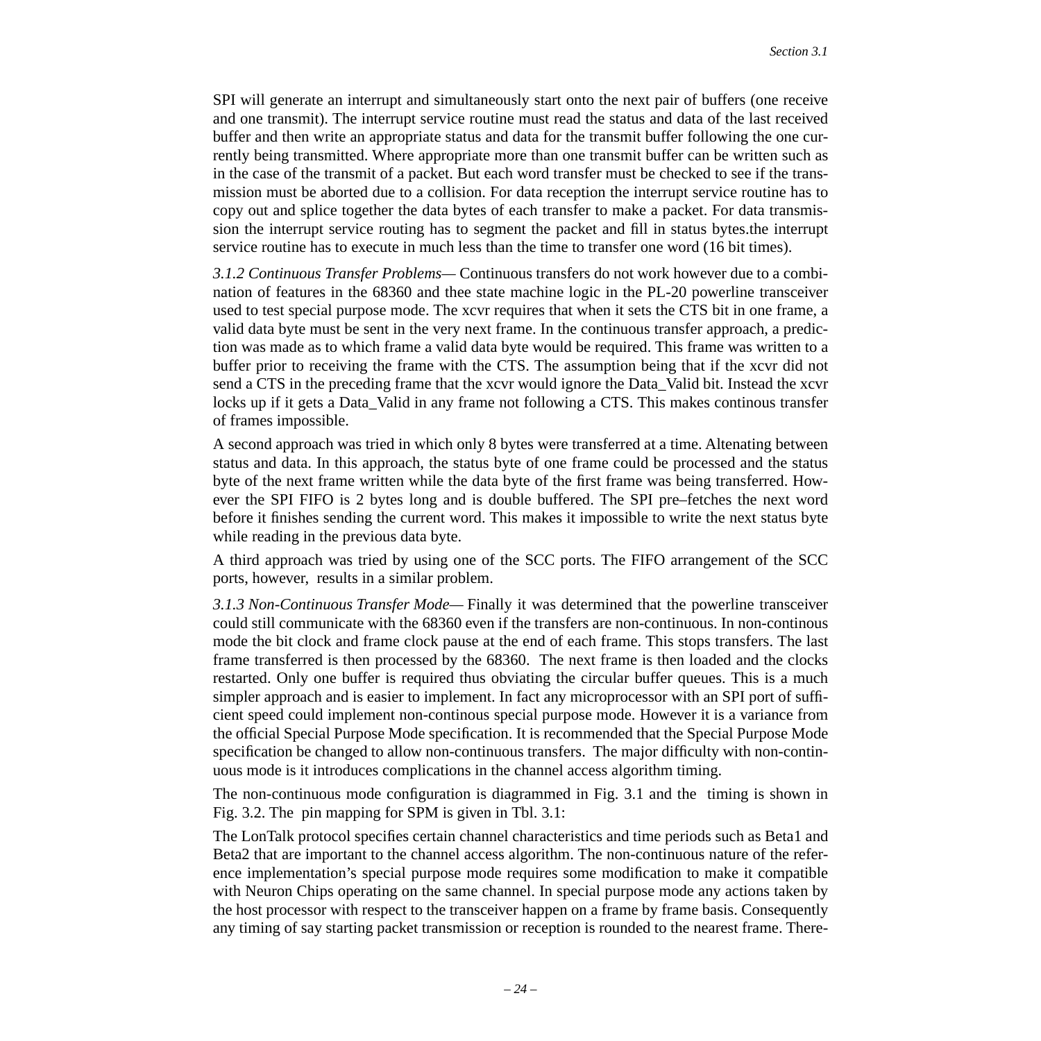SPI will generate an interrupt and simultaneously start onto the next pair of buffers (one receive and one transmit). The interrupt service routine must read the status and data of the last received buffer and then write an appropriate status and data for the transmit buffer following the one currently being transmitted. Where appropriate more than one transmit buffer can be written such as in the case of the transmit of a packet. But each word transfer must be checked to see if the transmission must be aborted due to a collision. For data reception the interrupt service routine has to copy out and splice together the data bytes of each transfer to make a packet. For data transmission the interrupt service routing has to segment the packet and fill in status bytes.the interrupt service routine has to execute in much less than the time to transfer one word (16 bit times).

*3.1.2 Continuous Transfer Problems*— Continuous transfers do not work however due to a combination of features in the 68360 and thee state machine logic in the PL-20 powerline transceiver used to test special purpose mode. The xcvr requires that when it sets the CTS bit in one frame, a valid data byte must be sent in the very next frame. In the continuous transfer approach, a prediction was made as to which frame a valid data byte would be required. This frame was written to a buffer prior to receiving the frame with the CTS. The assumption being that if the xcvr did not send a CTS in the preceding frame that the xcvr would ignore the Data_Valid bit. Instead the xcvr locks up if it gets a Data_Valid in any frame not following a CTS. This makes continous transfer of frames impossible.

A second approach was tried in which only 8 bytes were transferred at a time. Altenating between status and data. In this approach, the status byte of one frame could be processed and the status byte of the next frame written while the data byte of the first frame was being transferred. However the SPI FIFO is 2 bytes long and is double buffered. The SPI pre–fetches the next word before it finishes sending the current word. This makes it impossible to write the next status byte while reading in the previous data byte.

A third approach was tried by using one of the SCC ports. The FIFO arrangement of the SCC ports, however, results in a similar problem.

*3.1.3 Non-Continuous Transfer Mode*— Finally it was determined that the powerline transceiver could still communicate with the 68360 even if the transfers are non-continuous. In non-continous mode the bit clock and frame clock pause at the end of each frame. This stops transfers. The last frame transferred is then processed by the 68360. The next frame is then loaded and the clocks restarted. Only one buffer is required thus obviating the circular buffer queues. This is a much simpler approach and is easier to implement. In fact any microprocessor with an SPI port of sufficient speed could implement non-continous special purpose mode. However it is a variance from the official Special Purpose Mode specification. It is recommended that the Special Purpose Mode specification be changed to allow non-continuous transfers. The major difficulty with non-continuous mode is it introduces complications in the channel access algorithm timing.

The non-continuous mode configuration is diagrammed in Fig. 3.1 and the timing is shown in Fig. 3.2. The pin mapping for SPM is given in Tbl. 3.1:

The LonTalk protocol specifies certain channel characteristics and time periods such as Beta1 and Beta2 that are important to the channel access algorithm. The non-continuous nature of the reference implementation's special purpose mode requires some modification to make it compatible with Neuron Chips operating on the same channel. In special purpose mode any actions taken by the host processor with respect to the transceiver happen on a frame by frame basis. Consequently any timing of say starting packet transmission or reception is rounded to the nearest frame. There-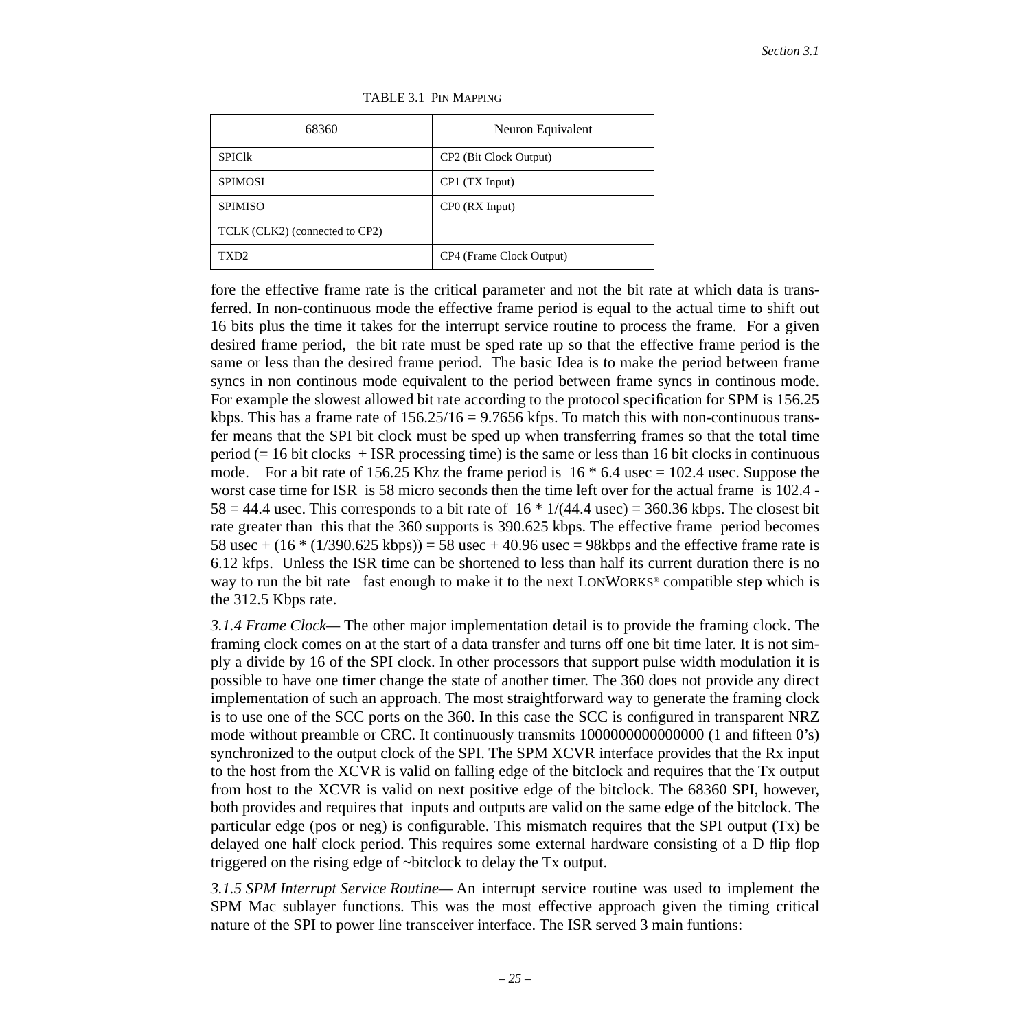TABLE 3.1 PIN MAPPING

| 68360 | Neuron Equivalent |
|---|---|
| SPIClk | CP2 (Bit Clock Output) |
| SPIMOSI | CP1 (TX Input) |
| SPIMISO | CP0 (RX Input) |
| TCLK (CLK2) (connected to CP2) | |
| TXD2 | CP4 (Frame Clock Output) |

fore the effective frame rate is the critical parameter and not the bit rate at which data is transferred. In non-continuous mode the effective frame period is equal to the actual time to shift out 16 bits plus the time it takes for the interrupt service routine to process the frame. For a given desired frame period, the bit rate must be sped rate up so that the effective frame period is the same or less than the desired frame period. The basic Idea is to make the period between frame syncs in non continous mode equivalent to the period between frame syncs in continous mode. For example the slowest allowed bit rate according to the protocol specification for SPM is 156.25 kbps. This has a frame rate of 156.25/16 = 9.7656 kfps. To match this with non-continuous transfer means that the SPI bit clock must be sped up when transferring frames so that the total time period (= 16 bit clocks + ISR processing time) is the same or less than 16 bit clocks in continuous mode. For a bit rate of 156.25 Khz the frame period is 16 * 6.4 usec = 102.4 usec. Suppose the worst case time for ISR is 58 micro seconds then the time left over for the actual frame is 102.4 - 58 = 44.4 usec. This corresponds to a bit rate of 16 * 1/(44.4 usec) = 360.36 kbps. The closest bit rate greater than this that the 360 supports is 390.625 kbps. The effective frame period becomes 58 usec + (16 * (1/390.625 kbps)) = 58 usec + 40.96 usec = 98kbps and the effective frame rate is 6.12 kfps. Unless the ISR time can be shortened to less than half its current duration there is no way to run the bit rate fast enough to make it to the next LONWORKS® compatible step which is the 312.5 Kbps rate.

*3.1.4 Frame Clock*— The other major implementation detail is to provide the framing clock. The framing clock comes on at the start of a data transfer and turns off one bit time later. It is not simply a divide by 16 of the SPI clock. In other processors that support pulse width modulation it is possible to have one timer change the state of another timer. The 360 does not provide any direct implementation of such an approach. The most straightforward way to generate the framing clock is to use one of the SCC ports on the 360. In this case the SCC is configured in transparent NRZ mode without preamble or CRC. It continuously transmits 1000000000000000 (1 and fifteen 0's) synchronized to the output clock of the SPI. The SPM XCVR interface provides that the Rx input to the host from the XCVR is valid on falling edge of the bitclock and requires that the Tx output from host to the XCVR is valid on next positive edge of the bitclock. The 68360 SPI, however, both provides and requires that inputs and outputs are valid on the same edge of the bitclock. The particular edge (pos or neg) is configurable. This mismatch requires that the SPI output (Tx) be delayed one half clock period. This requires some external hardware consisting of a D flip flop triggered on the rising edge of ~bitclock to delay the Tx output.

*3.1.5 SPM Interrupt Service Routine*— An interrupt service routine was used to implement the SPM Mac sublayer functions. This was the most effective approach given the timing critical nature of the SPI to power line transceiver interface. The ISR served 3 main funtions: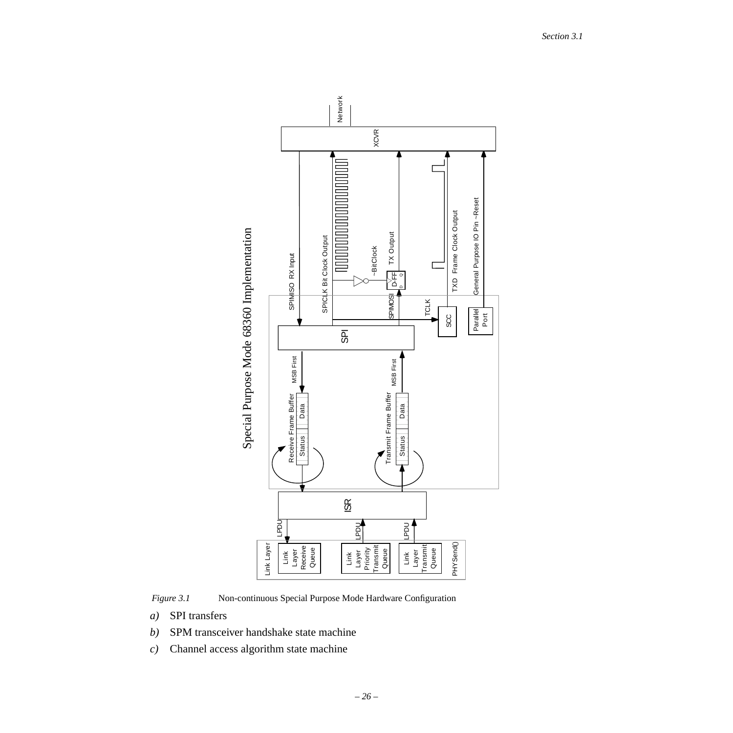*Figure 3.1* Non-continuous Special Purpose Mode Hardware Configuration

*a)* SPI transfers

*b)* SPM transceiver handshake state machine

*c)* Channel access algorithm state machine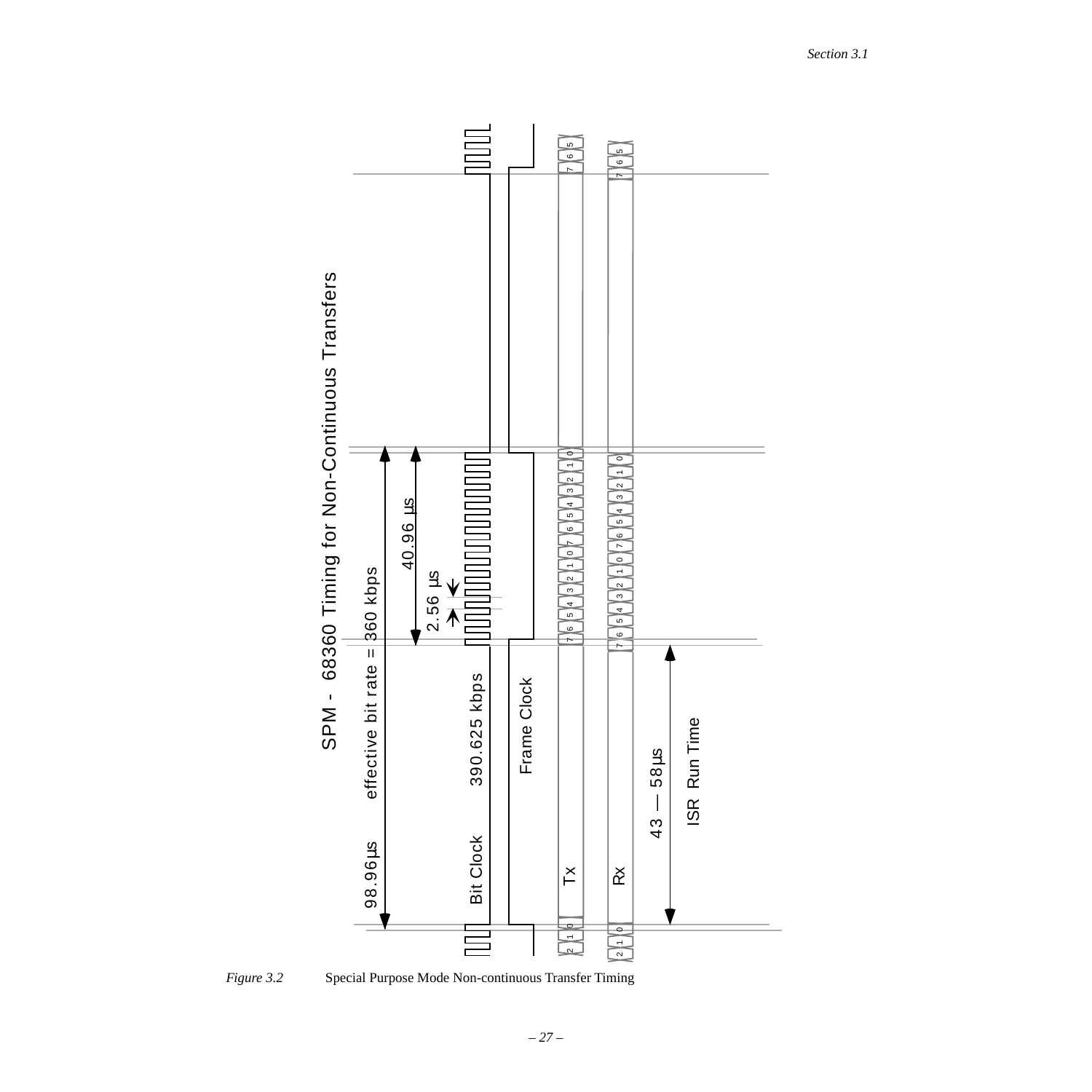SPM - 68360 Timing for Non-Continuous Transfers

98.96µs effective bit rate = 360 kbps

40.96 µs

2.56 µs

Bit Clock 390.625 kbps

Frame Clock

Tx

Rx

43 — 58µs ISR Run Time

*Figure 3.2* Special Purpose Mode Non-continuous Transfer Timing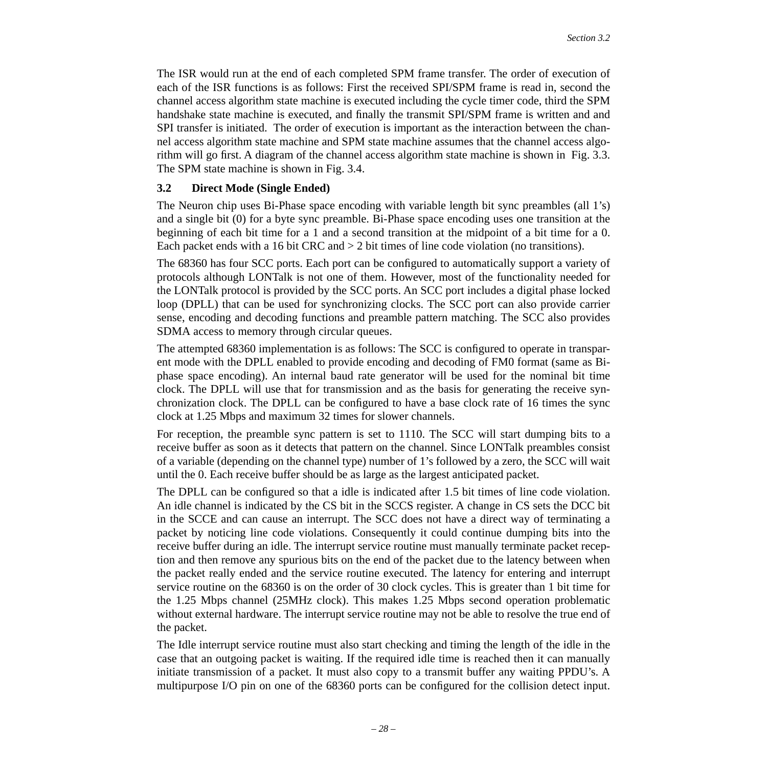The ISR would run at the end of each completed SPM frame transfer. The order of execution of each of the ISR functions is as follows: First the received SPI/SPM frame is read in, second the channel access algorithm state machine is executed including the cycle timer code, third the SPM handshake state machine is executed, and finally the transmit SPI/SPM frame is written and and SPI transfer is initiated. The order of execution is important as the interaction between the channel access algorithm state machine and SPM state machine assumes that the channel access algorithm will go first. A diagram of the channel access algorithm state machine is shown in Fig. 3.3. The SPM state machine is shown in Fig. 3.4.

## 3.2 Direct Mode (Single Ended)

The Neuron chip uses Bi-Phase space encoding with variable length bit sync preambles (all 1's) and a single bit (0) for a byte sync preamble. Bi-Phase space encoding uses one transition at the beginning of each bit time for a 1 and a second transition at the midpoint of a bit time for a 0. Each packet ends with a 16 bit CRC and > 2 bit times of line code violation (no transitions).

The 68360 has four SCC ports. Each port can be configured to automatically support a variety of protocols although LONTalk is not one of them. However, most of the functionality needed for the LONTalk protocol is provided by the SCC ports. An SCC port includes a digital phase locked loop (DPLL) that can be used for synchronizing clocks. The SCC port can also provide carrier sense, encoding and decoding functions and preamble pattern matching. The SCC also provides SDMA access to memory through circular queues.

The attempted 68360 implementation is as follows: The SCC is configured to operate in transparent mode with the DPLL enabled to provide encoding and decoding of FM0 format (same as Bi-phase space encoding). An internal baud rate generator will be used for the nominal bit time clock. The DPLL will use that for transmission and as the basis for generating the receive synchronization clock. The DPLL can be configured to have a base clock rate of 16 times the sync clock at 1.25 Mbps and maximum 32 times for slower channels.

For reception, the preamble sync pattern is set to 1110. The SCC will start dumping bits to a receive buffer as soon as it detects that pattern on the channel. Since LONTalk preambles consist of a variable (depending on the channel type) number of 1's followed by a zero, the SCC will wait until the 0. Each receive buffer should be as large as the largest anticipated packet.

The DPLL can be configured so that a idle is indicated after 1.5 bit times of line code violation. An idle channel is indicated by the CS bit in the SCCS register. A change in CS sets the DCC bit in the SCCE and can cause an interrupt. The SCC does not have a direct way of terminating a packet by noticing line code violations. Consequently it could continue dumping bits into the receive buffer during an idle. The interrupt service routine must manually terminate packet reception and then remove any spurious bits on the end of the packet due to the latency between when the packet really ended and the service routine executed. The latency for entering and interrupt service routine on the 68360 is on the order of 30 clock cycles. This is greater than 1 bit time for the 1.25 Mbps channel (25MHz clock). This makes 1.25 Mbps second operation problematic without external hardware. The interrupt service routine may not be able to resolve the true end of the packet.

The Idle interrupt service routine must also start checking and timing the length of the idle in the case that an outgoing packet is waiting. If the required idle time is reached then it can manually initiate transmission of a packet. It must also copy to a transmit buffer any waiting PPDU's. A multipurpose I/O pin on one of the 68360 ports can be configured for the collision detect input.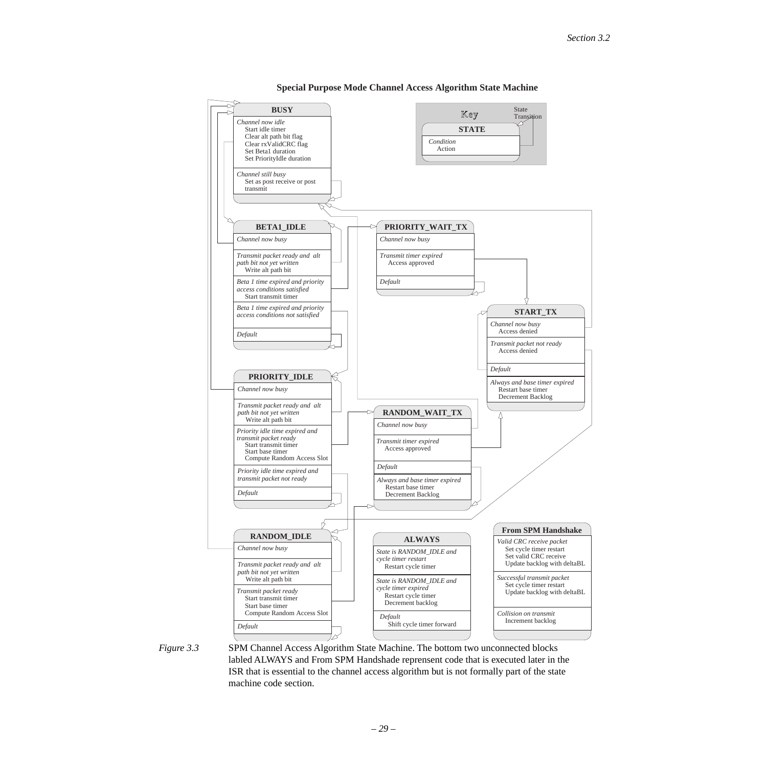**Special Purpose Mode Channel Access Algorithm State Machine**

Key

State Transition

**STATE**

*Condition*
Action

**BUSY**

*Channel now idle*
Start idle timer
Clear alt path bit flag
Clear rxValidCRC flag
Set Beta1 duration
Set PriorityIdle duration

*Channel still busy*
Set as post receive or post transmit

**BETA1_IDLE**

*Channel now busy*

*Transmit packet ready and alt path bit not yet written*
Write alt path bit

*Beta 1 time expired and priority access conditions satisfied*
Start transmit timer

*Beta 1 time expired and priority access conditions not satisfied*

*Default*

**PRIORITY_WAIT_TX**

*Channel now busy*

*Transmit timer expired*
Access approved

*Default*

**START_TX**

*Channel now busy*
Access denied

*Transmit packet not ready*
Access denied

*Default*

*Always and base timer expired*
Restart base timer
Decrement Backlog

**PRIORITY_IDLE**

*Channel now busy*

*Transmit packet ready and alt path bit not yet written*
Write alt path bit

*Priority idle time expired and transmit packet ready*
Start transmit timer
Start base timer
Compute Random Access Slot

*Priority idle time expired and transmit packet not ready*

*Default*

**RANDOM_WAIT_TX**

*Channel now busy*

*Transmit timer expired*
Access approved

*Default*

*Always and base timer expired*
Restart base timer
Decrement Backlog

**RANDOM_IDLE**

*Channel now busy*

*Transmit packet ready and alt path bit not yet written*
Write alt path bit

*Transmit packet ready*
Start transmit timer
Start base timer
Compute Random Access Slot

*Default*

**ALWAYS**

*State is RANDOM_IDLE and cycle timer restart*
Restart cycle timer

*State is RANDOM_IDLE and cycle timer expired*
Restart cycle timer
Decrement backlog

*Default*
Shift cycle timer forward

**From SPM Handshake**

*Valid CRC receive packet*
Set cycle timer restart
Set valid CRC receive
Update backlog with deltaBL

*Successful transmit packet*
Set cycle timer restart
Update backlog with deltaBL

*Collision on transmit*
Increment backlog

*Figure 3.3* SPM Channel Access Algorithm State Machine. The bottom two unconnected blocks labled ALWAYS and From SPM Handshade reprensent code that is executed later in the ISR that is essential to the channel access algorithm but is not formally part of the state machine code section.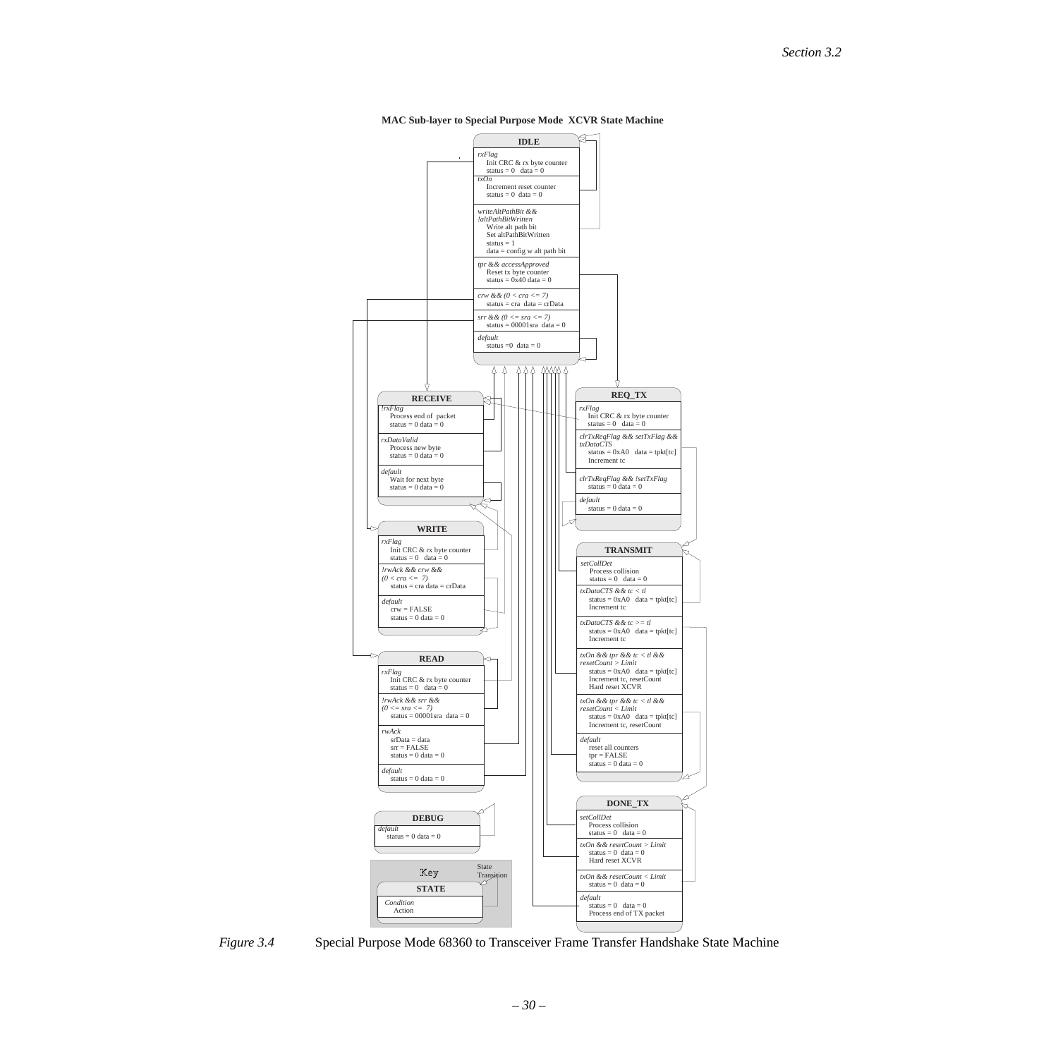**MAC Sub-layer to Special Purpose Mode XCVR State Machine**

**IDLE**

*rxFlag*
Init CRC & rx byte counter
status = 0 data = 0

*txOn*
Increment reset counter
status = 0 data = 0

*writeAltPathBit && !altPathBitWritten*
Write alt path bit
Set altPathBitWritten
status = 1
data = config w alt path bit

*tpr && accessApproved*
Reset tx byte counter
status = 0x40 data = 0

*crw && (0 < cra <= 7)*
status = cra data = crData

*srr && (0 <= sra <= 7)*
status = 00001sra data = 0

*default*
status =0 data = 0

**RECEIVE**

*!rxFlag*
Process end of packet
status = 0 data = 0

*rxDataValid*
Process new byte
status = 0 data = 0

*default*
Wait for next byte
status = 0 data = 0

**REQ_TX**

*rxFlag*
Init CRC & rx byte counter
status = 0 data = 0

*clrTxReqFlag && setTxFlag && txDataCTS*
status = 0xA0 data = tpkt[tc]
Increment tc

*clrTxReqFlag && !setTxFlag*
status = 0 data = 0

*default*
status = 0 data = 0

**WRITE**

*rxFlag*
Init CRC & rx byte counter
status = 0 data = 0

*!rwAck && crw && (0 < cra <= 7)*
status = cra data = crData

*default*
crw = FALSE
status = 0 data = 0

**TRANSMIT**

*setCollDet*
Process collision
status = 0 data = 0

*txDataCTS && tc < tl*
status = 0xA0 data = tpkt[tc]
Increment tc

*txDataCTS && tc >= tl*
status = 0xA0 data = tpkt[tc]
Increment tc

*txOn && tpr && tc < tl && resetCount > Limit*
status = 0xA0 data = tpkt[tc]
Increment tc, resetCount
Hard reset XCVR

*txOn && tpr && tc < tl && resetCount < Limit*
status = 0xA0 data = tpkt[tc]
Increment tc, resetCount

*default*
reset all counters
tpr = FALSE
status = 0 data = 0

**READ**

*rxFlag*
Init CRC & rx byte counter
status = 0 data = 0

*!rwAck && srr && (0 <= sra <= 7)*
status = 00001sra data = 0

*rwAck*
srData = data
srr = FALSE
status = 0 data = 0

*default*
status = 0 data = 0

**DONE_TX**

*setCollDet*
Process collision
status = 0 data = 0

*txOn && resetCount > Limit*
status = 0 data = 0
Hard reset XCVR

*txOn && resetCount < Limit*
status = 0 data = 0

*default*
status = 0 data = 0
Process end of TX packet

**DEBUG**

*default*
status = 0 data = 0

Key: **STATE** — *Condition* / Action — State Transition

*Figure 3.4* Special Purpose Mode 68360 to Transceiver Frame Transfer Handshake State Machine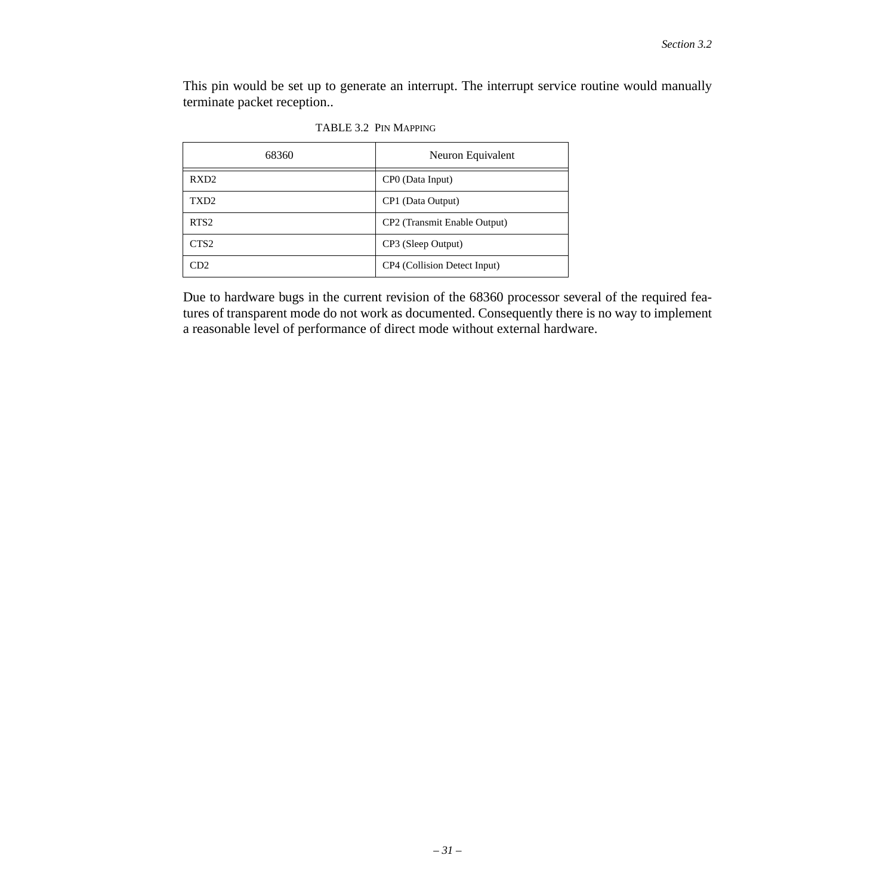This pin would be set up to generate an interrupt. The interrupt service routine would manually terminate packet reception..

TABLE 3.2 PIN MAPPING

| 68360 | Neuron Equivalent |
|---|---|
| RXD2 | CP0 (Data Input) |
| TXD2 | CP1 (Data Output) |
| RTS2 | CP2 (Transmit Enable Output) |
| CTS2 | CP3 (Sleep Output) |
| CD2 | CP4 (Collision Detect Input) |

Due to hardware bugs in the current revision of the 68360 processor several of the required features of transparent mode do not work as documented. Consequently there is no way to implement a reasonable level of performance of direct mode without external hardware.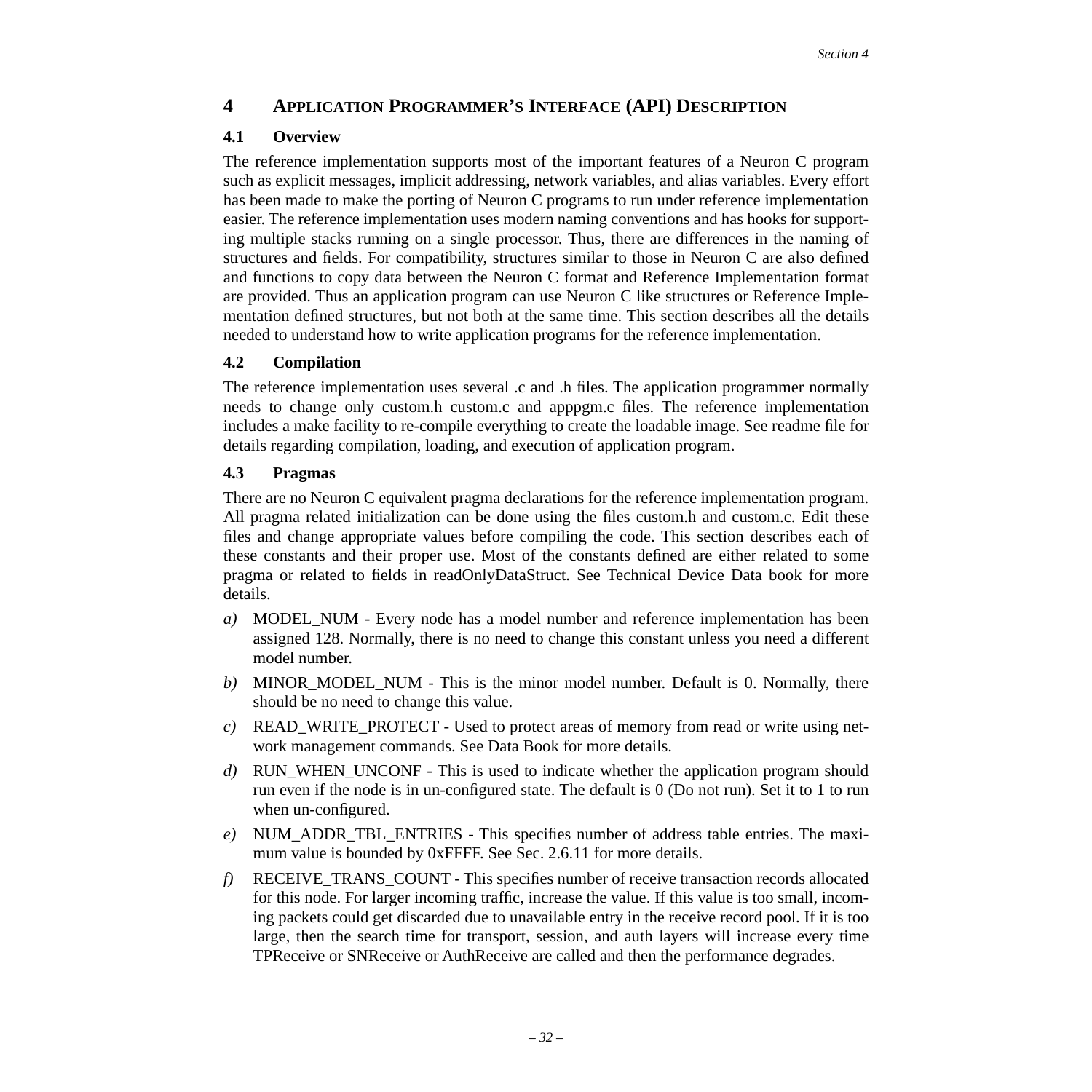# 4 APPLICATION PROGRAMMER'S INTERFACE (API) DESCRIPTION

## 4.1 Overview

The reference implementation supports most of the important features of a Neuron C program such as explicit messages, implicit addressing, network variables, and alias variables. Every effort has been made to make the porting of Neuron C programs to run under reference implementation easier. The reference implementation uses modern naming conventions and has hooks for supporting multiple stacks running on a single processor. Thus, there are differences in the naming of structures and fields. For compatibility, structures similar to those in Neuron C are also defined and functions to copy data between the Neuron C format and Reference Implementation format are provided. Thus an application program can use Neuron C like structures or Reference Implementation defined structures, but not both at the same time. This section describes all the details needed to understand how to write application programs for the reference implementation.

## 4.2 Compilation

The reference implementation uses several .c and .h files. The application programmer normally needs to change only custom.h custom.c and apppgm.c files. The reference implementation includes a make facility to re-compile everything to create the loadable image. See readme file for details regarding compilation, loading, and execution of application program.

## 4.3 Pragmas

There are no Neuron C equivalent pragma declarations for the reference implementation program. All pragma related initialization can be done using the files custom.h and custom.c. Edit these files and change appropriate values before compiling the code. This section describes each of these constants and their proper use. Most of the constants defined are either related to some pragma or related to fields in readOnlyDataStruct. See Technical Device Data book for more details.

*a)* MODEL_NUM - Every node has a model number and reference implementation has been assigned 128. Normally, there is no need to change this constant unless you need a different model number.

*b)* MINOR_MODEL_NUM - This is the minor model number. Default is 0. Normally, there should be no need to change this value.

*c)* READ_WRITE_PROTECT - Used to protect areas of memory from read or write using network management commands. See Data Book for more details.

*d)* RUN_WHEN_UNCONF - This is used to indicate whether the application program should run even if the node is in un-configured state. The default is 0 (Do not run). Set it to 1 to run when un-configured.

*e)* NUM_ADDR_TBL_ENTRIES - This specifies number of address table entries. The maximum value is bounded by 0xFFFF. See Sec. 2.6.11 for more details.

*f)* RECEIVE_TRANS_COUNT - This specifies number of receive transaction records allocated for this node. For larger incoming traffic, increase the value. If this value is too small, incoming packets could get discarded due to unavailable entry in the receive record pool. If it is too large, then the search time for transport, session, and auth layers will increase every time TPReceive or SNReceive or AuthReceive are called and then the performance degrades.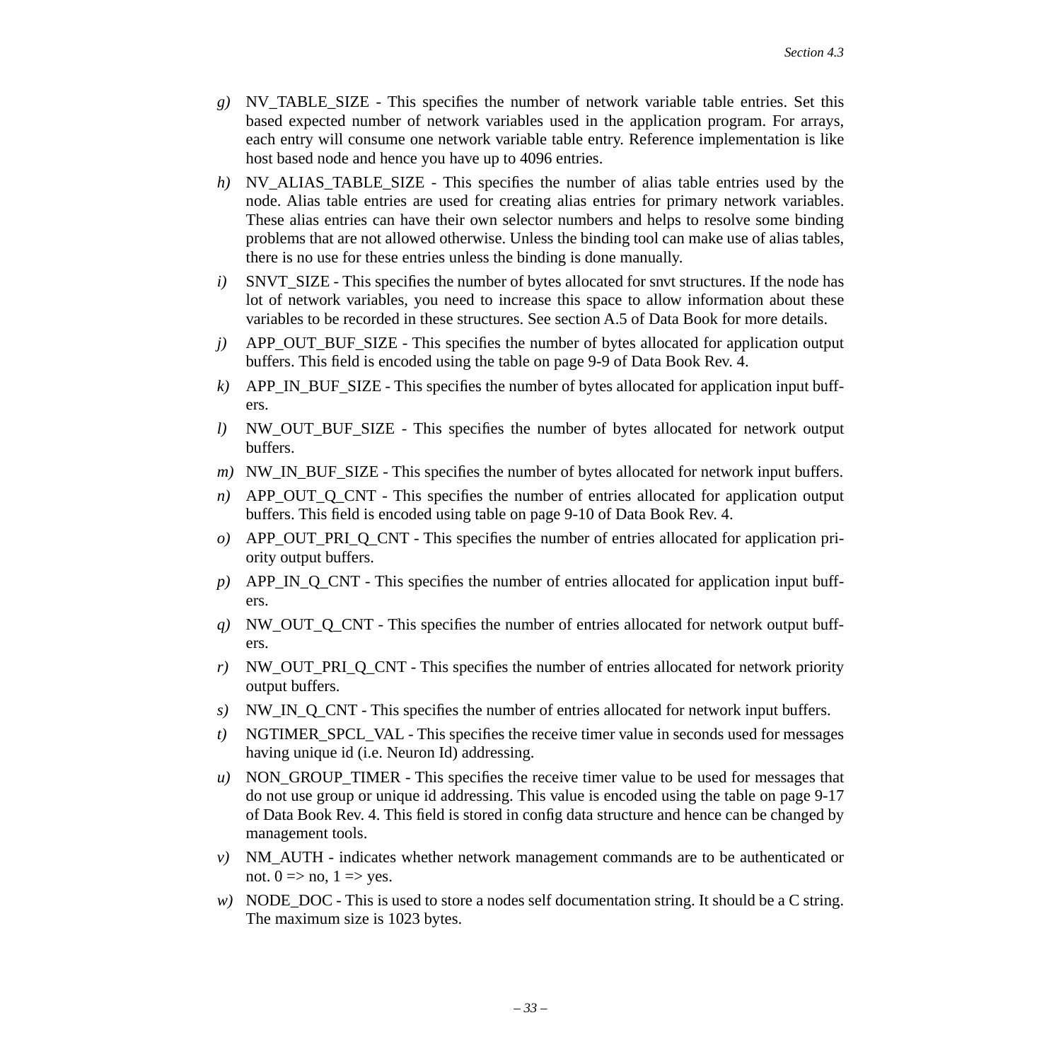*g)* NV_TABLE_SIZE - This specifies the number of network variable table entries. Set this based expected number of network variables used in the application program. For arrays, each entry will consume one network variable table entry. Reference implementation is like host based node and hence you have up to 4096 entries.

*h)* NV_ALIAS_TABLE_SIZE - This specifies the number of alias table entries used by the node. Alias table entries are used for creating alias entries for primary network variables. These alias entries can have their own selector numbers and helps to resolve some binding problems that are not allowed otherwise. Unless the binding tool can make use of alias tables, there is no use for these entries unless the binding is done manually.

*i)* SNVT_SIZE - This specifies the number of bytes allocated for snvt structures. If the node has lot of network variables, you need to increase this space to allow information about these variables to be recorded in these structures. See section A.5 of Data Book for more details.

*j)* APP_OUT_BUF_SIZE - This specifies the number of bytes allocated for application output buffers. This field is encoded using the table on page 9-9 of Data Book Rev. 4.

*k)* APP_IN_BUF_SIZE - This specifies the number of bytes allocated for application input buffers.

*l)* NW_OUT_BUF_SIZE - This specifies the number of bytes allocated for network output buffers.

*m)* NW_IN_BUF_SIZE - This specifies the number of bytes allocated for network input buffers.

*n)* APP_OUT_Q_CNT - This specifies the number of entries allocated for application output buffers. This field is encoded using table on page 9-10 of Data Book Rev. 4.

*o)* APP_OUT_PRI_Q_CNT - This specifies the number of entries allocated for application priority output buffers.

*p)* APP_IN_Q_CNT - This specifies the number of entries allocated for application input buffers.

*q)* NW_OUT_Q_CNT - This specifies the number of entries allocated for network output buffers.

*r)* NW_OUT_PRI_Q_CNT - This specifies the number of entries allocated for network priority output buffers.

*s)* NW_IN_Q_CNT - This specifies the number of entries allocated for network input buffers.

*t)* NGTIMER_SPCL_VAL - This specifies the receive timer value in seconds used for messages having unique id (i.e. Neuron Id) addressing.

*u)* NON_GROUP_TIMER - This specifies the receive timer value to be used for messages that do not use group or unique id addressing. This value is encoded using the table on page 9-17 of Data Book Rev. 4. This field is stored in config data structure and hence can be changed by management tools.

*v)* NM_AUTH - indicates whether network management commands are to be authenticated or not. 0 => no, 1 => yes.

*w)* NODE_DOC - This is used to store a nodes self documentation string. It should be a C string. The maximum size is 1023 bytes.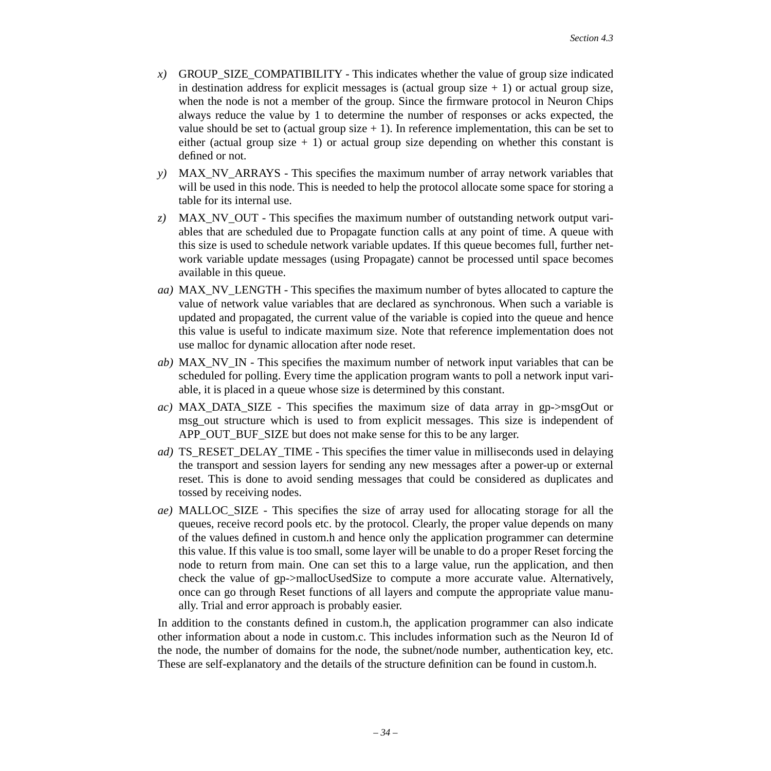*x)* GROUP_SIZE_COMPATIBILITY - This indicates whether the value of group size indicated in destination address for explicit messages is (actual group size + 1) or actual group size, when the node is not a member of the group. Since the firmware protocol in Neuron Chips always reduce the value by 1 to determine the number of responses or acks expected, the value should be set to (actual group size + 1). In reference implementation, this can be set to either (actual group size + 1) or actual group size depending on whether this constant is defined or not.

*y)* MAX_NV_ARRAYS - This specifies the maximum number of array network variables that will be used in this node. This is needed to help the protocol allocate some space for storing a table for its internal use.

*z)* MAX_NV_OUT - This specifies the maximum number of outstanding network output variables that are scheduled due to Propagate function calls at any point of time. A queue with this size is used to schedule network variable updates. If this queue becomes full, further network variable update messages (using Propagate) cannot be processed until space becomes available in this queue.

*aa)* MAX_NV_LENGTH - This specifies the maximum number of bytes allocated to capture the value of network value variables that are declared as synchronous. When such a variable is updated and propagated, the current value of the variable is copied into the queue and hence this value is useful to indicate maximum size. Note that reference implementation does not use malloc for dynamic allocation after node reset.

*ab)* MAX_NV_IN - This specifies the maximum number of network input variables that can be scheduled for polling. Every time the application program wants to poll a network input variable, it is placed in a queue whose size is determined by this constant.

*ac)* MAX_DATA_SIZE - This specifies the maximum size of data array in gp->msgOut or msg_out structure which is used to from explicit messages. This size is independent of APP_OUT_BUF_SIZE but does not make sense for this to be any larger.

*ad)* TS_RESET_DELAY_TIME - This specifies the timer value in milliseconds used in delaying the transport and session layers for sending any new messages after a power-up or external reset. This is done to avoid sending messages that could be considered as duplicates and tossed by receiving nodes.

*ae)* MALLOC_SIZE - This specifies the size of array used for allocating storage for all the queues, receive record pools etc. by the protocol. Clearly, the proper value depends on many of the values defined in custom.h and hence only the application programmer can determine this value. If this value is too small, some layer will be unable to do a proper Reset forcing the node to return from main. One can set this to a large value, run the application, and then check the value of gp->mallocUsedSize to compute a more accurate value. Alternatively, once can go through Reset functions of all layers and compute the appropriate value manually. Trial and error approach is probably easier.

In addition to the constants defined in custom.h, the application programmer can also indicate other information about a node in custom.c. This includes information such as the Neuron Id of the node, the number of domains for the node, the subnet/node number, authentication key, etc. These are self-explanatory and the details of the structure definition can be found in custom.h.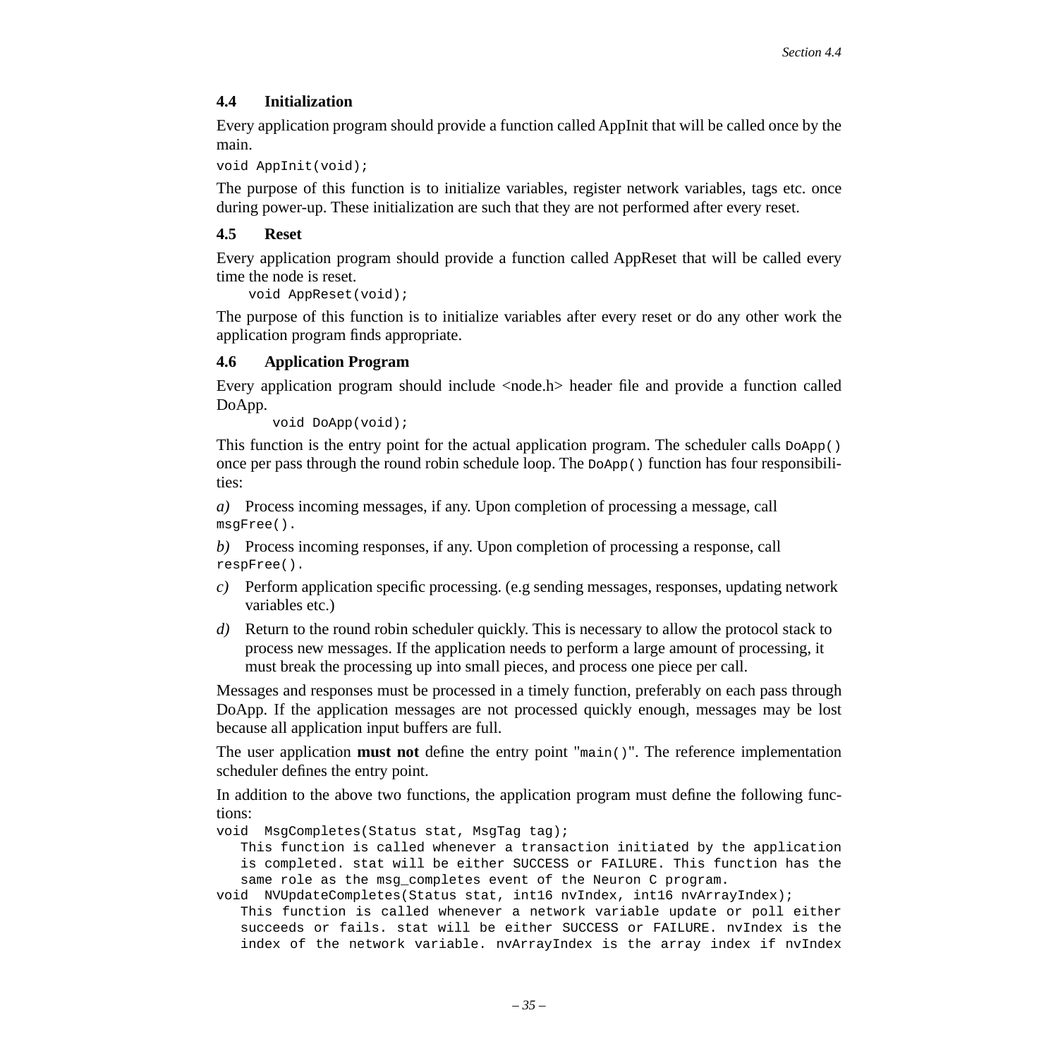## 4.4 Initialization

Every application program should provide a function called AppInit that will be called once by the main.

```
void AppInit(void);
```

The purpose of this function is to initialize variables, register network variables, tags etc. once during power-up. These initialization are such that they are not performed after every reset.

## 4.5 Reset

Every application program should provide a function called AppReset that will be called every time the node is reset.

```
void AppReset(void);
```

The purpose of this function is to initialize variables after every reset or do any other work the application program finds appropriate.

## 4.6 Application Program

Every application program should include <node.h> header file and provide a function called DoApp.

```
void DoApp(void);
```

This function is the entry point for the actual application program. The scheduler calls `DoApp()` once per pass through the round robin schedule loop. The `DoApp()` function has four responsibilities:

*a)* Process incoming messages, if any. Upon completion of processing a message, call `msgFree()`.

*b)* Process incoming responses, if any. Upon completion of processing a response, call `respFree()`.

*c)* Perform application specific processing. (e.g sending messages, responses, updating network variables etc.)

*d)* Return to the round robin scheduler quickly. This is necessary to allow the protocol stack to process new messages. If the application needs to perform a large amount of processing, it must break the processing up into small pieces, and process one piece per call.

Messages and responses must be processed in a timely function, preferably on each pass through DoApp. If the application messages are not processed quickly enough, messages may be lost because all application input buffers are full.

The user application **must not** define the entry point "`main()`". The reference implementation scheduler defines the entry point.

In addition to the above two functions, the application program must define the following functions:

```
void  MsgCompletes(Status stat, MsgTag tag);
   This function is called whenever a transaction initiated by the application
   is completed. stat will be either SUCCESS or FAILURE. This function has the
   same role as the msg_completes event of the Neuron C program.
void  NVUpdateCompletes(Status stat, int16 nvIndex, int16 nvArrayIndex);
   This function is called whenever a network variable update or poll either
   succeeds or fails. stat will be either SUCCESS or FAILURE. nvIndex is the
   index of the network variable. nvArrayIndex is the array index if nvIndex
```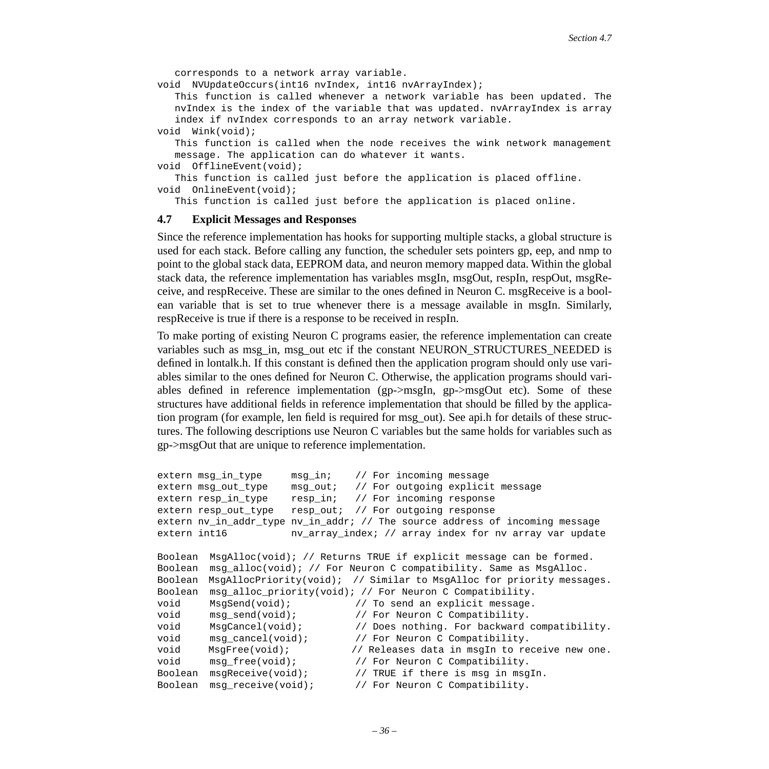```
   corresponds to a network array variable.
void  NVUpdateOccurs(int16 nvIndex, int16 nvArrayIndex);
   This function is called whenever a network variable has been updated. The
   nvIndex is the index of the variable that was updated. nvArrayIndex is array
   index if nvIndex corresponds to an array network variable.
void  Wink(void);
   This function is called when the node receives the wink network management
   message. The application can do whatever it wants.
void  OfflineEvent(void);
   This function is called just before the application is placed offline.
void  OnlineEvent(void);
   This function is called just before the application is placed online.
```

## 4.7 Explicit Messages and Responses

Since the reference implementation has hooks for supporting multiple stacks, a global structure is used for each stack. Before calling any function, the scheduler sets pointers gp, eep, and nmp to point to the global stack data, EEPROM data, and neuron memory mapped data. Within the global stack data, the reference implementation has variables msgIn, msgOut, respIn, respOut, msgReceive, and respReceive. These are similar to the ones defined in Neuron C. msgReceive is a boolean variable that is set to true whenever there is a message available in msgIn. Similarly, respReceive is true if there is a response to be received in respIn.

To make porting of existing Neuron C programs easier, the reference implementation can create variables such as msg_in, msg_out etc if the constant NEURON_STRUCTURES_NEEDED is defined in lontalk.h. If this constant is defined then the application program should only use variables similar to the ones defined for Neuron C. Otherwise, the application programs should variables defined in reference implementation (gp->msgIn, gp->msgOut etc). Some of these structures have additional fields in reference implementation that should be filled by the application program (for example, len field is required for msg_out). See api.h for details of these structures. The following descriptions use Neuron C variables but the same holds for variables such as gp->msgOut that are unique to reference implementation.

```
extern msg_in_type     msg_in;    // For incoming message
extern msg_out_type    msg_out;   // For outgoing explicit message
extern resp_in_type    resp_in;   // For incoming response
extern resp_out_type   resp_out;  // For outgoing response
extern nv_in_addr_type nv_in_addr; // The source address of incoming message
extern int16           nv_array_index; // array index for nv array var update

Boolean  MsgAlloc(void); // Returns TRUE if explicit message can be formed.
Boolean  msg_alloc(void); // For Neuron C compatibility. Same as MsgAlloc.
Boolean  MsgAllocPriority(void);  // Similar to MsgAlloc for priority messages.
Boolean  msg_alloc_priority(void); // For Neuron C Compatibility.
void     MsgSend(void);           // To send an explicit message.
void     msg_send(void);          // For Neuron C Compatibility.
void     MsgCancel(void);         // Does nothing. For backward compatibility.
void     msg_cancel(void);        // For Neuron C Compatibility.
void     MsgFree(void);          // Releases data in msgIn to receive new one.
void     msg_free(void);          // For Neuron C Compatibility.
Boolean  msgReceive(void);        // TRUE if there is msg in msgIn.
Boolean  msg_receive(void);       // For Neuron C Compatibility.
```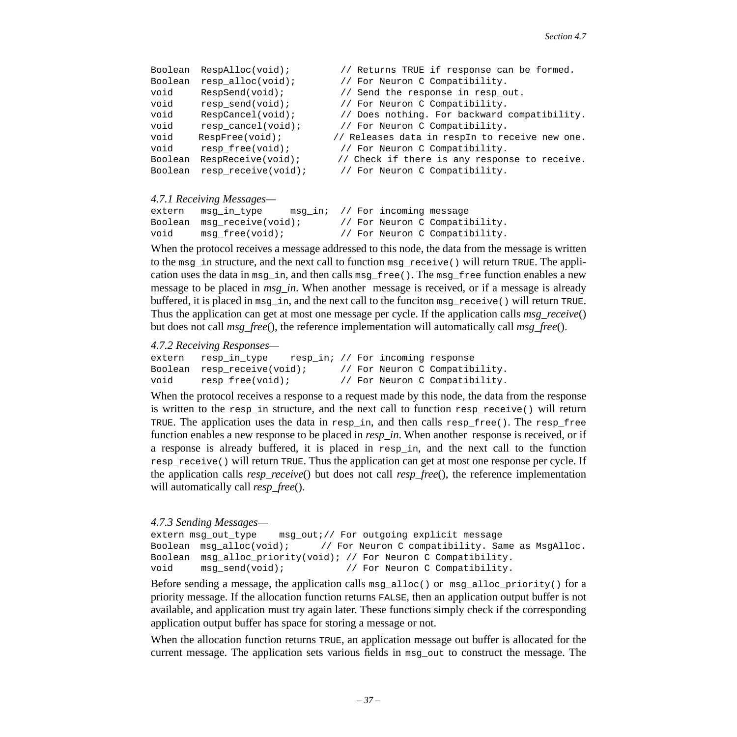```
Boolean  RespAlloc(void);         // Returns TRUE if response can be formed.
Boolean  resp_alloc(void);        // For Neuron C Compatibility.
void     RespSend(void);          // Send the response in resp_out.
void     resp_send(void);         // For Neuron C Compatibility.
void     RespCancel(void);        // Does nothing. For backward compatibility.
void     resp_cancel(void);       // For Neuron C Compatibility.
void     RespFree(void);          // Releases data in respIn to receive new one.
void     resp_free(void);         // For Neuron C Compatibility.
Boolean  RespReceive(void);       // Check if there is any response to receive.
Boolean  resp_receive(void);      // For Neuron C Compatibility.
```

*4.7.1 Receiving Messages—*

```
extern   msg_in_type     msg_in;  // For incoming message
Boolean  msg_receive(void);       // For Neuron C Compatibility.
void     msg_free(void);          // For Neuron C Compatibility.
```

When the protocol receives a message addressed to this node, the data from the message is written to the `msg_in` structure, and the next call to function `msg_receive()` will return `TRUE`. The application uses the data in `msg_in`, and then calls `msg_free()`. The `msg_free` function enables a new message to be placed in *msg_in*. When another message is received, or if a message is already buffered, it is placed in `msg_in`, and the next call to the funciton `msg_receive()` will return `TRUE`. Thus the application can get at most one message per cycle. If the application calls *msg_receive*() but does not call *msg_free*(), the reference implementation will automatically call *msg_free*().

*4.7.2 Receiving Responses—*

```
extern   resp_in_type    resp_in; // For incoming response
Boolean  resp_receive(void);      // For Neuron C Compatibility.
void     resp_free(void);         // For Neuron C Compatibility.
```

When the protocol receives a response to a request made by this node, the data from the response is written to the `resp_in` structure, and the next call to function `resp_receive()` will return `TRUE`. The application uses the data in `resp_in`, and then calls `resp_free()`. The `resp_free` function enables a new response to be placed in *resp_in*. When another response is received, or if a response is already buffered, it is placed in `resp_in`, and the next call to the function `resp_receive()` will return `TRUE`. Thus the application can get at most one response per cycle. If the application calls *resp_receive*() but does not call *resp_free*(), the reference implementation will automatically call *resp_free*().

*4.7.3 Sending Messages—*

```
extern msg_out_type    msg_out;// For outgoing explicit message
Boolean  msg_alloc(void);      // For Neuron C compatibility. Same as MsgAlloc.
Boolean  msg_alloc_priority(void); // For Neuron C Compatibility.
void     msg_send(void);           // For Neuron C Compatibility.
```

Before sending a message, the application calls `msg_alloc()` or `msg_alloc_priority()` for a priority message. If the allocation function returns `FALSE`, then an application output buffer is not available, and application must try again later. These functions simply check if the corresponding application output buffer has space for storing a message or not.

When the allocation function returns `TRUE`, an application message out buffer is allocated for the current message. The application sets various fields in `msg_out` to construct the message. The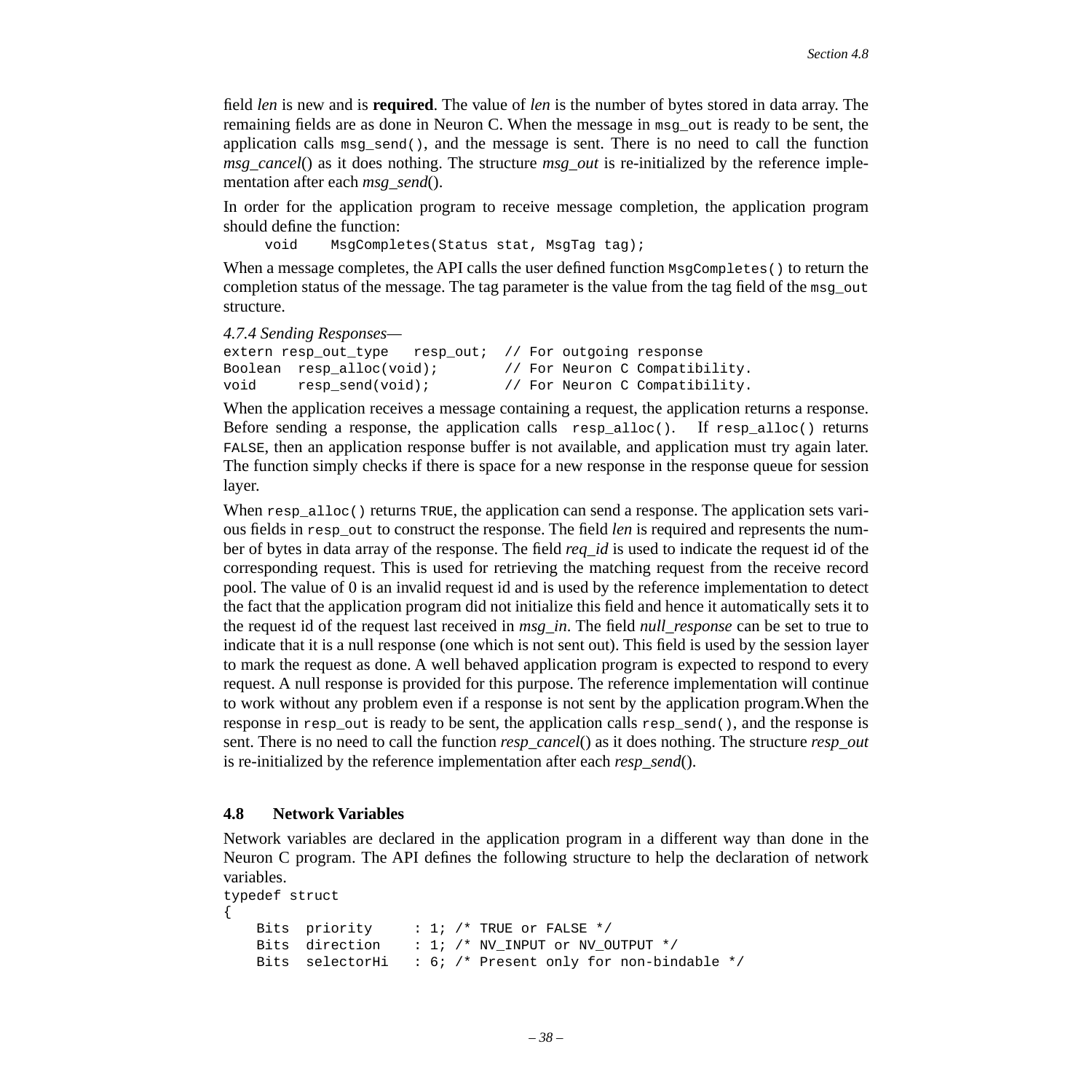field *len* is new and is **required**. The value of *len* is the number of bytes stored in data array. The remaining fields are as done in Neuron C. When the message in `msg_out` is ready to be sent, the application calls `msg_send()`, and the message is sent. There is no need to call the function *msg_cancel*() as it does nothing. The structure *msg_out* is re-initialized by the reference implementation after each *msg_send*().

In order for the application program to receive message completion, the application program should define the function:

```
void    MsgCompletes(Status stat, MsgTag tag);
```

When a message completes, the API calls the user defined function `MsgCompletes()` to return the completion status of the message. The tag parameter is the value from the tag field of the `msg_out` structure.

*4.7.4 Sending Responses—*

```
extern resp_out_type   resp_out;  // For outgoing response
Boolean  resp_alloc(void);        // For Neuron C Compatibility.
void     resp_send(void);         // For Neuron C Compatibility.
```

When the application receives a message containing a request, the application returns a response. Before sending a response, the application calls `resp_alloc()`. If `resp_alloc()` returns `FALSE`, then an application response buffer is not available, and application must try again later. The function simply checks if there is space for a new response in the response queue for session layer.

When `resp_alloc()` returns `TRUE`, the application can send a response. The application sets various fields in `resp_out` to construct the response. The field *len* is required and represents the number of bytes in data array of the response. The field *req_id* is used to indicate the request id of the corresponding request. This is used for retrieving the matching request from the receive record pool. The value of 0 is an invalid request id and is used by the reference implementation to detect the fact that the application program did not initialize this field and hence it automatically sets it to the request id of the request last received in *msg_in*. The field *null_response* can be set to true to indicate that it is a null response (one which is not sent out). This field is used by the session layer to mark the request as done. A well behaved application program is expected to respond to every request. A null response is provided for this purpose. The reference implementation will continue to work without any problem even if a response is not sent by the application program.When the response in `resp_out` is ready to be sent, the application calls `resp_send()`, and the response is sent. There is no need to call the function *resp_cancel*() as it does nothing. The structure *resp_out* is re-initialized by the reference implementation after each *resp_send*().

## 4.8 Network Variables

Network variables are declared in the application program in a different way than done in the Neuron C program. The API defines the following structure to help the declaration of network variables.

```
typedef struct
{
    Bits  priority     : 1; /* TRUE or FALSE */
    Bits  direction    : 1; /* NV_INPUT or NV_OUTPUT */
    Bits  selectorHi   : 6; /* Present only for non-bindable */
```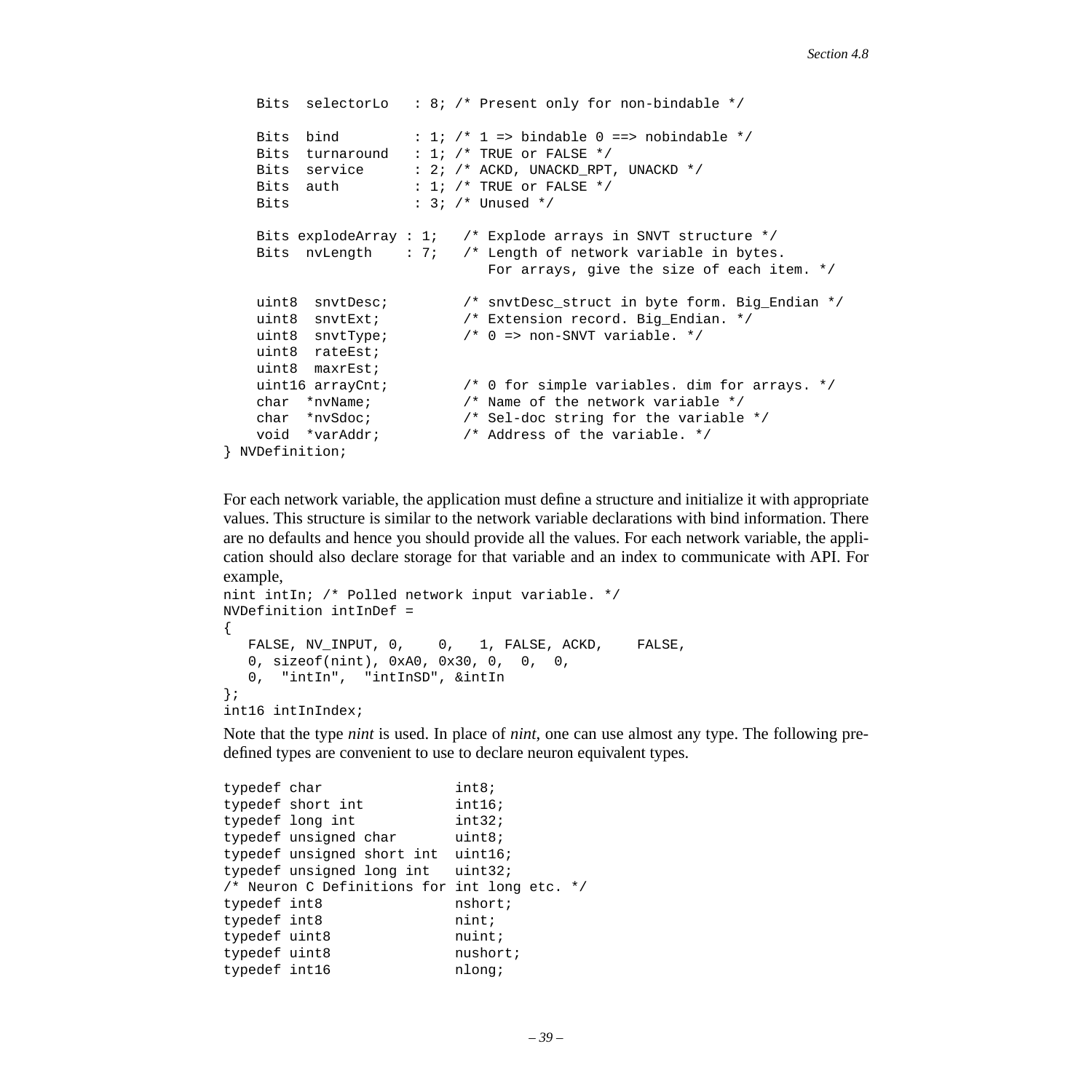```
    Bits  selectorLo   : 8; /* Present only for non-bindable */

    Bits  bind         : 1; /* 1 => bindable 0 ==> nobindable */
    Bits  turnaround   : 1; /* TRUE or FALSE */
    Bits  service      : 2; /* ACKD, UNACKD_RPT, UNACKD */
    Bits  auth         : 1; /* TRUE or FALSE */
    Bits               : 3; /* Unused */

    Bits explodeArray : 1;   /* Explode arrays in SNVT structure */
    Bits  nvLength    : 7;   /* Length of network variable in bytes.
                                For arrays, give the size of each item. */

    uint8  snvtDesc;         /* snvtDesc_struct in byte form. Big_Endian */
    uint8  snvtExt;          /* Extension record. Big_Endian. */
    uint8  snvtType;         /* 0 => non-SNVT variable. */
    uint8  rateEst;
    uint8  maxrEst;
    uint16 arrayCnt;         /* 0 for simple variables. dim for arrays. */
    char  *nvName;           /* Name of the network variable */
    char  *nvSdoc;           /* Sel-doc string for the variable */
    void  *varAddr;          /* Address of the variable. */
} NVDefinition;
```

For each network variable, the application must define a structure and initialize it with appropriate values. This structure is similar to the network variable declarations with bind information. There are no defaults and hence you should provide all the values. For each network variable, the application should also declare storage for that variable and an index to communicate with API. For example,

```
nint intIn; /* Polled network input variable. */
NVDefinition intInDef =
{
   FALSE, NV_INPUT, 0,    0,   1, FALSE, ACKD,    FALSE,
   0, sizeof(nint), 0xA0, 0x30, 0,  0,  0,
   0,  "intIn",  "intInSD", &intIn
};
int16 intInIndex;
```

Note that the type *nint* is used. In place of *nint*, one can use almost any type. The following predefined types are convenient to use to declare neuron equivalent types.

```
typedef char                int8;
typedef short int           int16;
typedef long int            int32;
typedef unsigned char       uint8;
typedef unsigned short int  uint16;
typedef unsigned long int   uint32;
/* Neuron C Definitions for int long etc. */
typedef int8                nshort;
typedef int8                nint;
typedef uint8               nuint;
typedef uint8               nushort;
typedef int16               nlong;
```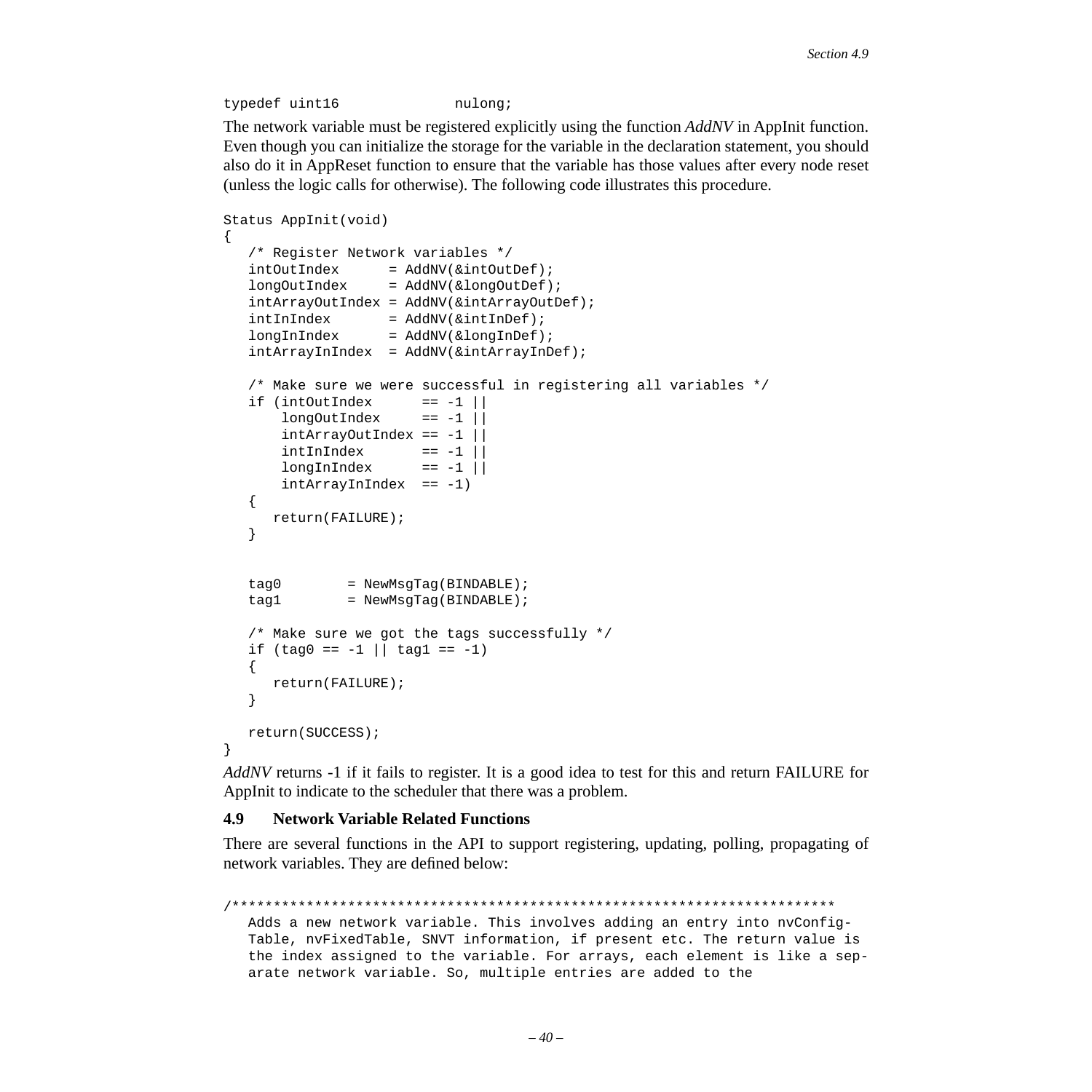```
typedef uint16              nulong;
```

The network variable must be registered explicitly using the function *AddNV* in AppInit function. Even though you can initialize the storage for the variable in the declaration statement, you should also do it in AppReset function to ensure that the variable has those values after every node reset (unless the logic calls for otherwise). The following code illustrates this procedure.

```
Status AppInit(void)
{
   /* Register Network variables */
   intOutIndex      = AddNV(&intOutDef);
   longOutIndex     = AddNV(&longOutDef);
   intArrayOutIndex = AddNV(&intArrayOutDef);
   intInIndex       = AddNV(&intInDef);
   longInIndex      = AddNV(&longInDef);
   intArrayInIndex  = AddNV(&intArrayInDef);

   /* Make sure we were successful in registering all variables */
   if (intOutIndex      == -1 ||
       longOutIndex     == -1 ||
       intArrayOutIndex == -1 ||
       intInIndex       == -1 ||
       longInIndex      == -1 ||
       intArrayInIndex  == -1)
   {
      return(FAILURE);
   }


   tag0        = NewMsgTag(BINDABLE);
   tag1        = NewMsgTag(BINDABLE);

   /* Make sure we got the tags successfully */
   if (tag0 == -1 || tag1 == -1)
   {
      return(FAILURE);
   }

   return(SUCCESS);
}
```

*AddNV* returns -1 if it fails to register. It is a good idea to test for this and return FAILURE for AppInit to indicate to the scheduler that there was a problem.

### 4.9 Network Variable Related Functions

There are several functions in the API to support registering, updating, polling, propagating of network variables. They are defined below:

```
/*************************************************************************
   Adds a new network variable. This involves adding an entry into nvConfig-
   Table, nvFixedTable, SNVT information, if present etc. The return value is
   the index assigned to the variable. For arrays, each element is like a sep-
   arate network variable. So, multiple entries are added to the
```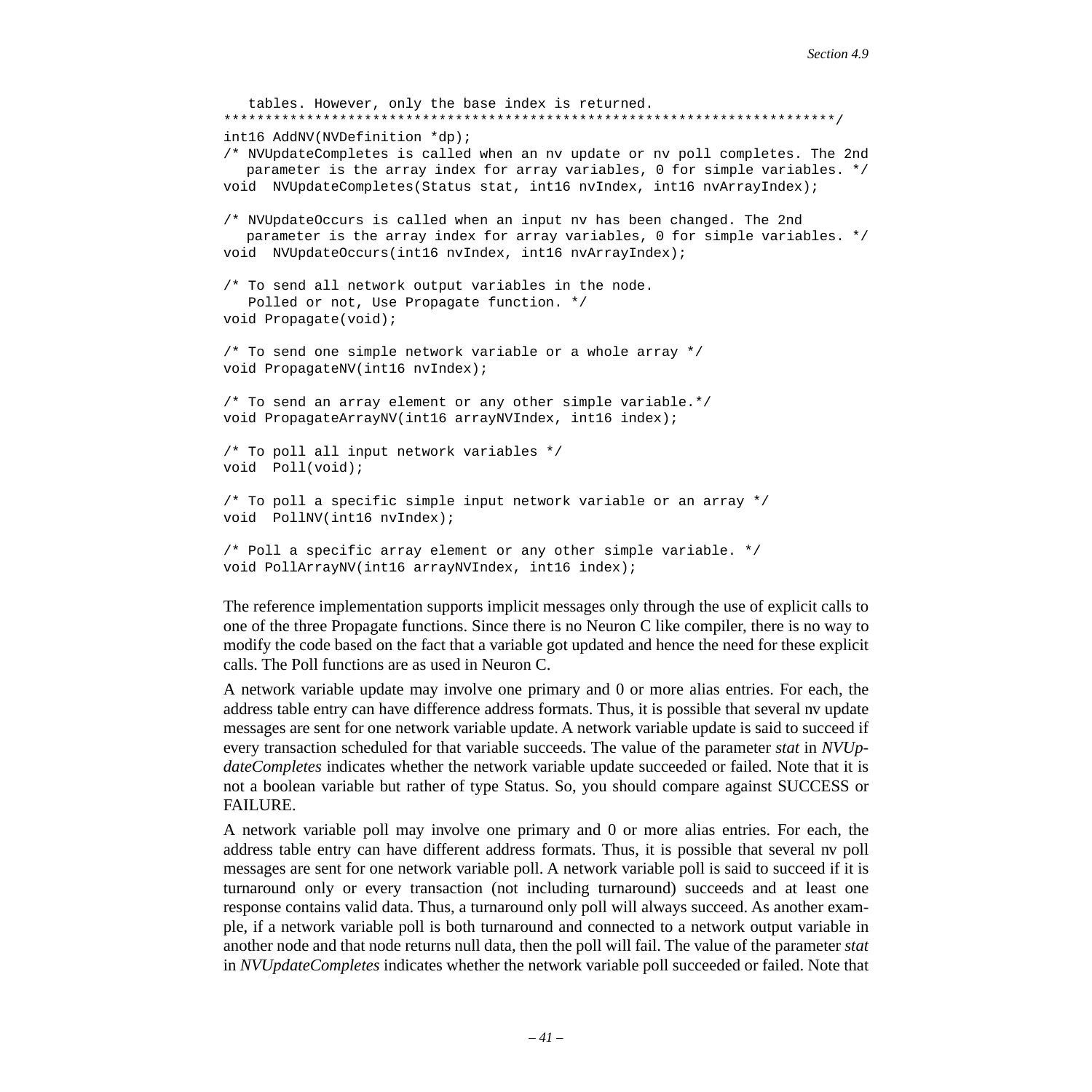```
   tables. However, only the base index is returned.
*************************************************************************/
int16 AddNV(NVDefinition *dp);
/* NVUpdateCompletes is called when an nv update or nv poll completes. The 2nd
   parameter is the array index for array variables, 0 for simple variables. */
void  NVUpdateCompletes(Status stat, int16 nvIndex, int16 nvArrayIndex);

/* NVUpdateOccurs is called when an input nv has been changed. The 2nd
   parameter is the array index for array variables, 0 for simple variables. */
void  NVUpdateOccurs(int16 nvIndex, int16 nvArrayIndex);

/* To send all network output variables in the node.
   Polled or not, Use Propagate function. */
void Propagate(void);

/* To send one simple network variable or a whole array */
void PropagateNV(int16 nvIndex);

/* To send an array element or any other simple variable.*/
void PropagateArrayNV(int16 arrayNVIndex, int16 index);

/* To poll all input network variables */
void  Poll(void);

/* To poll a specific simple input network variable or an array */
void  PollNV(int16 nvIndex);

/* Poll a specific array element or any other simple variable. */
void PollArrayNV(int16 arrayNVIndex, int16 index);
```

The reference implementation supports implicit messages only through the use of explicit calls to one of the three Propagate functions. Since there is no Neuron C like compiler, there is no way to modify the code based on the fact that a variable got updated and hence the need for these explicit calls. The Poll functions are as used in Neuron C.

A network variable update may involve one primary and 0 or more alias entries. For each, the address table entry can have difference address formats. Thus, it is possible that several nv update messages are sent for one network variable update. A network variable update is said to succeed if every transaction scheduled for that variable succeeds. The value of the parameter *stat* in *NVUpdateCompletes* indicates whether the network variable update succeeded or failed. Note that it is not a boolean variable but rather of type Status. So, you should compare against SUCCESS or FAILURE.

A network variable poll may involve one primary and 0 or more alias entries. For each, the address table entry can have different address formats. Thus, it is possible that several nv poll messages are sent for one network variable poll. A network variable poll is said to succeed if it is turnaround only or every transaction (not including turnaround) succeeds and at least one response contains valid data. Thus, a turnaround only poll will always succeed. As another example, if a network variable poll is both turnaround and connected to a network output variable in another node and that node returns null data, then the poll will fail. The value of the parameter *stat* in *NVUpdateCompletes* indicates whether the network variable poll succeeded or failed. Note that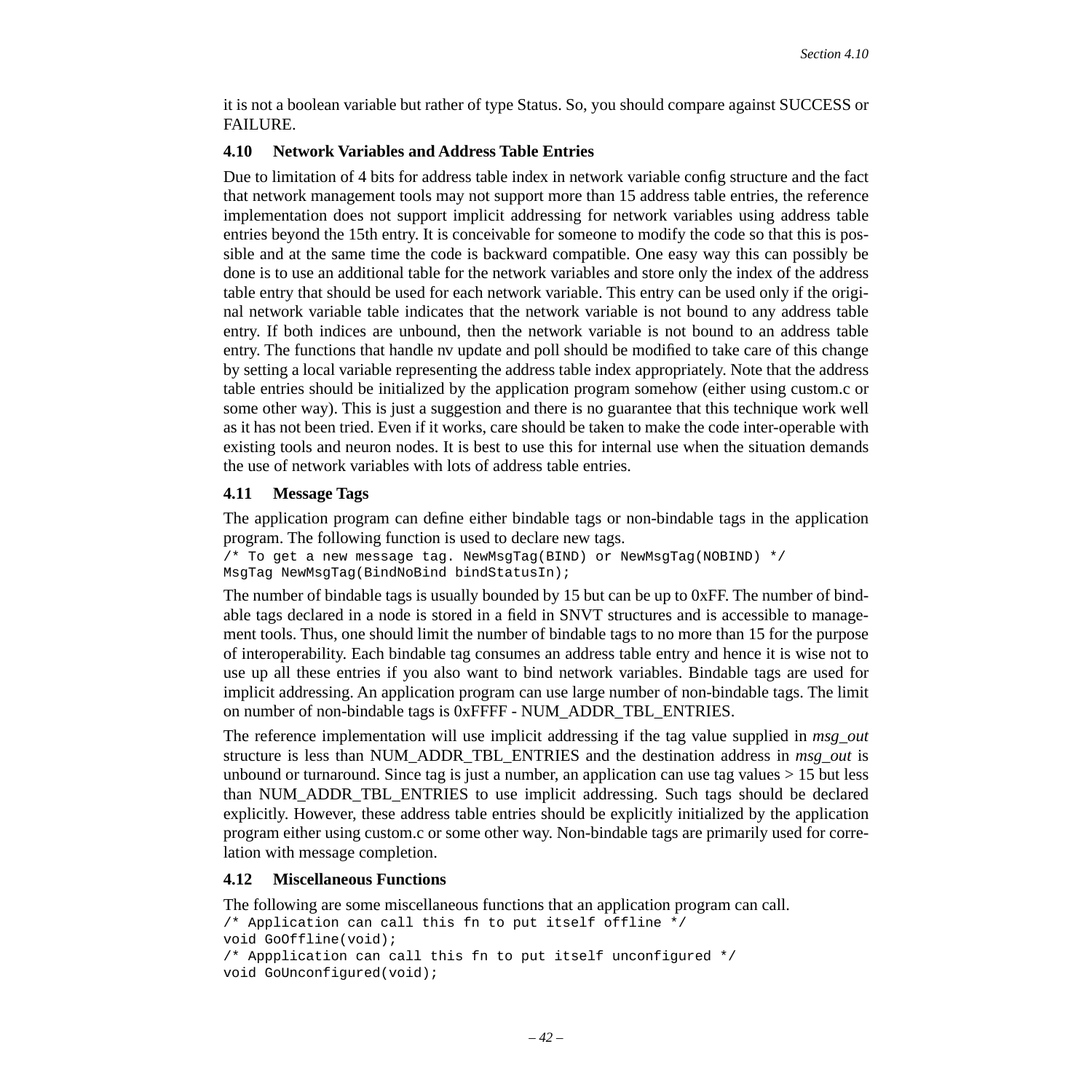it is not a boolean variable but rather of type Status. So, you should compare against SUCCESS or FAILURE.

### 4.10 Network Variables and Address Table Entries

Due to limitation of 4 bits for address table index in network variable config structure and the fact that network management tools may not support more than 15 address table entries, the reference implementation does not support implicit addressing for network variables using address table entries beyond the 15th entry. It is conceivable for someone to modify the code so that this is possible and at the same time the code is backward compatible. One easy way this can possibly be done is to use an additional table for the network variables and store only the index of the address table entry that should be used for each network variable. This entry can be used only if the original network variable table indicates that the network variable is not bound to any address table entry. If both indices are unbound, then the network variable is not bound to an address table entry. The functions that handle nv update and poll should be modified to take care of this change by setting a local variable representing the address table index appropriately. Note that the address table entries should be initialized by the application program somehow (either using custom.c or some other way). This is just a suggestion and there is no guarantee that this technique work well as it has not been tried. Even if it works, care should be taken to make the code inter-operable with existing tools and neuron nodes. It is best to use this for internal use when the situation demands the use of network variables with lots of address table entries.

### 4.11 Message Tags

The application program can define either bindable tags or non-bindable tags in the application program. The following function is used to declare new tags.

```
/* To get a new message tag. NewMsgTag(BIND) or NewMsgTag(NOBIND) */
MsgTag NewMsgTag(BindNoBind bindStatusIn);
```

The number of bindable tags is usually bounded by 15 but can be up to 0xFF. The number of bindable tags declared in a node is stored in a field in SNVT structures and is accessible to management tools. Thus, one should limit the number of bindable tags to no more than 15 for the purpose of interoperability. Each bindable tag consumes an address table entry and hence it is wise not to use up all these entries if you also want to bind network variables. Bindable tags are used for implicit addressing. An application program can use large number of non-bindable tags. The limit on number of non-bindable tags is 0xFFFF - NUM_ADDR_TBL_ENTRIES.

The reference implementation will use implicit addressing if the tag value supplied in *msg_out* structure is less than NUM_ADDR_TBL_ENTRIES and the destination address in *msg_out* is unbound or turnaround. Since tag is just a number, an application can use tag values > 15 but less than NUM_ADDR_TBL_ENTRIES to use implicit addressing. Such tags should be declared explicitly. However, these address table entries should be explicitly initialized by the application program either using custom.c or some other way. Non-bindable tags are primarily used for correlation with message completion.

### 4.12 Miscellaneous Functions

The following are some miscellaneous functions that an application program can call.

```
/* Application can call this fn to put itself offline */
void GoOffline(void);
/* Appplication can call this fn to put itself unconfigured */
void GoUnconfigured(void);
```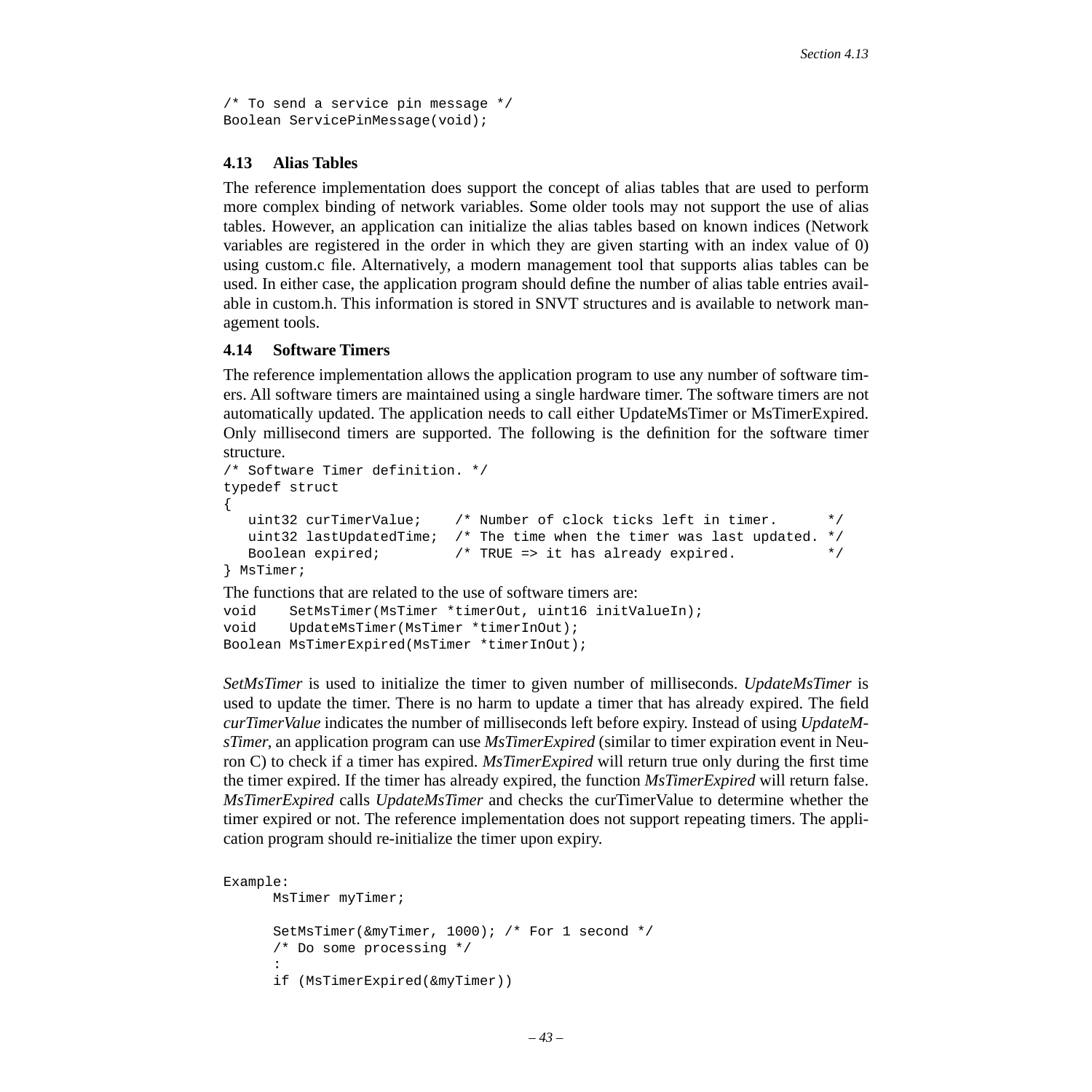```
/* To send a service pin message */
Boolean ServicePinMessage(void);
```

### 4.13 Alias Tables

The reference implementation does support the concept of alias tables that are used to perform more complex binding of network variables. Some older tools may not support the use of alias tables. However, an application can initialize the alias tables based on known indices (Network variables are registered in the order in which they are given starting with an index value of 0) using custom.c file. Alternatively, a modern management tool that supports alias tables can be used. In either case, the application program should define the number of alias table entries available in custom.h. This information is stored in SNVT structures and is available to network management tools.

### 4.14 Software Timers

The reference implementation allows the application program to use any number of software timers. All software timers are maintained using a single hardware timer. The software timers are not automatically updated. The application needs to call either UpdateMsTimer or MsTimerExpired. Only millisecond timers are supported. The following is the definition for the software timer structure.

```
/* Software Timer definition. */
typedef struct
{
   uint32 curTimerValue;    /* Number of clock ticks left in timer.      */
   uint32 lastUpdatedTime;  /* The time when the timer was last updated. */
   Boolean expired;         /* TRUE => it has already expired.           */
} MsTimer;
```

The functions that are related to the use of software timers are:

```
void    SetMsTimer(MsTimer *timerOut, uint16 initValueIn);
void    UpdateMsTimer(MsTimer *timerInOut);
Boolean MsTimerExpired(MsTimer *timerInOut);
```

*SetMsTimer* is used to initialize the timer to given number of milliseconds. *UpdateMsTimer* is used to update the timer. There is no harm to update a timer that has already expired. The field *curTimerValue* indicates the number of milliseconds left before expiry. Instead of using *UpdateMsTimer*, an application program can use *MsTimerExpired* (similar to timer expiration event in Neuron C) to check if a timer has expired. *MsTimerExpired* will return true only during the first time the timer expired. If the timer has already expired, the function *MsTimerExpired* will return false. *MsTimerExpired* calls *UpdateMsTimer* and checks the curTimerValue to determine whether the timer expired or not. The reference implementation does not support repeating timers. The application program should re-initialize the timer upon expiry.

```
Example:
      MsTimer myTimer;

      SetMsTimer(&myTimer, 1000); /* For 1 second */
      /* Do some processing */
      :
      if (MsTimerExpired(&myTimer))
```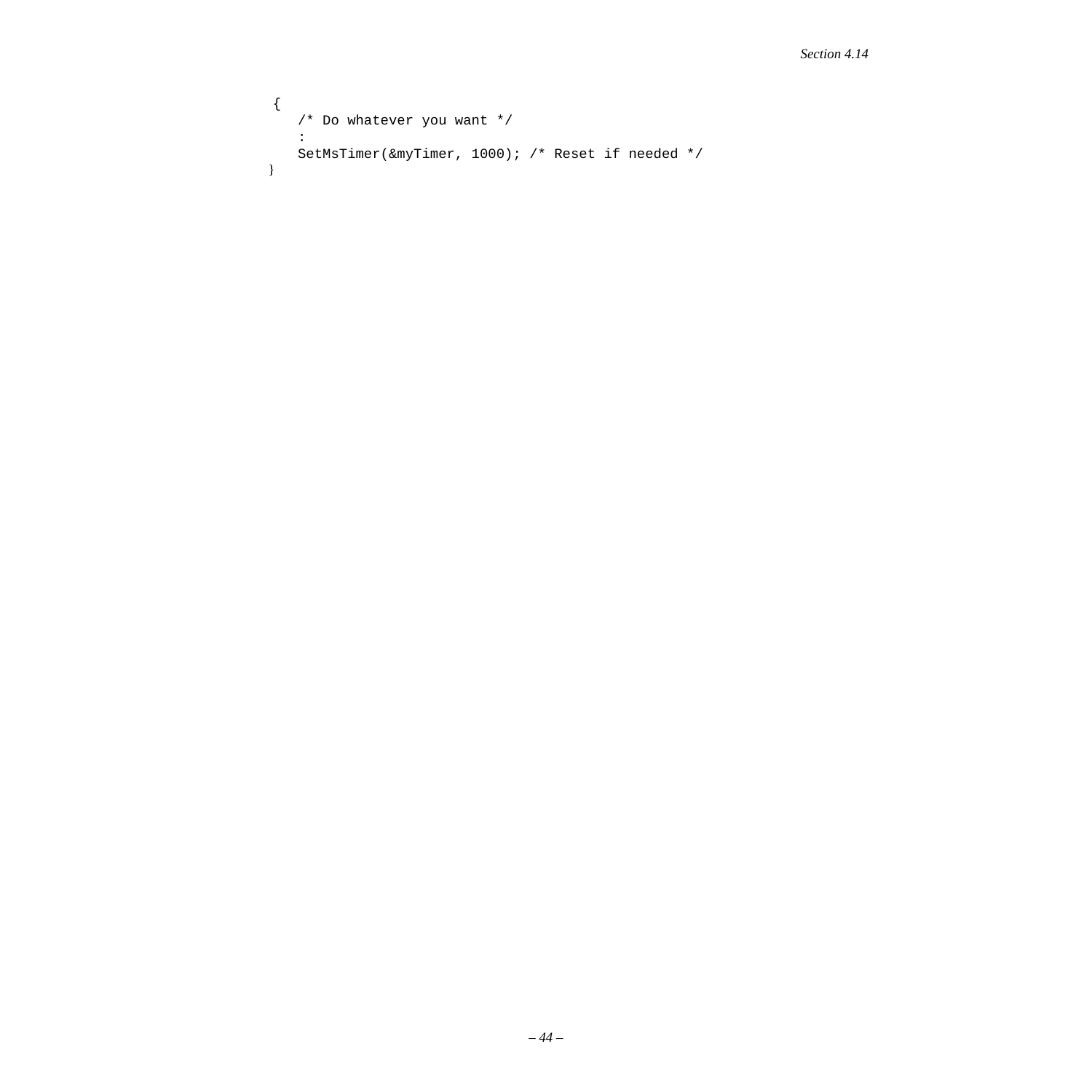```
{
    /* Do whatever you want */
    :
    SetMsTimer(&myTimer, 1000); /* Reset if needed */
}
```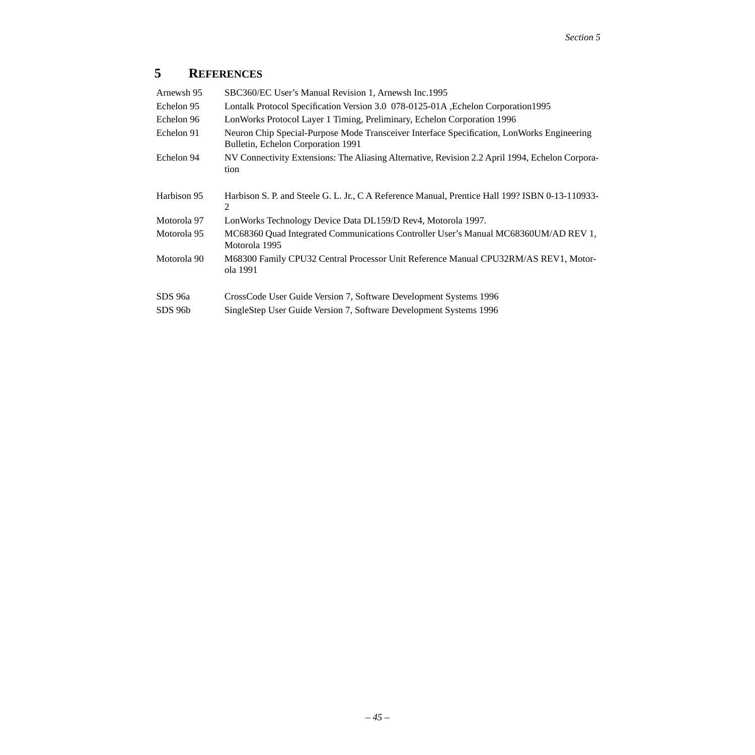# 5 REFERENCES

| | |
|---|---|
| Arnewsh 95 | SBC360/EC User's Manual Revision 1, Arnewsh Inc.1995 |
| Echelon 95 | Lontalk Protocol Specification Version 3.0 078-0125-01A ,Echelon Corporation1995 |
| Echelon 96 | LonWorks Protocol Layer 1 Timing, Preliminary, Echelon Corporation 1996 |
| Echelon 91 | Neuron Chip Special-Purpose Mode Transceiver Interface Specification, LonWorks Engineering Bulletin, Echelon Corporation 1991 |
| Echelon 94 | NV Connectivity Extensions: The Aliasing Alternative, Revision 2.2 April 1994, Echelon Corporation |
| Harbison 95 | Harbison S. P. and Steele G. L. Jr., C A Reference Manual, Prentice Hall 199? ISBN 0-13-110933-2 |
| Motorola 97 | LonWorks Technology Device Data DL159/D Rev4, Motorola 1997. |
| Motorola 95 | MC68360 Quad Integrated Communications Controller User's Manual MC68360UM/AD REV 1, Motorola 1995 |
| Motorola 90 | M68300 Family CPU32 Central Processor Unit Reference Manual CPU32RM/AS REV1, Motorola 1991 |
| SDS 96a | CrossCode User Guide Version 7, Software Development Systems 1996 |
| SDS 96b | SingleStep User Guide Version 7, Software Development Systems 1996 |